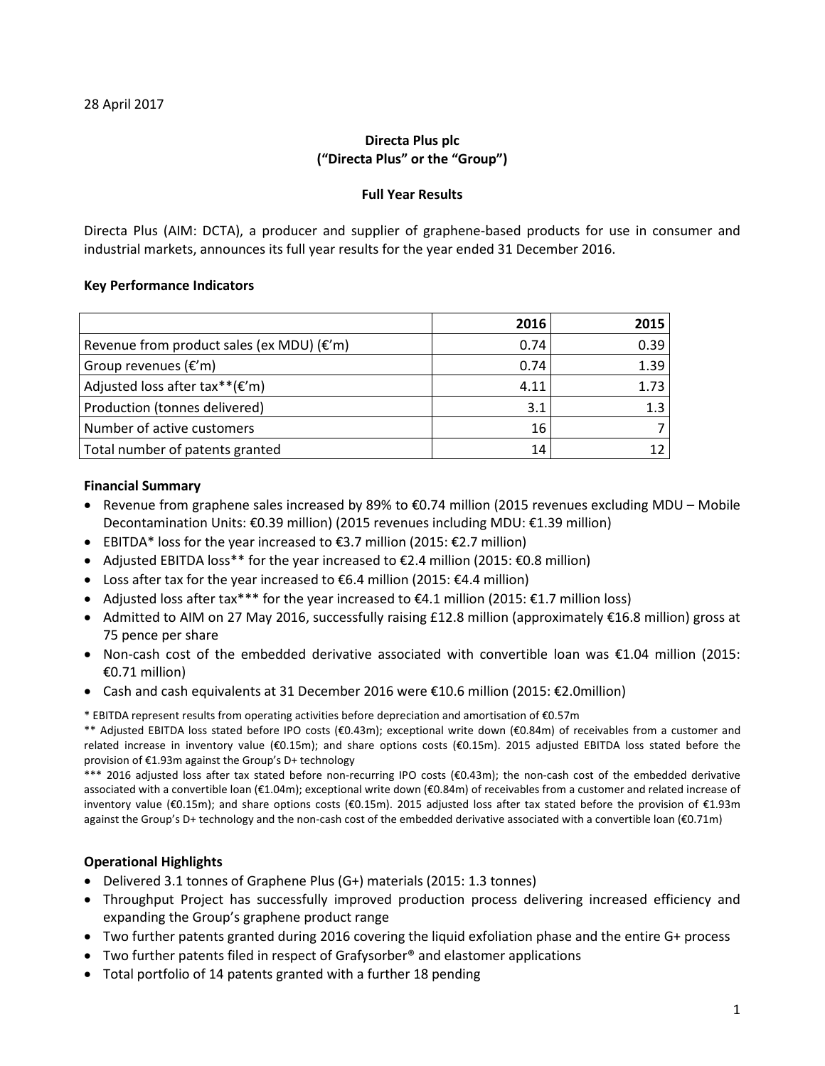28 April 2017

**Directa Plus plc**
**("Directa Plus" or the "Group")**

**Full Year Results**

Directa Plus (AIM: DCTA), a producer and supplier of graphene-based products for use in consumer and industrial markets, announces its full year results for the year ended 31 December 2016.

**Key Performance Indicators**

| | 2016 | 2015 |
|---|---|---|
| Revenue from product sales (ex MDU) (€'m) | 0.74 | 0.39 |
| Group revenues (€'m) | 0.74 | 1.39 |
| Adjusted loss after tax**(€'m) | 4.11 | 1.73 |
| Production (tonnes delivered) | 3.1 | 1.3 |
| Number of active customers | 16 | 7 |
| Total number of patents granted | 14 | 12 |

**Financial Summary**

- Revenue from graphene sales increased by 89% to €0.74 million (2015 revenues excluding MDU – Mobile Decontamination Units: €0.39 million) (2015 revenues including MDU: €1.39 million)
- EBITDA* loss for the year increased to €3.7 million (2015: €2.7 million)
- Adjusted EBITDA loss** for the year increased to €2.4 million (2015: €0.8 million)
- Loss after tax for the year increased to €6.4 million (2015: €4.4 million)
- Adjusted loss after tax*** for the year increased to €4.1 million (2015: €1.7 million loss)
- Admitted to AIM on 27 May 2016, successfully raising £12.8 million (approximately €16.8 million) gross at 75 pence per share
- Non-cash cost of the embedded derivative associated with convertible loan was €1.04 million (2015: €0.71 million)
- Cash and cash equivalents at 31 December 2016 were €10.6 million (2015: €2.0million)

\* EBITDA represent results from operating activities before depreciation and amortisation of €0.57m

** Adjusted EBITDA loss stated before IPO costs (€0.43m); exceptional write down (€0.84m) of receivables from a customer and related increase in inventory value (€0.15m); and share options costs (€0.15m). 2015 adjusted EBITDA loss stated before the provision of €1.93m against the Group's D+ technology

*** 2016 adjusted loss after tax stated before non-recurring IPO costs (€0.43m); the non-cash cost of the embedded derivative associated with a convertible loan (€1.04m); exceptional write down (€0.84m) of receivables from a customer and related increase of inventory value (€0.15m); and share options costs (€0.15m). 2015 adjusted loss after tax stated before the provision of €1.93m against the Group's D+ technology and the non-cash cost of the embedded derivative associated with a convertible loan (€0.71m)

**Operational Highlights**

- Delivered 3.1 tonnes of Graphene Plus (G+) materials (2015: 1.3 tonnes)
- Throughput Project has successfully improved production process delivering increased efficiency and expanding the Group's graphene product range
- Two further patents granted during 2016 covering the liquid exfoliation phase and the entire G+ process
- Two further patents filed in respect of Grafysorber® and elastomer applications
- Total portfolio of 14 patents granted with a further 18 pending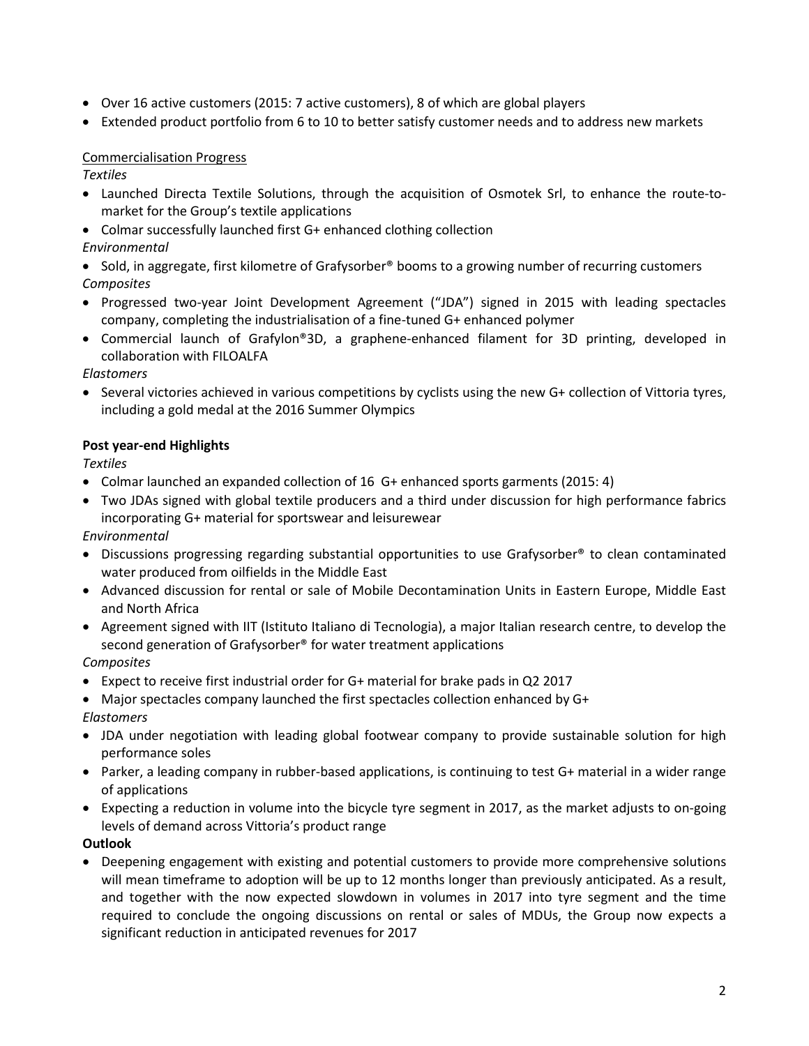- Over 16 active customers (2015: 7 active customers), 8 of which are global players
- Extended product portfolio from 6 to 10 to better satisfy customer needs and to address new markets

Commercialisation Progress

*Textiles*

- Launched Directa Textile Solutions, through the acquisition of Osmotek Srl, to enhance the route-to-market for the Group's textile applications
- Colmar successfully launched first G+ enhanced clothing collection

*Environmental*

- Sold, in aggregate, first kilometre of Grafysorber® booms to a growing number of recurring customers

*Composites*

- Progressed two-year Joint Development Agreement ("JDA") signed in 2015 with leading spectacles company, completing the industrialisation of a fine-tuned G+ enhanced polymer
- Commercial launch of Grafylon®3D, a graphene-enhanced filament for 3D printing, developed in collaboration with FILOALFA

*Elastomers*

- Several victories achieved in various competitions by cyclists using the new G+ collection of Vittoria tyres, including a gold medal at the 2016 Summer Olympics

**Post year-end Highlights**

*Textiles*

- Colmar launched an expanded collection of 16 G+ enhanced sports garments (2015: 4)
- Two JDAs signed with global textile producers and a third under discussion for high performance fabrics incorporating G+ material for sportswear and leisurewear

*Environmental*

- Discussions progressing regarding substantial opportunities to use Grafysorber® to clean contaminated water produced from oilfields in the Middle East
- Advanced discussion for rental or sale of Mobile Decontamination Units in Eastern Europe, Middle East and North Africa
- Agreement signed with IIT (Istituto Italiano di Tecnologia), a major Italian research centre, to develop the second generation of Grafysorber® for water treatment applications

*Composites*

- Expect to receive first industrial order for G+ material for brake pads in Q2 2017
- Major spectacles company launched the first spectacles collection enhanced by G+

*Elastomers*

- JDA under negotiation with leading global footwear company to provide sustainable solution for high performance soles
- Parker, a leading company in rubber-based applications, is continuing to test G+ material in a wider range of applications
- Expecting a reduction in volume into the bicycle tyre segment in 2017, as the market adjusts to on-going levels of demand across Vittoria's product range

**Outlook**

- Deepening engagement with existing and potential customers to provide more comprehensive solutions will mean timeframe to adoption will be up to 12 months longer than previously anticipated. As a result, and together with the now expected slowdown in volumes in 2017 into tyre segment and the time required to conclude the ongoing discussions on rental or sales of MDUs, the Group now expects a significant reduction in anticipated revenues for 2017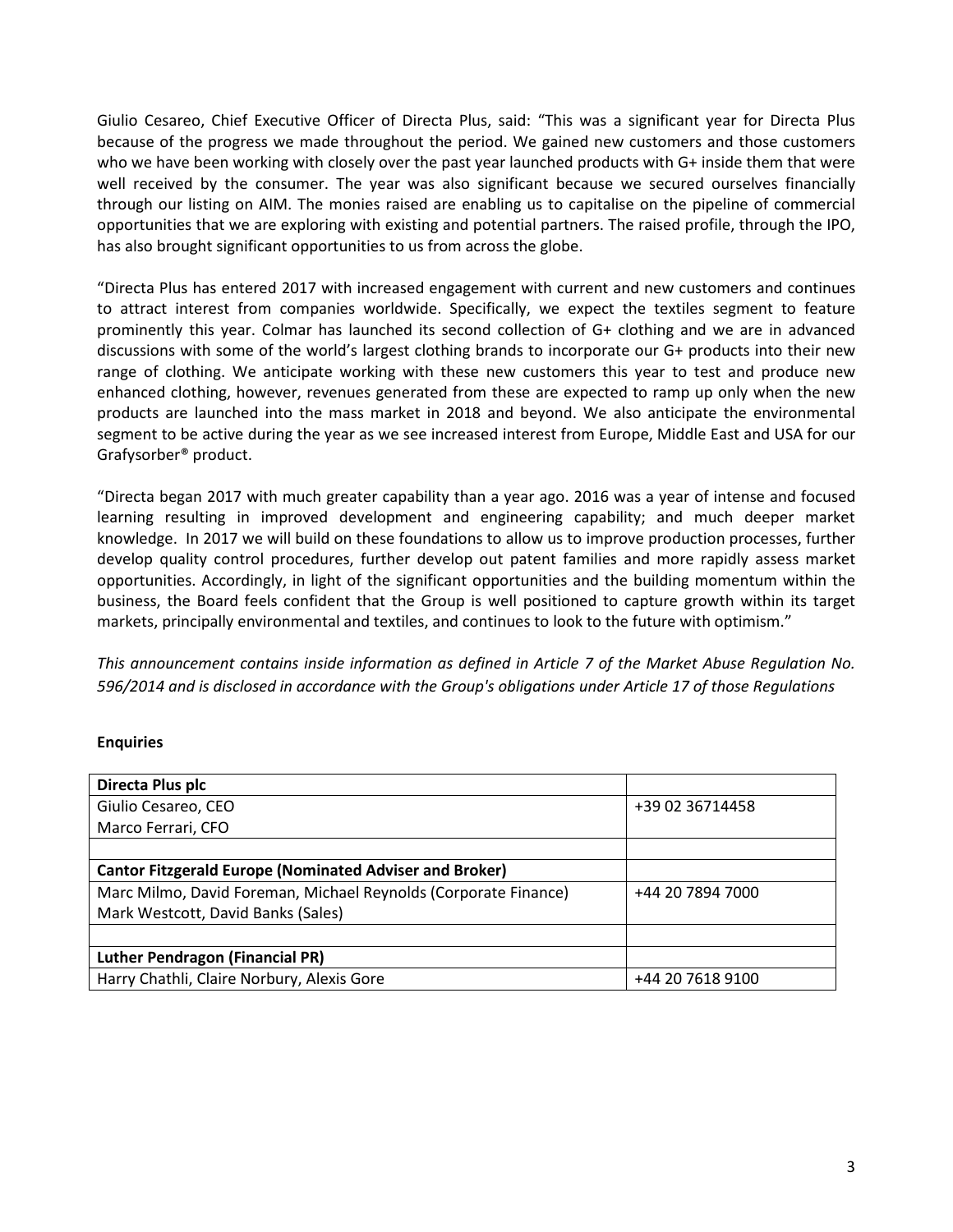Giulio Cesareo, Chief Executive Officer of Directa Plus, said: "This was a significant year for Directa Plus because of the progress we made throughout the period. We gained new customers and those customers who we have been working with closely over the past year launched products with G+ inside them that were well received by the consumer. The year was also significant because we secured ourselves financially through our listing on AIM. The monies raised are enabling us to capitalise on the pipeline of commercial opportunities that we are exploring with existing and potential partners. The raised profile, through the IPO, has also brought significant opportunities to us from across the globe.

"Directa Plus has entered 2017 with increased engagement with current and new customers and continues to attract interest from companies worldwide. Specifically, we expect the textiles segment to feature prominently this year. Colmar has launched its second collection of G+ clothing and we are in advanced discussions with some of the world's largest clothing brands to incorporate our G+ products into their new range of clothing. We anticipate working with these new customers this year to test and produce new enhanced clothing, however, revenues generated from these are expected to ramp up only when the new products are launched into the mass market in 2018 and beyond. We also anticipate the environmental segment to be active during the year as we see increased interest from Europe, Middle East and USA for our Grafysorber® product.

"Directa began 2017 with much greater capability than a year ago. 2016 was a year of intense and focused learning resulting in improved development and engineering capability; and much deeper market knowledge. In 2017 we will build on these foundations to allow us to improve production processes, further develop quality control procedures, further develop out patent families and more rapidly assess market opportunities. Accordingly, in light of the significant opportunities and the building momentum within the business, the Board feels confident that the Group is well positioned to capture growth within its target markets, principally environmental and textiles, and continues to look to the future with optimism."

*This announcement contains inside information as defined in Article 7 of the Market Abuse Regulation No. 596/2014 and is disclosed in accordance with the Group's obligations under Article 17 of those Regulations*

**Enquiries**

| **Directa Plus plc** | |
|---|---|
| Giulio Cesareo, CEO<br>Marco Ferrari, CFO | +39 02 36714458 |
| | |
| **Cantor Fitzgerald Europe (Nominated Adviser and Broker)** | |
| Marc Milmo, David Foreman, Michael Reynolds (Corporate Finance)<br>Mark Westcott, David Banks (Sales) | +44 20 7894 7000 |
| | |
| **Luther Pendragon (Financial PR)** | |
| Harry Chathli, Claire Norbury, Alexis Gore | +44 20 7618 9100 |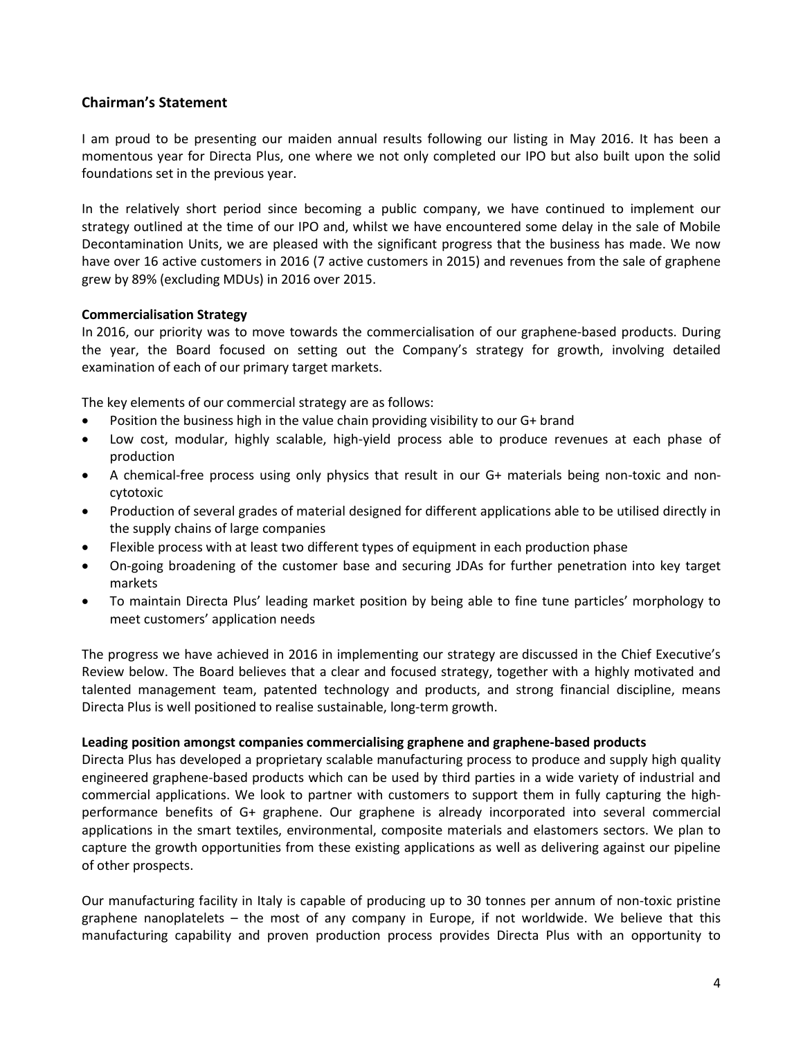## Chairman's Statement

I am proud to be presenting our maiden annual results following our listing in May 2016. It has been a momentous year for Directa Plus, one where we not only completed our IPO but also built upon the solid foundations set in the previous year.

In the relatively short period since becoming a public company, we have continued to implement our strategy outlined at the time of our IPO and, whilst we have encountered some delay in the sale of Mobile Decontamination Units, we are pleased with the significant progress that the business has made. We now have over 16 active customers in 2016 (7 active customers in 2015) and revenues from the sale of graphene grew by 89% (excluding MDUs) in 2016 over 2015.

**Commercialisation Strategy**

In 2016, our priority was to move towards the commercialisation of our graphene-based products. During the year, the Board focused on setting out the Company's strategy for growth, involving detailed examination of each of our primary target markets.

The key elements of our commercial strategy are as follows:

- Position the business high in the value chain providing visibility to our G+ brand
- Low cost, modular, highly scalable, high-yield process able to produce revenues at each phase of production
- A chemical-free process using only physics that result in our G+ materials being non-toxic and non-cytotoxic
- Production of several grades of material designed for different applications able to be utilised directly in the supply chains of large companies
- Flexible process with at least two different types of equipment in each production phase
- On-going broadening of the customer base and securing JDAs for further penetration into key target markets
- To maintain Directa Plus' leading market position by being able to fine tune particles' morphology to meet customers' application needs

The progress we have achieved in 2016 in implementing our strategy are discussed in the Chief Executive's Review below. The Board believes that a clear and focused strategy, together with a highly motivated and talented management team, patented technology and products, and strong financial discipline, means Directa Plus is well positioned to realise sustainable, long-term growth.

**Leading position amongst companies commercialising graphene and graphene-based products**

Directa Plus has developed a proprietary scalable manufacturing process to produce and supply high quality engineered graphene-based products which can be used by third parties in a wide variety of industrial and commercial applications. We look to partner with customers to support them in fully capturing the high-performance benefits of G+ graphene. Our graphene is already incorporated into several commercial applications in the smart textiles, environmental, composite materials and elastomers sectors. We plan to capture the growth opportunities from these existing applications as well as delivering against our pipeline of other prospects.

Our manufacturing facility in Italy is capable of producing up to 30 tonnes per annum of non-toxic pristine graphene nanoplatelets – the most of any company in Europe, if not worldwide. We believe that this manufacturing capability and proven production process provides Directa Plus with an opportunity to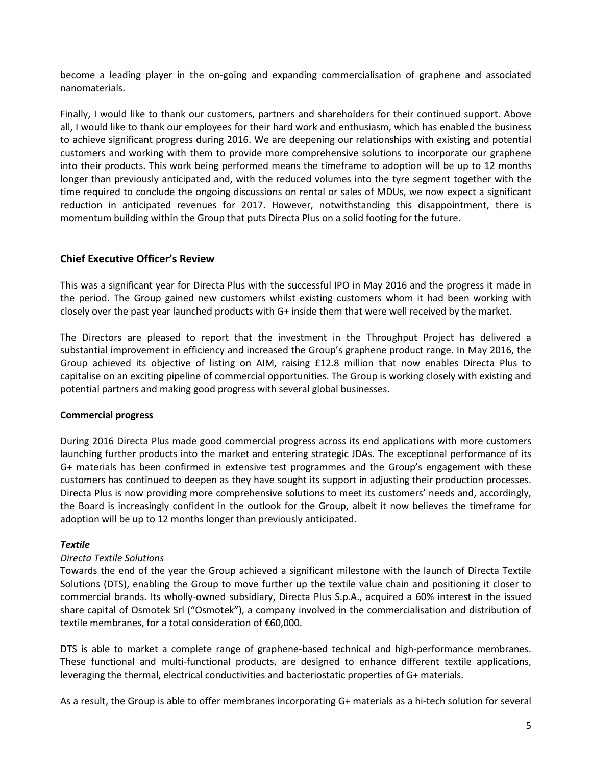become a leading player in the on-going and expanding commercialisation of graphene and associated nanomaterials.

Finally, I would like to thank our customers, partners and shareholders for their continued support. Above all, I would like to thank our employees for their hard work and enthusiasm, which has enabled the business to achieve significant progress during 2016. We are deepening our relationships with existing and potential customers and working with them to provide more comprehensive solutions to incorporate our graphene into their products. This work being performed means the timeframe to adoption will be up to 12 months longer than previously anticipated and, with the reduced volumes into the tyre segment together with the time required to conclude the ongoing discussions on rental or sales of MDUs, we now expect a significant reduction in anticipated revenues for 2017. However, notwithstanding this disappointment, there is momentum building within the Group that puts Directa Plus on a solid footing for the future.

## Chief Executive Officer's Review

This was a significant year for Directa Plus with the successful IPO in May 2016 and the progress it made in the period. The Group gained new customers whilst existing customers whom it had been working with closely over the past year launched products with G+ inside them that were well received by the market.

The Directors are pleased to report that the investment in the Throughput Project has delivered a substantial improvement in efficiency and increased the Group's graphene product range. In May 2016, the Group achieved its objective of listing on AIM, raising £12.8 million that now enables Directa Plus to capitalise on an exciting pipeline of commercial opportunities. The Group is working closely with existing and potential partners and making good progress with several global businesses.

### Commercial progress

During 2016 Directa Plus made good commercial progress across its end applications with more customers launching further products into the market and entering strategic JDAs. The exceptional performance of its G+ materials has been confirmed in extensive test programmes and the Group's engagement with these customers has continued to deepen as they have sought its support in adjusting their production processes. Directa Plus is now providing more comprehensive solutions to meet its customers' needs and, accordingly, the Board is increasingly confident in the outlook for the Group, albeit it now believes the timeframe for adoption will be up to 12 months longer than previously anticipated.

***Textile***

*Directa Textile Solutions*

Towards the end of the year the Group achieved a significant milestone with the launch of Directa Textile Solutions (DTS), enabling the Group to move further up the textile value chain and positioning it closer to commercial brands. Its wholly-owned subsidiary, Directa Plus S.p.A., acquired a 60% interest in the issued share capital of Osmotek Srl ("Osmotek"), a company involved in the commercialisation and distribution of textile membranes, for a total consideration of €60,000.

DTS is able to market a complete range of graphene-based technical and high-performance membranes. These functional and multi-functional products, are designed to enhance different textile applications, leveraging the thermal, electrical conductivities and bacteriostatic properties of G+ materials.

As a result, the Group is able to offer membranes incorporating G+ materials as a hi-tech solution for several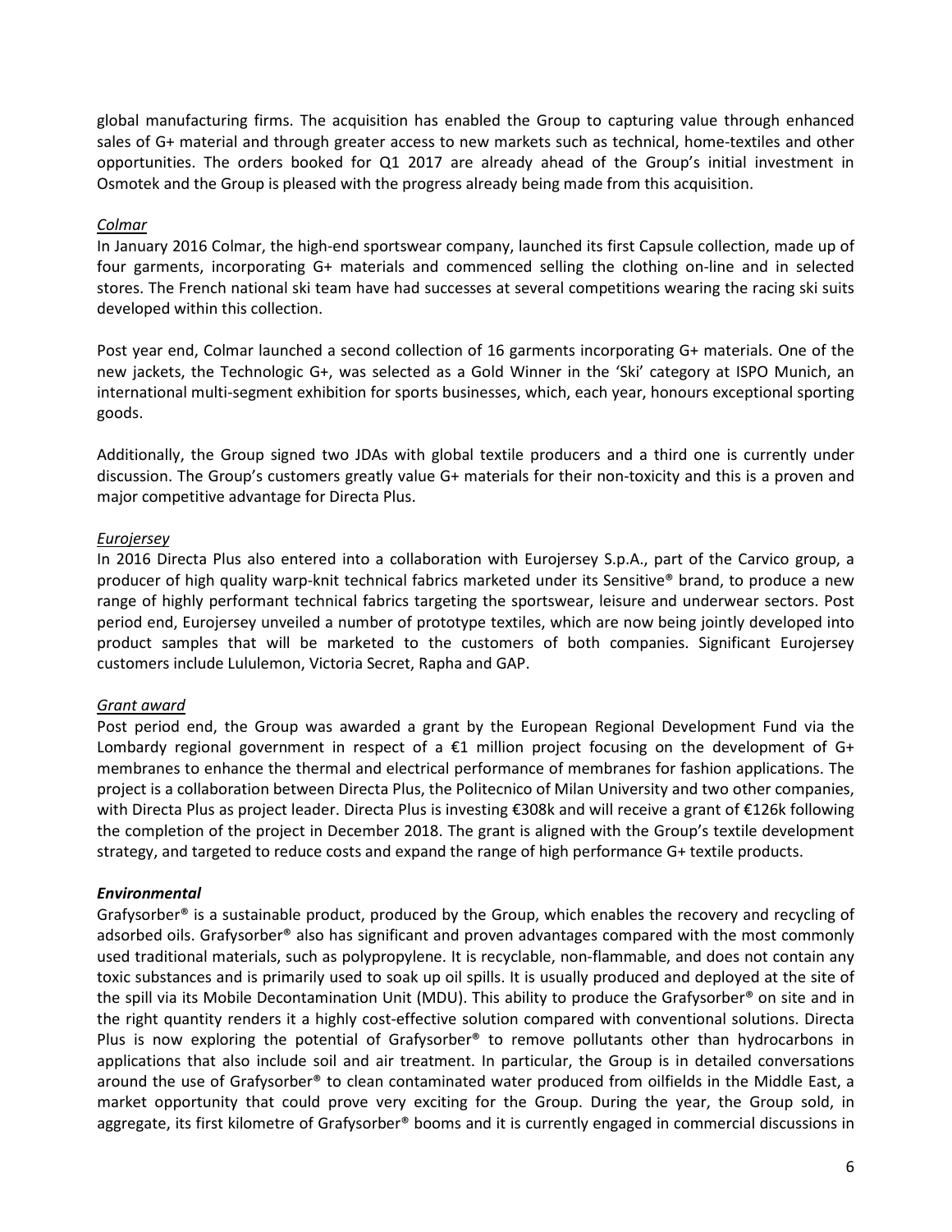global manufacturing firms. The acquisition has enabled the Group to capturing value through enhanced sales of G+ material and through greater access to new markets such as technical, home-textiles and other opportunities. The orders booked for Q1 2017 are already ahead of the Group's initial investment in Osmotek and the Group is pleased with the progress already being made from this acquisition.

*Colmar*

In January 2016 Colmar, the high-end sportswear company, launched its first Capsule collection, made up of four garments, incorporating G+ materials and commenced selling the clothing on-line and in selected stores. The French national ski team have had successes at several competitions wearing the racing ski suits developed within this collection.

Post year end, Colmar launched a second collection of 16 garments incorporating G+ materials. One of the new jackets, the Technologic G+, was selected as a Gold Winner in the 'Ski' category at ISPO Munich, an international multi-segment exhibition for sports businesses, which, each year, honours exceptional sporting goods.

Additionally, the Group signed two JDAs with global textile producers and a third one is currently under discussion. The Group's customers greatly value G+ materials for their non-toxicity and this is a proven and major competitive advantage for Directa Plus.

*Eurojersey*

In 2016 Directa Plus also entered into a collaboration with Eurojersey S.p.A., part of the Carvico group, a producer of high quality warp-knit technical fabrics marketed under its Sensitive® brand, to produce a new range of highly performant technical fabrics targeting the sportswear, leisure and underwear sectors. Post period end, Eurojersey unveiled a number of prototype textiles, which are now being jointly developed into product samples that will be marketed to the customers of both companies. Significant Eurojersey customers include Lululemon, Victoria Secret, Rapha and GAP.

*Grant award*

Post period end, the Group was awarded a grant by the European Regional Development Fund via the Lombardy regional government in respect of a €1 million project focusing on the development of G+ membranes to enhance the thermal and electrical performance of membranes for fashion applications. The project is a collaboration between Directa Plus, the Politecnico of Milan University and two other companies, with Directa Plus as project leader. Directa Plus is investing €308k and will receive a grant of €126k following the completion of the project in December 2018. The grant is aligned with the Group's textile development strategy, and targeted to reduce costs and expand the range of high performance G+ textile products.

***Environmental***

Grafysorber® is a sustainable product, produced by the Group, which enables the recovery and recycling of adsorbed oils. Grafysorber® also has significant and proven advantages compared with the most commonly used traditional materials, such as polypropylene. It is recyclable, non-flammable, and does not contain any toxic substances and is primarily used to soak up oil spills. It is usually produced and deployed at the site of the spill via its Mobile Decontamination Unit (MDU). This ability to produce the Grafysorber® on site and in the right quantity renders it a highly cost-effective solution compared with conventional solutions. Directa Plus is now exploring the potential of Grafysorber® to remove pollutants other than hydrocarbons in applications that also include soil and air treatment. In particular, the Group is in detailed conversations around the use of Grafysorber® to clean contaminated water produced from oilfields in the Middle East, a market opportunity that could prove very exciting for the Group. During the year, the Group sold, in aggregate, its first kilometre of Grafysorber® booms and it is currently engaged in commercial discussions in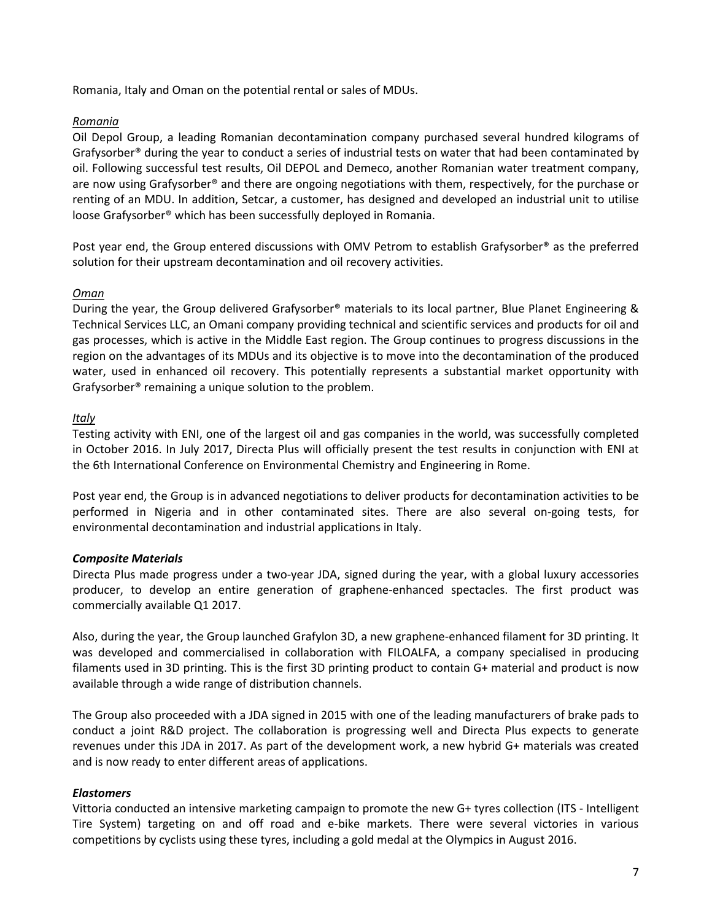Romania, Italy and Oman on the potential rental or sales of MDUs.

*Romania*

Oil Depol Group, a leading Romanian decontamination company purchased several hundred kilograms of Grafysorber® during the year to conduct a series of industrial tests on water that had been contaminated by oil. Following successful test results, Oil DEPOL and Demeco, another Romanian water treatment company, are now using Grafysorber® and there are ongoing negotiations with them, respectively, for the purchase or renting of an MDU. In addition, Setcar, a customer, has designed and developed an industrial unit to utilise loose Grafysorber® which has been successfully deployed in Romania.

Post year end, the Group entered discussions with OMV Petrom to establish Grafysorber® as the preferred solution for their upstream decontamination and oil recovery activities.

*Oman*

During the year, the Group delivered Grafysorber® materials to its local partner, Blue Planet Engineering & Technical Services LLC, an Omani company providing technical and scientific services and products for oil and gas processes, which is active in the Middle East region. The Group continues to progress discussions in the region on the advantages of its MDUs and its objective is to move into the decontamination of the produced water, used in enhanced oil recovery. This potentially represents a substantial market opportunity with Grafysorber® remaining a unique solution to the problem.

*Italy*

Testing activity with ENI, one of the largest oil and gas companies in the world, was successfully completed in October 2016. In July 2017, Directa Plus will officially present the test results in conjunction with ENI at the 6th International Conference on Environmental Chemistry and Engineering in Rome.

Post year end, the Group is in advanced negotiations to deliver products for decontamination activities to be performed in Nigeria and in other contaminated sites. There are also several on-going tests, for environmental decontamination and industrial applications in Italy.

***Composite Materials***

Directa Plus made progress under a two-year JDA, signed during the year, with a global luxury accessories producer, to develop an entire generation of graphene-enhanced spectacles. The first product was commercially available Q1 2017.

Also, during the year, the Group launched Grafylon 3D, a new graphene-enhanced filament for 3D printing. It was developed and commercialised in collaboration with FILOALFA, a company specialised in producing filaments used in 3D printing. This is the first 3D printing product to contain G+ material and product is now available through a wide range of distribution channels.

The Group also proceeded with a JDA signed in 2015 with one of the leading manufacturers of brake pads to conduct a joint R&D project. The collaboration is progressing well and Directa Plus expects to generate revenues under this JDA in 2017. As part of the development work, a new hybrid G+ materials was created and is now ready to enter different areas of applications.

***Elastomers***

Vittoria conducted an intensive marketing campaign to promote the new G+ tyres collection (ITS - Intelligent Tire System) targeting on and off road and e-bike markets. There were several victories in various competitions by cyclists using these tyres, including a gold medal at the Olympics in August 2016.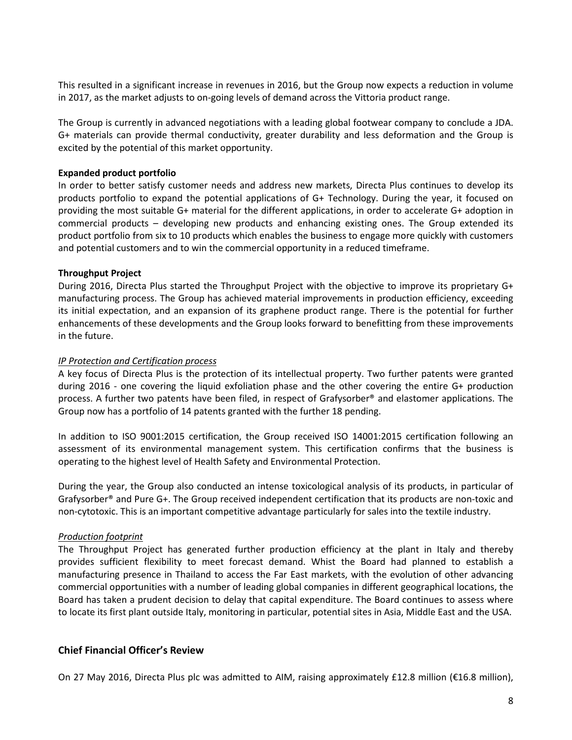This resulted in a significant increase in revenues in 2016, but the Group now expects a reduction in volume in 2017, as the market adjusts to on-going levels of demand across the Vittoria product range.

The Group is currently in advanced negotiations with a leading global footwear company to conclude a JDA. G+ materials can provide thermal conductivity, greater durability and less deformation and the Group is excited by the potential of this market opportunity.

**Expanded product portfolio**

In order to better satisfy customer needs and address new markets, Directa Plus continues to develop its products portfolio to expand the potential applications of G+ Technology. During the year, it focused on providing the most suitable G+ material for the different applications, in order to accelerate G+ adoption in commercial products – developing new products and enhancing existing ones. The Group extended its product portfolio from six to 10 products which enables the business to engage more quickly with customers and potential customers and to win the commercial opportunity in a reduced timeframe.

**Throughput Project**

During 2016, Directa Plus started the Throughput Project with the objective to improve its proprietary G+ manufacturing process. The Group has achieved material improvements in production efficiency, exceeding its initial expectation, and an expansion of its graphene product range. There is the potential for further enhancements of these developments and the Group looks forward to benefitting from these improvements in the future.

*IP Protection and Certification process*

A key focus of Directa Plus is the protection of its intellectual property. Two further patents were granted during 2016 - one covering the liquid exfoliation phase and the other covering the entire G+ production process. A further two patents have been filed, in respect of Grafysorber® and elastomer applications. The Group now has a portfolio of 14 patents granted with the further 18 pending.

In addition to ISO 9001:2015 certification, the Group received ISO 14001:2015 certification following an assessment of its environmental management system. This certification confirms that the business is operating to the highest level of Health Safety and Environmental Protection.

During the year, the Group also conducted an intense toxicological analysis of its products, in particular of Grafysorber® and Pure G+. The Group received independent certification that its products are non-toxic and non-cytotoxic. This is an important competitive advantage particularly for sales into the textile industry.

*Production footprint*

The Throughput Project has generated further production efficiency at the plant in Italy and thereby provides sufficient flexibility to meet forecast demand. Whist the Board had planned to establish a manufacturing presence in Thailand to access the Far East markets, with the evolution of other advancing commercial opportunities with a number of leading global companies in different geographical locations, the Board has taken a prudent decision to delay that capital expenditure. The Board continues to assess where to locate its first plant outside Italy, monitoring in particular, potential sites in Asia, Middle East and the USA.

## Chief Financial Officer's Review

On 27 May 2016, Directa Plus plc was admitted to AIM, raising approximately £12.8 million (€16.8 million),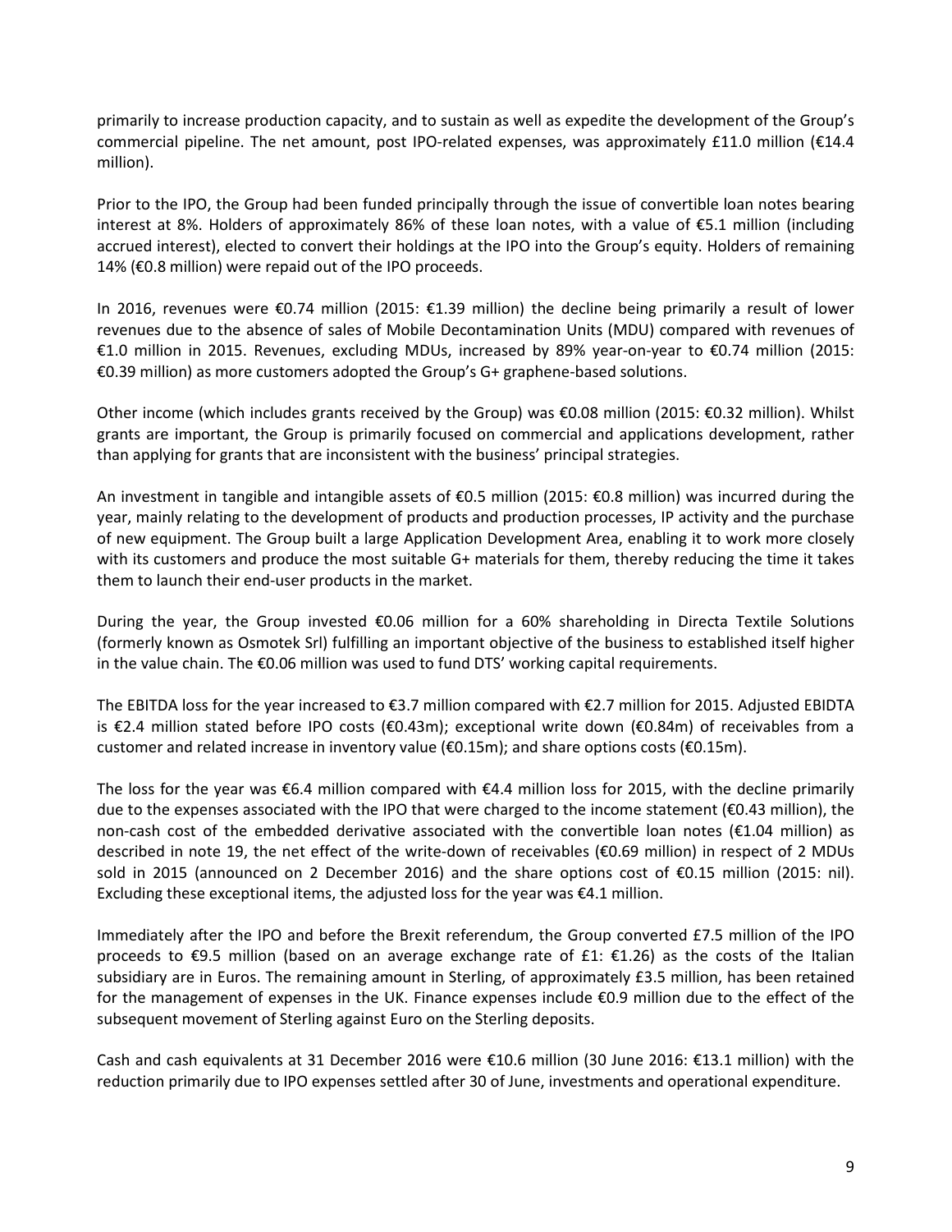primarily to increase production capacity, and to sustain as well as expedite the development of the Group's commercial pipeline. The net amount, post IPO-related expenses, was approximately £11.0 million (€14.4 million).

Prior to the IPO, the Group had been funded principally through the issue of convertible loan notes bearing interest at 8%. Holders of approximately 86% of these loan notes, with a value of €5.1 million (including accrued interest), elected to convert their holdings at the IPO into the Group's equity. Holders of remaining 14% (€0.8 million) were repaid out of the IPO proceeds.

In 2016, revenues were €0.74 million (2015: €1.39 million) the decline being primarily a result of lower revenues due to the absence of sales of Mobile Decontamination Units (MDU) compared with revenues of €1.0 million in 2015. Revenues, excluding MDUs, increased by 89% year-on-year to €0.74 million (2015: €0.39 million) as more customers adopted the Group's G+ graphene-based solutions.

Other income (which includes grants received by the Group) was €0.08 million (2015: €0.32 million). Whilst grants are important, the Group is primarily focused on commercial and applications development, rather than applying for grants that are inconsistent with the business' principal strategies.

An investment in tangible and intangible assets of €0.5 million (2015: €0.8 million) was incurred during the year, mainly relating to the development of products and production processes, IP activity and the purchase of new equipment. The Group built a large Application Development Area, enabling it to work more closely with its customers and produce the most suitable G+ materials for them, thereby reducing the time it takes them to launch their end-user products in the market.

During the year, the Group invested €0.06 million for a 60% shareholding in Directa Textile Solutions (formerly known as Osmotek Srl) fulfilling an important objective of the business to established itself higher in the value chain. The €0.06 million was used to fund DTS' working capital requirements.

The EBITDA loss for the year increased to €3.7 million compared with €2.7 million for 2015. Adjusted EBIDTA is €2.4 million stated before IPO costs (€0.43m); exceptional write down (€0.84m) of receivables from a customer and related increase in inventory value (€0.15m); and share options costs (€0.15m).

The loss for the year was €6.4 million compared with €4.4 million loss for 2015, with the decline primarily due to the expenses associated with the IPO that were charged to the income statement (€0.43 million), the non-cash cost of the embedded derivative associated with the convertible loan notes (€1.04 million) as described in note 19, the net effect of the write-down of receivables (€0.69 million) in respect of 2 MDUs sold in 2015 (announced on 2 December 2016) and the share options cost of €0.15 million (2015: nil). Excluding these exceptional items, the adjusted loss for the year was €4.1 million.

Immediately after the IPO and before the Brexit referendum, the Group converted £7.5 million of the IPO proceeds to €9.5 million (based on an average exchange rate of £1: €1.26) as the costs of the Italian subsidiary are in Euros. The remaining amount in Sterling, of approximately £3.5 million, has been retained for the management of expenses in the UK. Finance expenses include €0.9 million due to the effect of the subsequent movement of Sterling against Euro on the Sterling deposits.

Cash and cash equivalents at 31 December 2016 were €10.6 million (30 June 2016: €13.1 million) with the reduction primarily due to IPO expenses settled after 30 of June, investments and operational expenditure.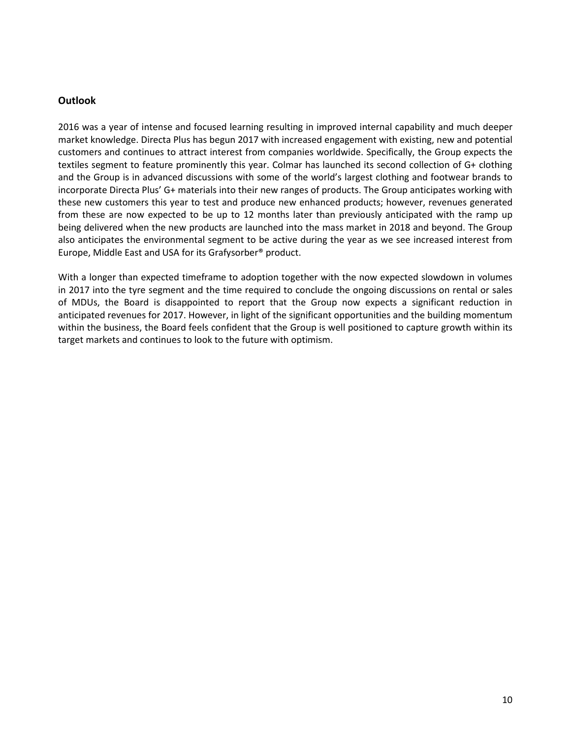## Outlook

2016 was a year of intense and focused learning resulting in improved internal capability and much deeper market knowledge. Directa Plus has begun 2017 with increased engagement with existing, new and potential customers and continues to attract interest from companies worldwide. Specifically, the Group expects the textiles segment to feature prominently this year. Colmar has launched its second collection of G+ clothing and the Group is in advanced discussions with some of the world's largest clothing and footwear brands to incorporate Directa Plus' G+ materials into their new ranges of products. The Group anticipates working with these new customers this year to test and produce new enhanced products; however, revenues generated from these are now expected to be up to 12 months later than previously anticipated with the ramp up being delivered when the new products are launched into the mass market in 2018 and beyond. The Group also anticipates the environmental segment to be active during the year as we see increased interest from Europe, Middle East and USA for its Grafysorber® product.

With a longer than expected timeframe to adoption together with the now expected slowdown in volumes in 2017 into the tyre segment and the time required to conclude the ongoing discussions on rental or sales of MDUs, the Board is disappointed to report that the Group now expects a significant reduction in anticipated revenues for 2017. However, in light of the significant opportunities and the building momentum within the business, the Board feels confident that the Group is well positioned to capture growth within its target markets and continues to look to the future with optimism.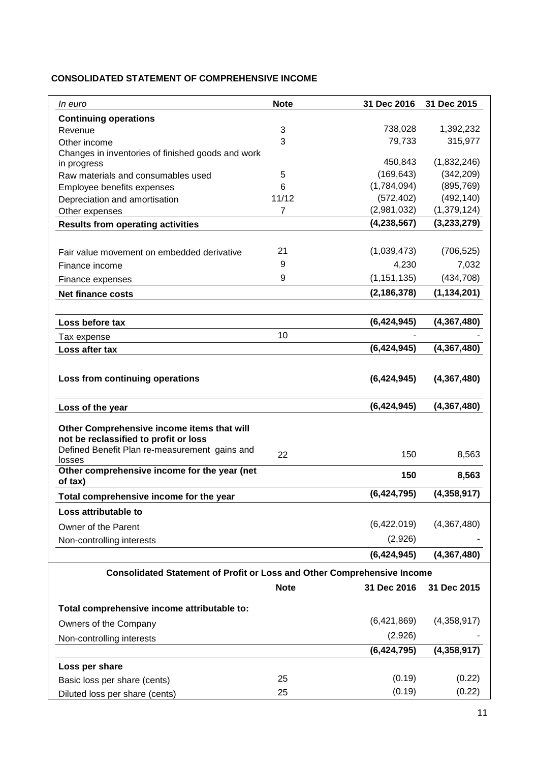## CONSOLIDATED STATEMENT OF COMPREHENSIVE INCOME

| *In euro* | **Note** | **31 Dec 2016** | **31 Dec 2015** |
|---|---|---|---|
| **Continuing operations** | | | |
| Revenue | 3 | 738,028 | 1,392,232 |
| Other income | 3 | 79,733 | 315,977 |
| Changes in inventories of finished goods and work in progress | | 450,843 | (1,832,246) |
| Raw materials and consumables used | 5 | (169,643) | (342,209) |
| Employee benefits expenses | 6 | (1,784,094) | (895,769) |
| Depreciation and amortisation | 11/12 | (572,402) | (492,140) |
| Other expenses | 7 | (2,981,032) | (1,379,124) |
| **Results from operating activities** | | **(4,238,567)** | **(3,233,279)** |
| Fair value movement on embedded derivative | 21 | (1,039,473) | (706,525) |
| Finance income | 9 | 4,230 | 7,032 |
| Finance expenses | 9 | (1,151,135) | (434,708) |
| **Net finance costs** | | **(2,186,378)** | **(1,134,201)** |
| **Loss before tax** | | **(6,424,945)** | **(4,367,480)** |
| Tax expense | 10 | - | - |
| **Loss after tax** | | **(6,424,945)** | **(4,367,480)** |
| **Loss from continuing operations** | | **(6,424,945)** | **(4,367,480)** |
| **Loss of the year** | | **(6,424,945)** | **(4,367,480)** |
| **Other Comprehensive income items that will not be reclassified to profit or loss** | | | |
| Defined Benefit Plan re-measurement gains and losses | 22 | 150 | 8,563 |
| **Other comprehensive income for the year (net of tax)** | | **150** | **8,563** |
| **Total comprehensive income for the year** | | **(6,424,795)** | **(4,358,917)** |
| **Loss attributable to** | | | |
| Owner of the Parent | | (6,422,019) | (4,367,480) |
| Non-controlling interests | | (2,926) | - |
| | | **(6,424,945)** | **(4,367,480)** |

**Consolidated Statement of Profit or Loss and Other Comprehensive Income**

| | **Note** | **31 Dec 2016** | **31 Dec 2015** |
|---|---|---|---|
| **Total comprehensive income attributable to:** | | | |
| Owners of the Company | | (6,421,869) | (4,358,917) |
| Non-controlling interests | | (2,926) | - |
| | | **(6,424,795)** | **(4,358,917)** |
| **Loss per share** | | | |
| Basic loss per share (cents) | 25 | (0.19) | (0.22) |
| Diluted loss per share (cents) | 25 | (0.19) | (0.22) |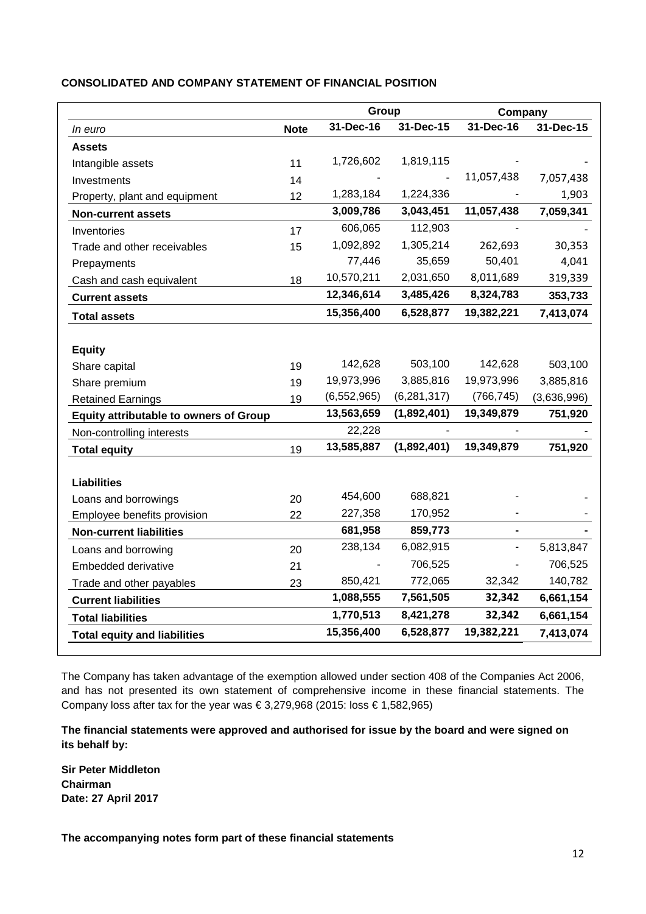## CONSOLIDATED AND COMPANY STATEMENT OF FINANCIAL POSITION

| | | Group | | Company | |
|---|---|---|---|---|---|
| *In euro* | **Note** | **31-Dec-16** | **31-Dec-15** | **31-Dec-16** | **31-Dec-15** |
| **Assets** | | | | | |
| Intangible assets | 11 | 1,726,602 | 1,819,115 | - | - |
| Investments | 14 | - | - | 11,057,438 | 7,057,438 |
| Property, plant and equipment | 12 | 1,283,184 | 1,224,336 | - | 1,903 |
| **Non-current assets** | | **3,009,786** | **3,043,451** | **11,057,438** | **7,059,341** |
| Inventories | 17 | 606,065 | 112,903 | - | - |
| Trade and other receivables | 15 | 1,092,892 | 1,305,214 | 262,693 | 30,353 |
| Prepayments | | 77,446 | 35,659 | 50,401 | 4,041 |
| Cash and cash equivalent | 18 | 10,570,211 | 2,031,650 | 8,011,689 | 319,339 |
| **Current assets** | | **12,346,614** | **3,485,426** | **8,324,783** | **353,733** |
| **Total assets** | | **15,356,400** | **6,528,877** | **19,382,221** | **7,413,074** |
| | | | | | |
| **Equity** | | | | | |
| Share capital | 19 | 142,628 | 503,100 | 142,628 | 503,100 |
| Share premium | 19 | 19,973,996 | 3,885,816 | 19,973,996 | 3,885,816 |
| Retained Earnings | 19 | (6,552,965) | (6,281,317) | (766,745) | (3,636,996) |
| **Equity attributable to owners of Group** | | **13,563,659** | **(1,892,401)** | **19,349,879** | **751,920** |
| Non-controlling interests | | 22,228 | - | - | - |
| **Total equity** | 19 | **13,585,887** | **(1,892,401)** | **19,349,879** | **751,920** |
| | | | | | |
| **Liabilities** | | | | | |
| Loans and borrowings | 20 | 454,600 | 688,821 | - | - |
| Employee benefits provision | 22 | 227,358 | 170,952 | - | - |
| **Non-current liabilities** | | **681,958** | **859,773** | **-** | **-** |
| Loans and borrowing | 20 | 238,134 | 6,082,915 | - | 5,813,847 |
| Embedded derivative | 21 | - | 706,525 | - | 706,525 |
| Trade and other payables | 23 | 850,421 | 772,065 | 32,342 | 140,782 |
| **Current liabilities** | | **1,088,555** | **7,561,505** | **32,342** | **6,661,154** |
| **Total liabilities** | | **1,770,513** | **8,421,278** | **32,342** | **6,661,154** |
| **Total equity and liabilities** | | **15,356,400** | **6,528,877** | **19,382,221** | **7,413,074** |

The Company has taken advantage of the exemption allowed under section 408 of the Companies Act 2006, and has not presented its own statement of comprehensive income in these financial statements. The Company loss after tax for the year was € 3,279,968 (2015: loss € 1,582,965)

**The financial statements were approved and authorised for issue by the board and were signed on its behalf by:**

**Sir Peter Middleton**
**Chairman**
**Date: 27 April 2017**

**The accompanying notes form part of these financial statements**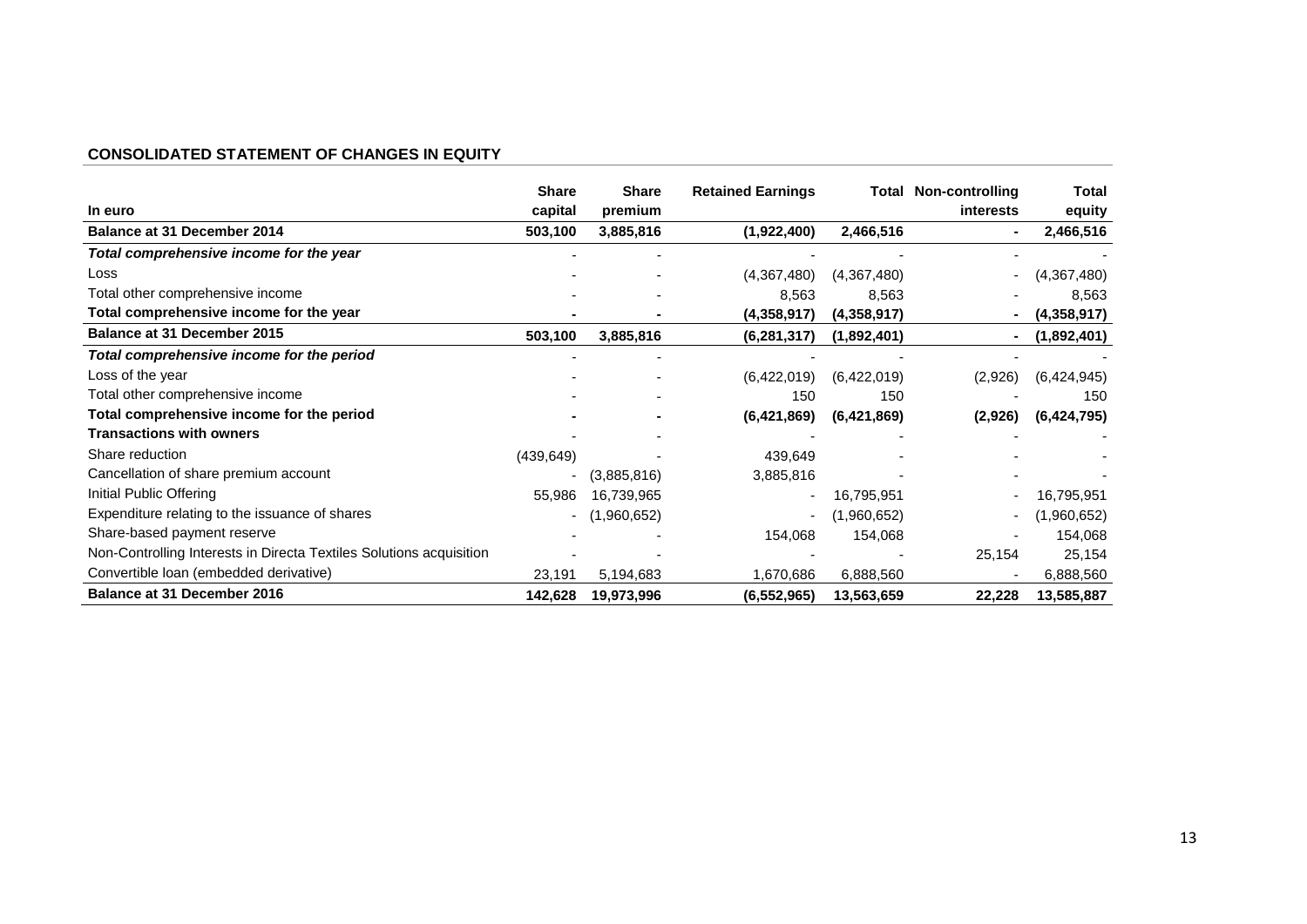## CONSOLIDATED STATEMENT OF CHANGES IN EQUITY

| In euro | Share capital | Share premium | Retained Earnings | Total | Non-controlling interests | Total equity |
|---|---|---|---|---|---|---|
| **Balance at 31 December 2014** | **503,100** | **3,885,816** | **(1,922,400)** | **2,466,516** | **-** | **2,466,516** |
| ***Total comprehensive income for the year*** | - | - | - | - | - | - |
| Loss | - | - | (4,367,480) | (4,367,480) | - | (4,367,480) |
| Total other comprehensive income | - | - | 8,563 | 8,563 | - | 8,563 |
| **Total comprehensive income for the year** | **-** | **-** | **(4,358,917)** | **(4,358,917)** | **-** | **(4,358,917)** |
| **Balance at 31 December 2015** | **503,100** | **3,885,816** | **(6,281,317)** | **(1,892,401)** | **-** | **(1,892,401)** |
| ***Total comprehensive income for the period*** | - | - | - | - | - | - |
| Loss of the year | - | - | (6,422,019) | (6,422,019) | (2,926) | (6,424,945) |
| Total other comprehensive income | - | - | 150 | 150 | - | 150 |
| **Total comprehensive income for the period** | **-** | **-** | **(6,421,869)** | **(6,421,869)** | **(2,926)** | **(6,424,795)** |
| **Transactions with owners** | - | - | - | - | - | - |
| Share reduction | (439,649) | - | 439,649 | - | - | - |
| Cancellation of share premium account | - | (3,885,816) | 3,885,816 | - | - | - |
| Initial Public Offering | 55,986 | 16,739,965 | - | 16,795,951 | - | 16,795,951 |
| Expenditure relating to the issuance of shares | - | (1,960,652) | - | (1,960,652) | - | (1,960,652) |
| Share-based payment reserve | - | - | 154,068 | 154,068 | - | 154,068 |
| Non-Controlling Interests in Directa Textiles Solutions acquisition | - | - | - | - | 25,154 | 25,154 |
| Convertible loan (embedded derivative) | 23,191 | 5,194,683 | 1,670,686 | 6,888,560 | - | 6,888,560 |
| **Balance at 31 December 2016** | **142,628** | **19,973,996** | **(6,552,965)** | **13,563,659** | **22,228** | **13,585,887** |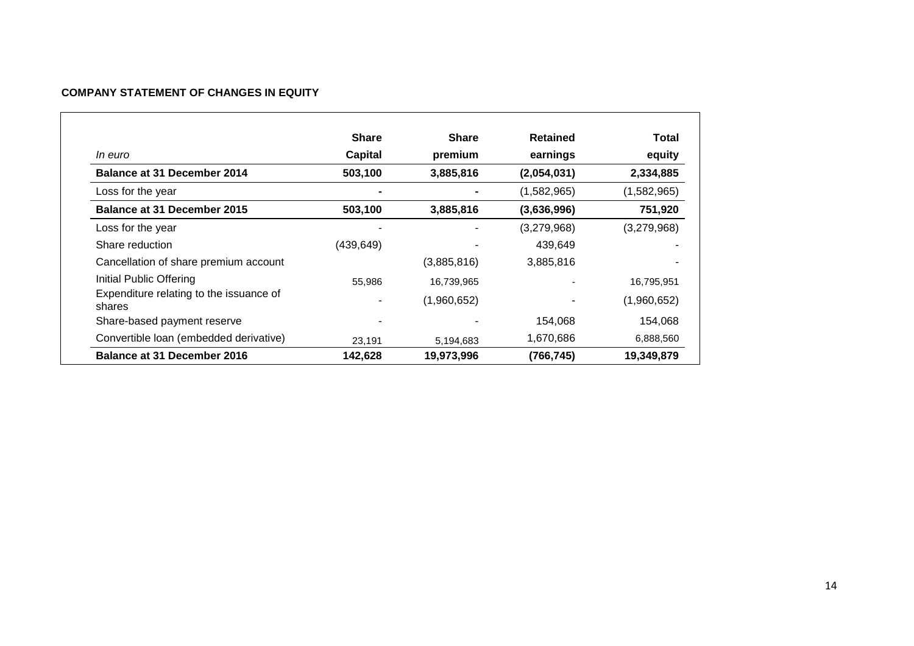**COMPANY STATEMENT OF CHANGES IN EQUITY**

| *In euro* | **Share Capital** | **Share premium** | **Retained earnings** | **Total equity** |
|---|---|---|---|---|
| **Balance at 31 December 2014** | **503,100** | **3,885,816** | **(2,054,031)** | **2,334,885** |
| Loss for the year | - | - | (1,582,965) | (1,582,965) |
| **Balance at 31 December 2015** | **503,100** | **3,885,816** | **(3,636,996)** | **751,920** |
| Loss for the year | - | - | (3,279,968) | (3,279,968) |
| Share reduction | (439,649) | - | 439,649 | - |
| Cancellation of share premium account | | (3,885,816) | 3,885,816 | - |
| Initial Public Offering | 55,986 | 16,739,965 | - | 16,795,951 |
| Expenditure relating to the issuance of shares | - | (1,960,652) | - | (1,960,652) |
| Share-based payment reserve | - | - | 154,068 | 154,068 |
| Convertible loan (embedded derivative) | 23,191 | 5,194,683 | 1,670,686 | 6,888,560 |
| **Balance at 31 December 2016** | **142,628** | **19,973,996** | **(766,745)** | **19,349,879** |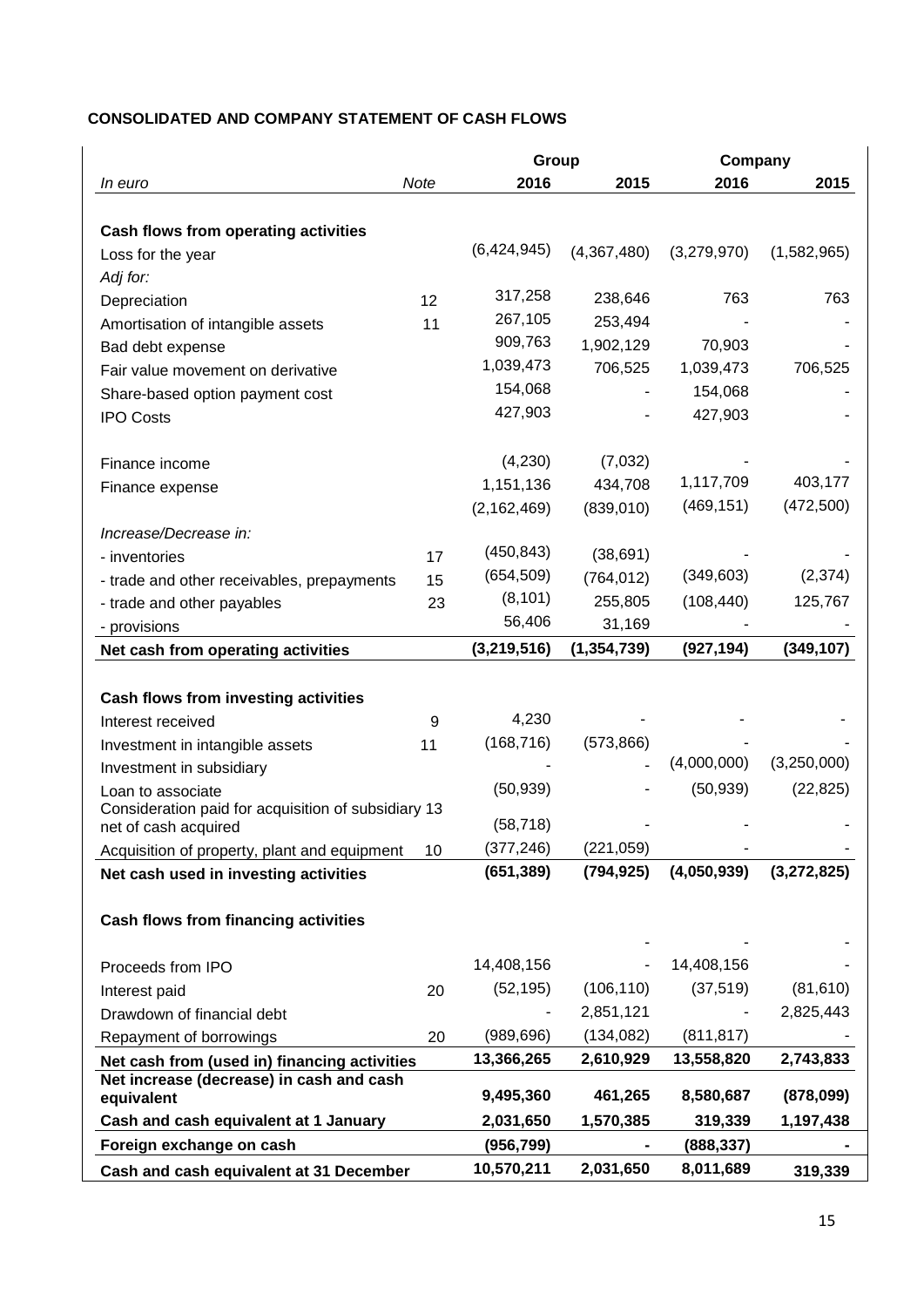## CONSOLIDATED AND COMPANY STATEMENT OF CASH FLOWS

| | | Group | | Company | |
|---|---|---|---|---|---|
| *In euro* | *Note* | **2016** | **2015** | **2016** | **2015** |
| **Cash flows from operating activities** | | | | | |
| Loss for the year | | (6,424,945) | (4,367,480) | (3,279,970) | (1,582,965) |
| *Adj for:* | | | | | |
| Depreciation | 12 | 317,258 | 238,646 | 763 | 763 |
| Amortisation of intangible assets | 11 | 267,105 | 253,494 | - | - |
| Bad debt expense | | 909,763 | 1,902,129 | 70,903 | - |
| Fair value movement on derivative | | 1,039,473 | 706,525 | 1,039,473 | 706,525 |
| Share-based option payment cost | | 154,068 | - | 154,068 | - |
| IPO Costs | | 427,903 | - | 427,903 | - |
| Finance income | | (4,230) | (7,032) | - | - |
| Finance expense | | 1,151,136 | 434,708 | 1,117,709 | 403,177 |
| | | (2,162,469) | (839,010) | (469,151) | (472,500) |
| *Increase/Decrease in:* | | | | | |
| - inventories | 17 | (450,843) | (38,691) | - | - |
| - trade and other receivables, prepayments | 15 | (654,509) | (764,012) | (349,603) | (2,374) |
| - trade and other payables | 23 | (8,101) | 255,805 | (108,440) | 125,767 |
| - provisions | | 56,406 | 31,169 | - | - |
| **Net cash from operating activities** | | **(3,219,516)** | **(1,354,739)** | **(927,194)** | **(349,107)** |
| **Cash flows from investing activities** | | | | | |
| Interest received | 9 | 4,230 | - | - | - |
| Investment in intangible assets | 11 | (168,716) | (573,866) | - | - |
| Investment in subsidiary | | - | - | (4,000,000) | (3,250,000) |
| Loan to associate | | (50,939) | - | (50,939) | (22,825) |
| Consideration paid for acquisition of subsidiary net of cash acquired | 13 | (58,718) | - | - | - |
| Acquisition of property, plant and equipment | 10 | (377,246) | (221,059) | - | - |
| **Net cash used in investing activities** | | **(651,389)** | **(794,925)** | **(4,050,939)** | **(3,272,825)** |
| **Cash flows from financing activities** | | | | | |
| | | - | - | - | - |
| Proceeds from IPO | | 14,408,156 | - | 14,408,156 | - |
| Interest paid | 20 | (52,195) | (106,110) | (37,519) | (81,610) |
| Drawdown of financial debt | | - | 2,851,121 | - | 2,825,443 |
| Repayment of borrowings | 20 | (989,696) | (134,082) | (811,817) | - |
| **Net cash from (used in) financing activities** | | **13,366,265** | **2,610,929** | **13,558,820** | **2,743,833** |
| **Net increase (decrease) in cash and cash equivalent** | | **9,495,360** | **461,265** | **8,580,687** | **(878,099)** |
| **Cash and cash equivalent at 1 January** | | **2,031,650** | **1,570,385** | **319,339** | **1,197,438** |
| **Foreign exchange on cash** | | **(956,799)** | **-** | **(888,337)** | **-** |
| **Cash and cash equivalent at 31 December** | | **10,570,211** | **2,031,650** | **8,011,689** | **319,339** |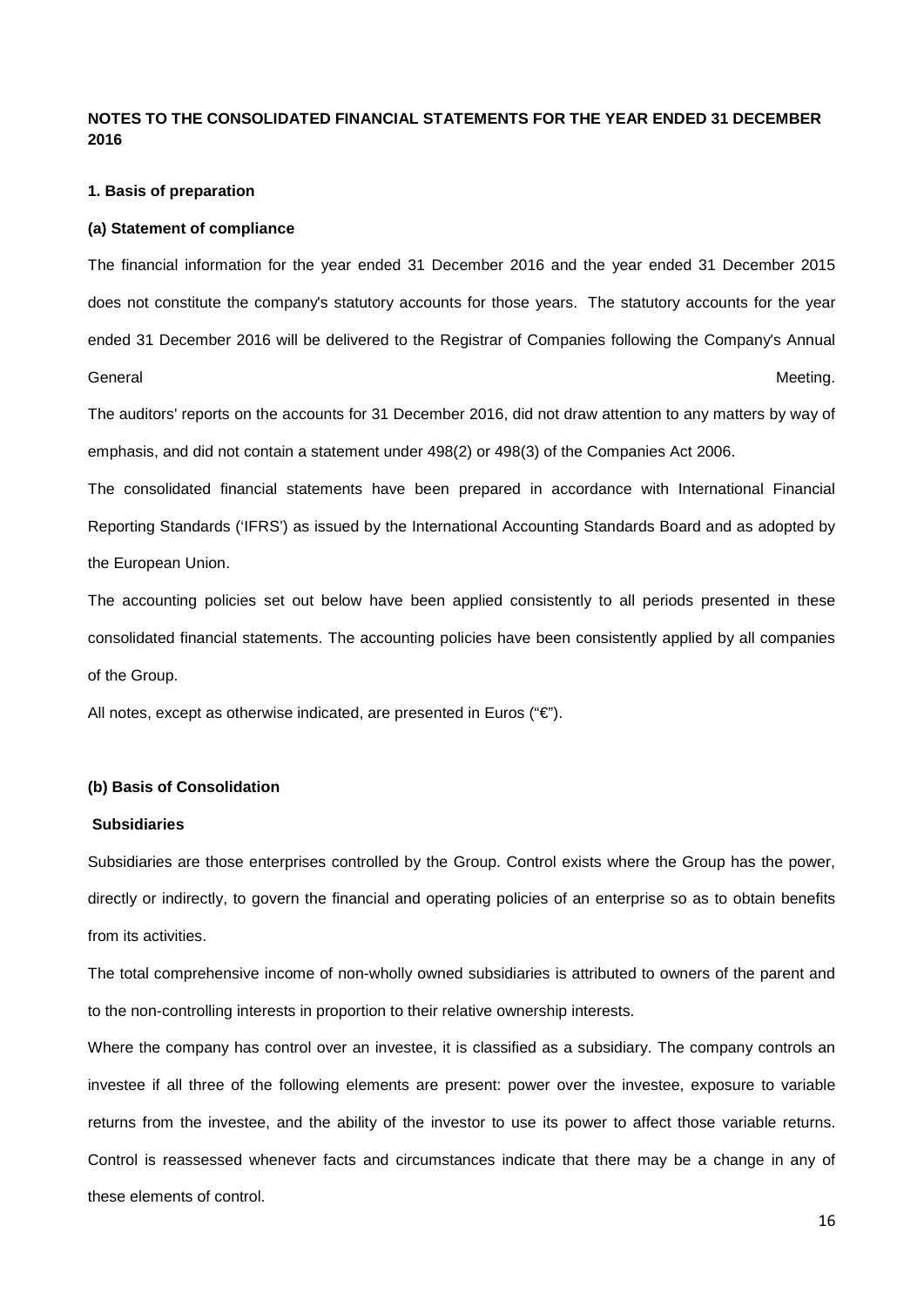**NOTES TO THE CONSOLIDATED FINANCIAL STATEMENTS FOR THE YEAR ENDED 31 DECEMBER 2016**

**1. Basis of preparation**

**(a) Statement of compliance**

The financial information for the year ended 31 December 2016 and the year ended 31 December 2015 does not constitute the company's statutory accounts for those years. The statutory accounts for the year ended 31 December 2016 will be delivered to the Registrar of Companies following the Company's Annual General Meeting.

The auditors' reports on the accounts for 31 December 2016, did not draw attention to any matters by way of emphasis, and did not contain a statement under 498(2) or 498(3) of the Companies Act 2006.

The consolidated financial statements have been prepared in accordance with International Financial Reporting Standards ('IFRS') as issued by the International Accounting Standards Board and as adopted by the European Union.

The accounting policies set out below have been applied consistently to all periods presented in these consolidated financial statements. The accounting policies have been consistently applied by all companies of the Group.

All notes, except as otherwise indicated, are presented in Euros ("€").

**(b) Basis of Consolidation**

**Subsidiaries**

Subsidiaries are those enterprises controlled by the Group. Control exists where the Group has the power, directly or indirectly, to govern the financial and operating policies of an enterprise so as to obtain benefits from its activities.

The total comprehensive income of non-wholly owned subsidiaries is attributed to owners of the parent and to the non-controlling interests in proportion to their relative ownership interests.

Where the company has control over an investee, it is classified as a subsidiary. The company controls an investee if all three of the following elements are present: power over the investee, exposure to variable returns from the investee, and the ability of the investor to use its power to affect those variable returns. Control is reassessed whenever facts and circumstances indicate that there may be a change in any of these elements of control.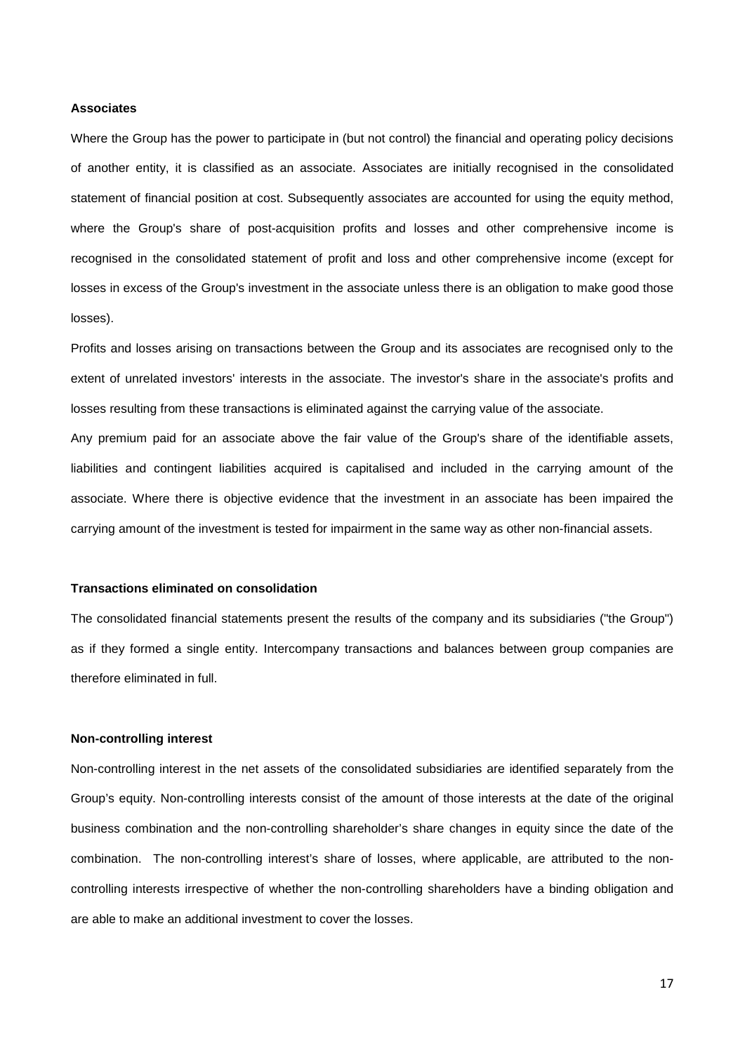**Associates**

Where the Group has the power to participate in (but not control) the financial and operating policy decisions of another entity, it is classified as an associate. Associates are initially recognised in the consolidated statement of financial position at cost. Subsequently associates are accounted for using the equity method, where the Group's share of post-acquisition profits and losses and other comprehensive income is recognised in the consolidated statement of profit and loss and other comprehensive income (except for losses in excess of the Group's investment in the associate unless there is an obligation to make good those losses).

Profits and losses arising on transactions between the Group and its associates are recognised only to the extent of unrelated investors' interests in the associate. The investor's share in the associate's profits and losses resulting from these transactions is eliminated against the carrying value of the associate.

Any premium paid for an associate above the fair value of the Group's share of the identifiable assets, liabilities and contingent liabilities acquired is capitalised and included in the carrying amount of the associate. Where there is objective evidence that the investment in an associate has been impaired the carrying amount of the investment is tested for impairment in the same way as other non-financial assets.

**Transactions eliminated on consolidation**

The consolidated financial statements present the results of the company and its subsidiaries ("the Group") as if they formed a single entity. Intercompany transactions and balances between group companies are therefore eliminated in full.

**Non-controlling interest**

Non-controlling interest in the net assets of the consolidated subsidiaries are identified separately from the Group's equity. Non-controlling interests consist of the amount of those interests at the date of the original business combination and the non-controlling shareholder's share changes in equity since the date of the combination. The non-controlling interest's share of losses, where applicable, are attributed to the non-controlling interests irrespective of whether the non-controlling shareholders have a binding obligation and are able to make an additional investment to cover the losses.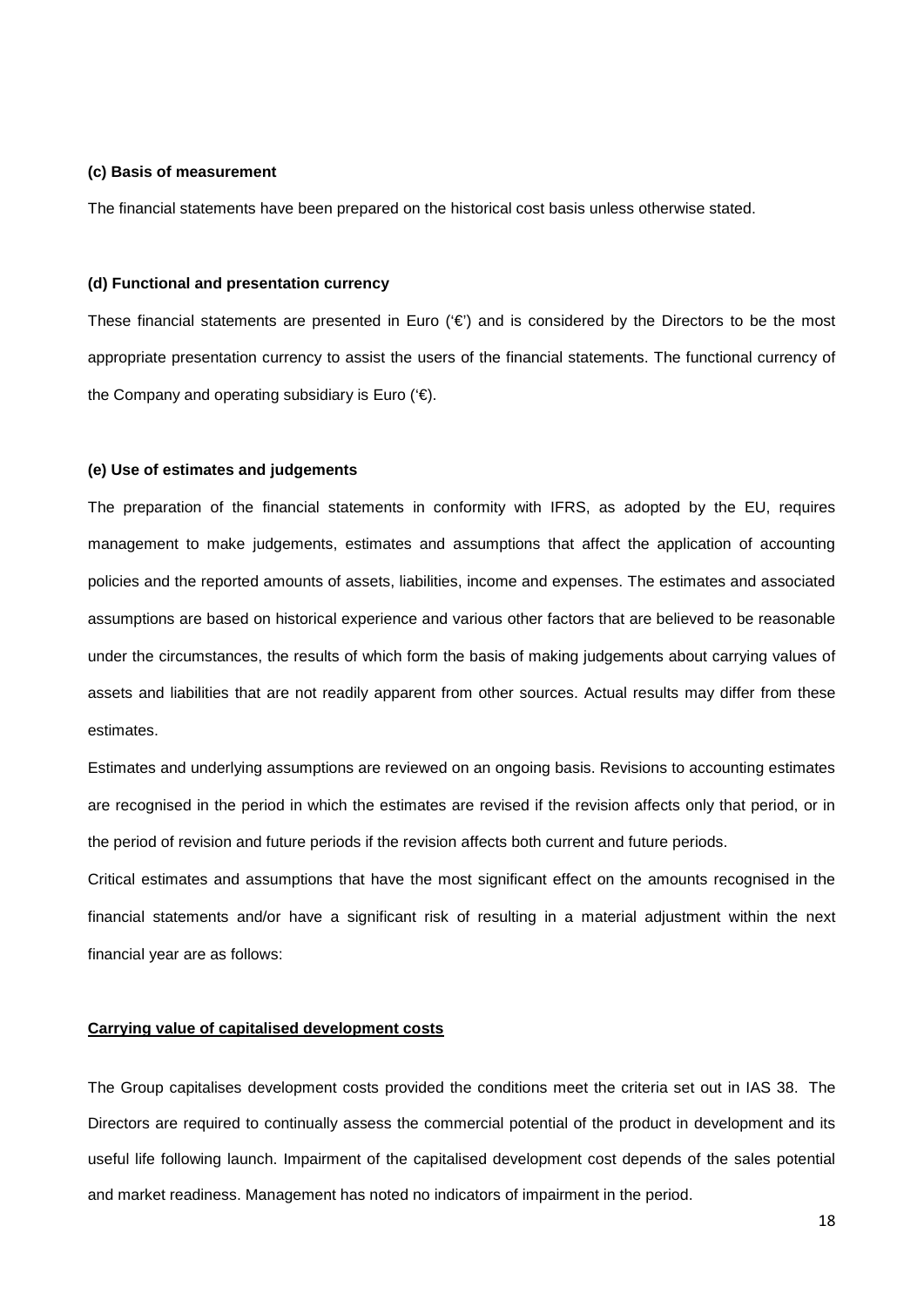**(c) Basis of measurement**

The financial statements have been prepared on the historical cost basis unless otherwise stated.

**(d) Functional and presentation currency**

These financial statements are presented in Euro ('€') and is considered by the Directors to be the most appropriate presentation currency to assist the users of the financial statements. The functional currency of the Company and operating subsidiary is Euro ('€).

**(e) Use of estimates and judgements**

The preparation of the financial statements in conformity with IFRS, as adopted by the EU, requires management to make judgements, estimates and assumptions that affect the application of accounting policies and the reported amounts of assets, liabilities, income and expenses. The estimates and associated assumptions are based on historical experience and various other factors that are believed to be reasonable under the circumstances, the results of which form the basis of making judgements about carrying values of assets and liabilities that are not readily apparent from other sources. Actual results may differ from these estimates.

Estimates and underlying assumptions are reviewed on an ongoing basis. Revisions to accounting estimates are recognised in the period in which the estimates are revised if the revision affects only that period, or in the period of revision and future periods if the revision affects both current and future periods.

Critical estimates and assumptions that have the most significant effect on the amounts recognised in the financial statements and/or have a significant risk of resulting in a material adjustment within the next financial year are as follows:

**Carrying value of capitalised development costs**

The Group capitalises development costs provided the conditions meet the criteria set out in IAS 38. The Directors are required to continually assess the commercial potential of the product in development and its useful life following launch. Impairment of the capitalised development cost depends of the sales potential and market readiness. Management has noted no indicators of impairment in the period.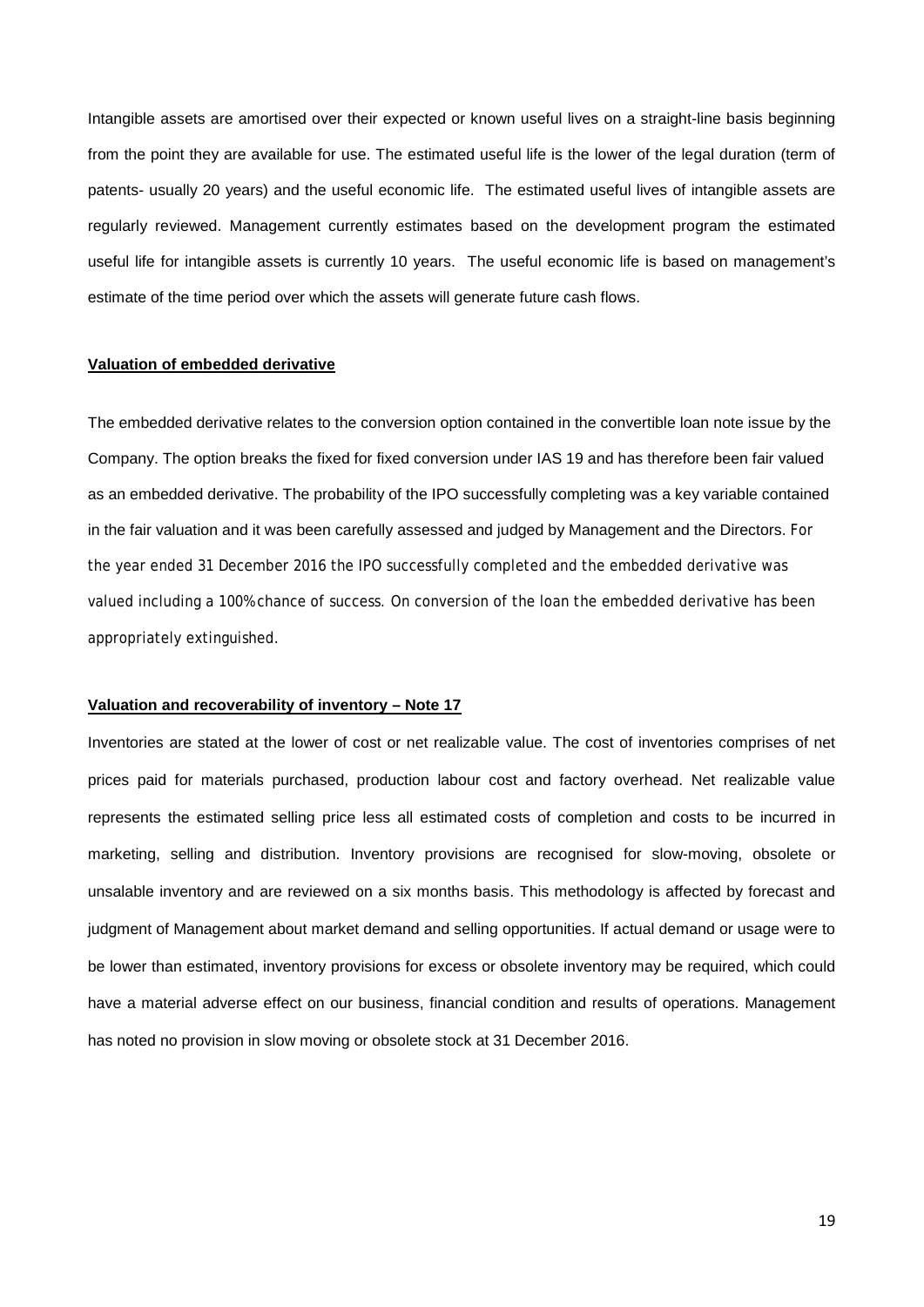Intangible assets are amortised over their expected or known useful lives on a straight-line basis beginning from the point they are available for use. The estimated useful life is the lower of the legal duration (term of patents- usually 20 years) and the useful economic life. The estimated useful lives of intangible assets are regularly reviewed. Management currently estimates based on the development program the estimated useful life for intangible assets is currently 10 years. The useful economic life is based on management's estimate of the time period over which the assets will generate future cash flows.

**Valuation of embedded derivative**

The embedded derivative relates to the conversion option contained in the convertible loan note issue by the Company. The option breaks the fixed for fixed conversion under IAS 19 and has therefore been fair valued as an embedded derivative. The probability of the IPO successfully completing was a key variable contained in the fair valuation and it was been carefully assessed and judged by Management and the Directors. For the year ended 31 December 2016 the IPO successfully completed and the embedded derivative was valued including a 100% chance of success. On conversion of the loan the embedded derivative has been appropriately extinguished.

**Valuation and recoverability of inventory – Note 17**

Inventories are stated at the lower of cost or net realizable value. The cost of inventories comprises of net prices paid for materials purchased, production labour cost and factory overhead. Net realizable value represents the estimated selling price less all estimated costs of completion and costs to be incurred in marketing, selling and distribution. Inventory provisions are recognised for slow-moving, obsolete or unsalable inventory and are reviewed on a six months basis. This methodology is affected by forecast and judgment of Management about market demand and selling opportunities. If actual demand or usage were to be lower than estimated, inventory provisions for excess or obsolete inventory may be required, which could have a material adverse effect on our business, financial condition and results of operations. Management has noted no provision in slow moving or obsolete stock at 31 December 2016.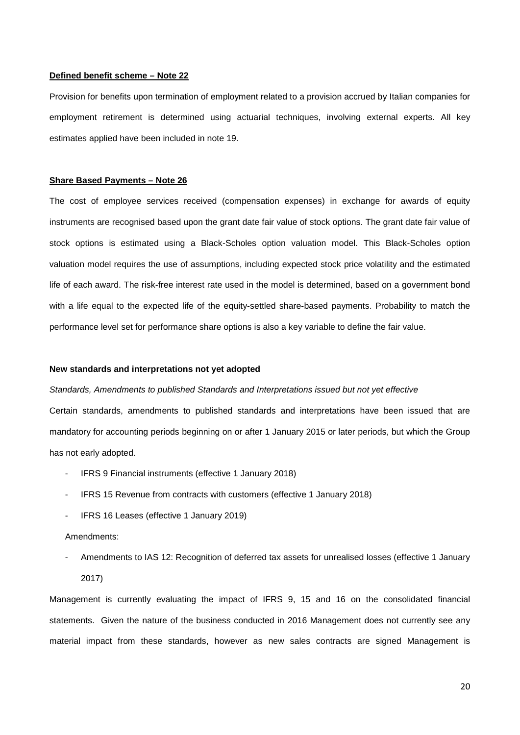**Defined benefit scheme – Note 22**

Provision for benefits upon termination of employment related to a provision accrued by Italian companies for employment retirement is determined using actuarial techniques, involving external experts. All key estimates applied have been included in note 19.

**Share Based Payments – Note 26**

The cost of employee services received (compensation expenses) in exchange for awards of equity instruments are recognised based upon the grant date fair value of stock options. The grant date fair value of stock options is estimated using a Black-Scholes option valuation model. This Black-Scholes option valuation model requires the use of assumptions, including expected stock price volatility and the estimated life of each award. The risk-free interest rate used in the model is determined, based on a government bond with a life equal to the expected life of the equity-settled share-based payments. Probability to match the performance level set for performance share options is also a key variable to define the fair value.

**New standards and interpretations not yet adopted**

*Standards, Amendments to published Standards and Interpretations issued but not yet effective*

Certain standards, amendments to published standards and interpretations have been issued that are mandatory for accounting periods beginning on or after 1 January 2015 or later periods, but which the Group has not early adopted.

- IFRS 9 Financial instruments (effective 1 January 2018)
- IFRS 15 Revenue from contracts with customers (effective 1 January 2018)
- IFRS 16 Leases (effective 1 January 2019)

Amendments:

- Amendments to IAS 12: Recognition of deferred tax assets for unrealised losses (effective 1 January 2017)

Management is currently evaluating the impact of IFRS 9, 15 and 16 on the consolidated financial statements. Given the nature of the business conducted in 2016 Management does not currently see any material impact from these standards, however as new sales contracts are signed Management is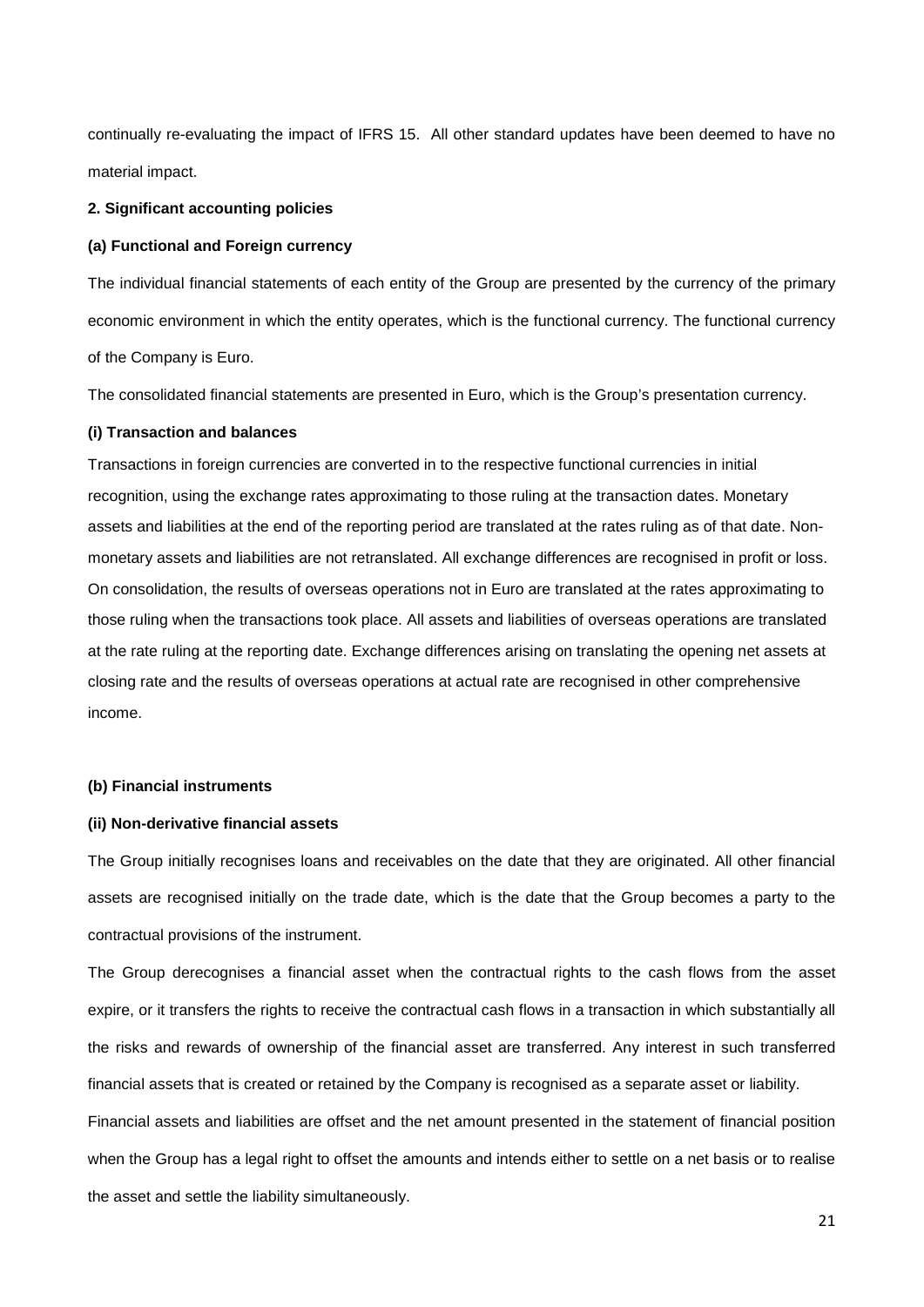continually re-evaluating the impact of IFRS 15. All other standard updates have been deemed to have no material impact.

## 2. Significant accounting policies

### (a) Functional and Foreign currency

The individual financial statements of each entity of the Group are presented by the currency of the primary economic environment in which the entity operates, which is the functional currency. The functional currency of the Company is Euro.

The consolidated financial statements are presented in Euro, which is the Group's presentation currency.

#### (i) Transaction and balances

Transactions in foreign currencies are converted in to the respective functional currencies in initial recognition, using the exchange rates approximating to those ruling at the transaction dates. Monetary assets and liabilities at the end of the reporting period are translated at the rates ruling as of that date. Non-monetary assets and liabilities are not retranslated. All exchange differences are recognised in profit or loss. On consolidation, the results of overseas operations not in Euro are translated at the rates approximating to those ruling when the transactions took place. All assets and liabilities of overseas operations are translated at the rate ruling at the reporting date. Exchange differences arising on translating the opening net assets at closing rate and the results of overseas operations at actual rate are recognised in other comprehensive income.

### (b) Financial instruments

#### (ii) Non-derivative financial assets

The Group initially recognises loans and receivables on the date that they are originated. All other financial assets are recognised initially on the trade date, which is the date that the Group becomes a party to the contractual provisions of the instrument.

The Group derecognises a financial asset when the contractual rights to the cash flows from the asset expire, or it transfers the rights to receive the contractual cash flows in a transaction in which substantially all the risks and rewards of ownership of the financial asset are transferred. Any interest in such transferred financial assets that is created or retained by the Company is recognised as a separate asset or liability.

Financial assets and liabilities are offset and the net amount presented in the statement of financial position when the Group has a legal right to offset the amounts and intends either to settle on a net basis or to realise the asset and settle the liability simultaneously.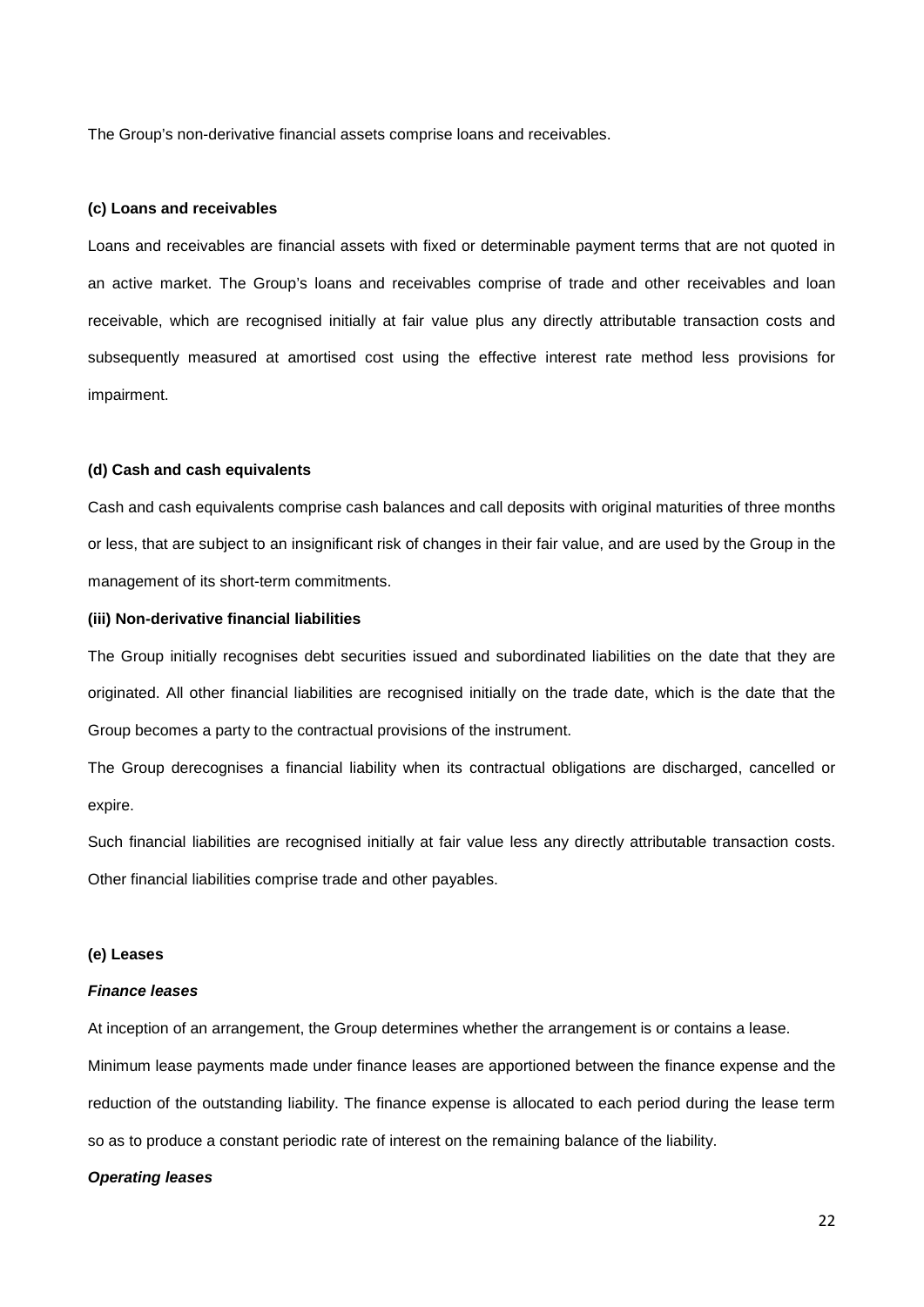The Group's non-derivative financial assets comprise loans and receivables.

**(c) Loans and receivables**

Loans and receivables are financial assets with fixed or determinable payment terms that are not quoted in an active market. The Group's loans and receivables comprise of trade and other receivables and loan receivable, which are recognised initially at fair value plus any directly attributable transaction costs and subsequently measured at amortised cost using the effective interest rate method less provisions for impairment.

**(d) Cash and cash equivalents**

Cash and cash equivalents comprise cash balances and call deposits with original maturities of three months or less, that are subject to an insignificant risk of changes in their fair value, and are used by the Group in the management of its short-term commitments.

**(iii) Non-derivative financial liabilities**

The Group initially recognises debt securities issued and subordinated liabilities on the date that they are originated. All other financial liabilities are recognised initially on the trade date, which is the date that the Group becomes a party to the contractual provisions of the instrument.

The Group derecognises a financial liability when its contractual obligations are discharged, cancelled or expire.

Such financial liabilities are recognised initially at fair value less any directly attributable transaction costs. Other financial liabilities comprise trade and other payables.

**(e) Leases**

***Finance leases***

At inception of an arrangement, the Group determines whether the arrangement is or contains a lease.

Minimum lease payments made under finance leases are apportioned between the finance expense and the reduction of the outstanding liability. The finance expense is allocated to each period during the lease term so as to produce a constant periodic rate of interest on the remaining balance of the liability.

***Operating leases***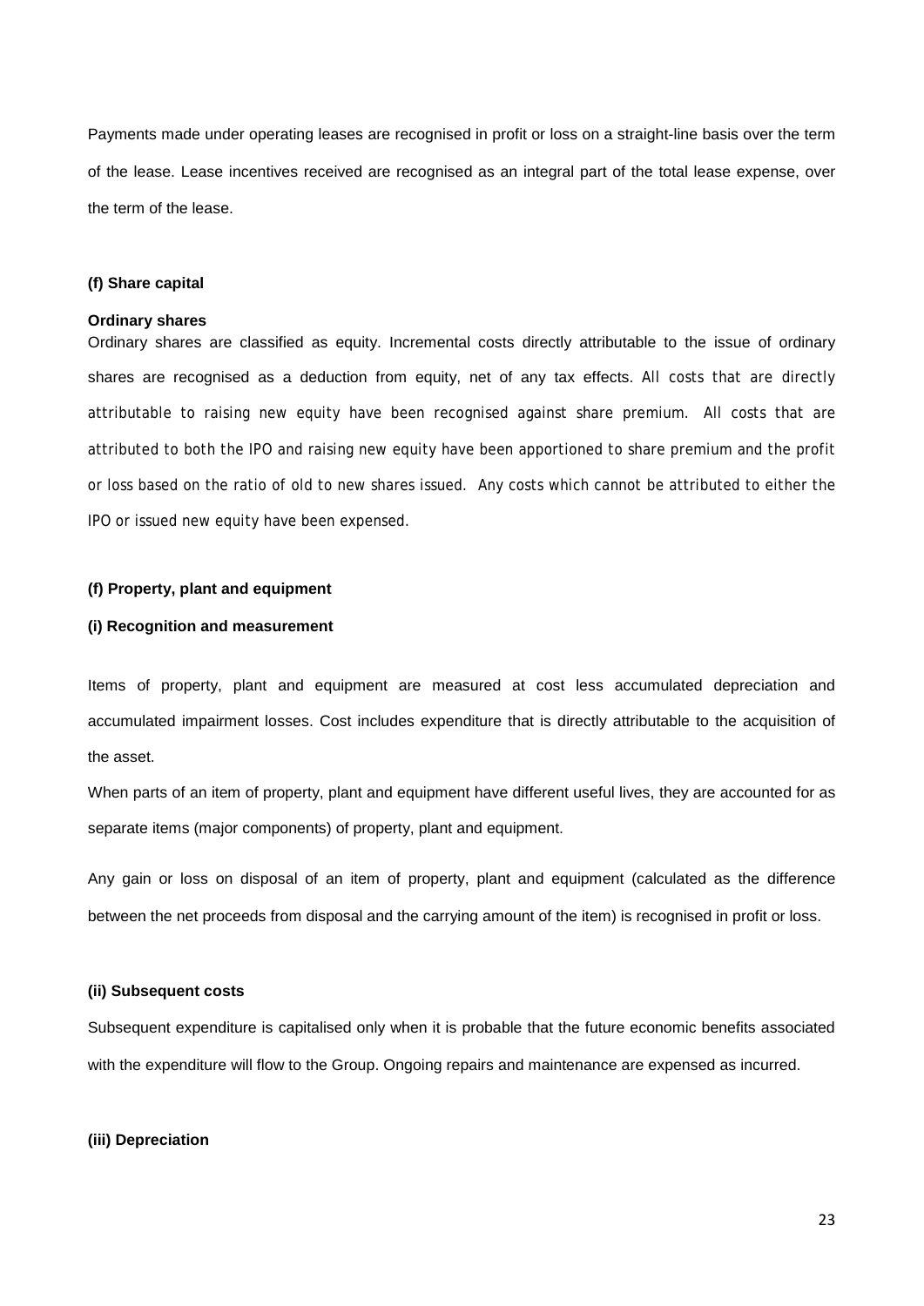Payments made under operating leases are recognised in profit or loss on a straight-line basis over the term of the lease. Lease incentives received are recognised as an integral part of the total lease expense, over the term of the lease.

**(f) Share capital**

**Ordinary shares**

Ordinary shares are classified as equity. Incremental costs directly attributable to the issue of ordinary shares are recognised as a deduction from equity, net of any tax effects. All costs that are directly attributable to raising new equity have been recognised against share premium. All costs that are attributed to both the IPO and raising new equity have been apportioned to share premium and the profit or loss based on the ratio of old to new shares issued. Any costs which cannot be attributed to either the IPO or issued new equity have been expensed.

**(f) Property, plant and equipment**

**(i) Recognition and measurement**

Items of property, plant and equipment are measured at cost less accumulated depreciation and accumulated impairment losses. Cost includes expenditure that is directly attributable to the acquisition of the asset.

When parts of an item of property, plant and equipment have different useful lives, they are accounted for as separate items (major components) of property, plant and equipment.

Any gain or loss on disposal of an item of property, plant and equipment (calculated as the difference between the net proceeds from disposal and the carrying amount of the item) is recognised in profit or loss.

**(ii) Subsequent costs**

Subsequent expenditure is capitalised only when it is probable that the future economic benefits associated with the expenditure will flow to the Group. Ongoing repairs and maintenance are expensed as incurred.

**(iii) Depreciation**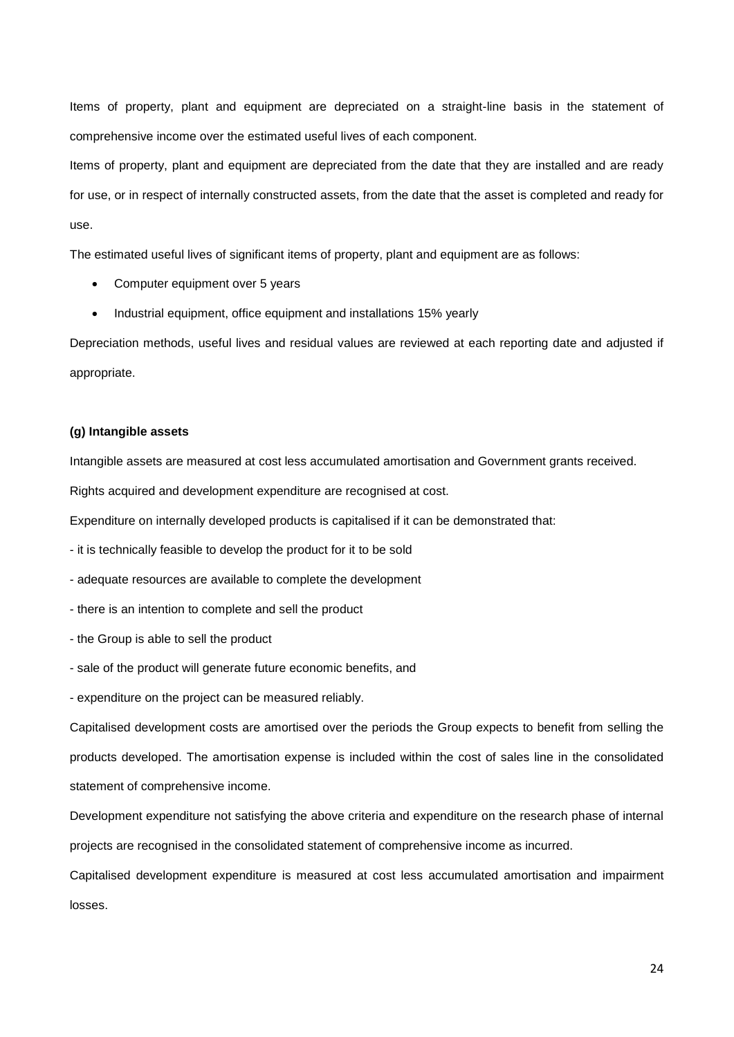Items of property, plant and equipment are depreciated on a straight-line basis in the statement of comprehensive income over the estimated useful lives of each component.

Items of property, plant and equipment are depreciated from the date that they are installed and are ready for use, or in respect of internally constructed assets, from the date that the asset is completed and ready for use.

The estimated useful lives of significant items of property, plant and equipment are as follows:

- Computer equipment over 5 years
- Industrial equipment, office equipment and installations 15% yearly

Depreciation methods, useful lives and residual values are reviewed at each reporting date and adjusted if appropriate.

**(g) Intangible assets**

Intangible assets are measured at cost less accumulated amortisation and Government grants received.

Rights acquired and development expenditure are recognised at cost.

Expenditure on internally developed products is capitalised if it can be demonstrated that:

- it is technically feasible to develop the product for it to be sold
- adequate resources are available to complete the development
- there is an intention to complete and sell the product
- the Group is able to sell the product
- sale of the product will generate future economic benefits, and
- expenditure on the project can be measured reliably.

Capitalised development costs are amortised over the periods the Group expects to benefit from selling the products developed. The amortisation expense is included within the cost of sales line in the consolidated statement of comprehensive income.

Development expenditure not satisfying the above criteria and expenditure on the research phase of internal projects are recognised in the consolidated statement of comprehensive income as incurred.

Capitalised development expenditure is measured at cost less accumulated amortisation and impairment losses.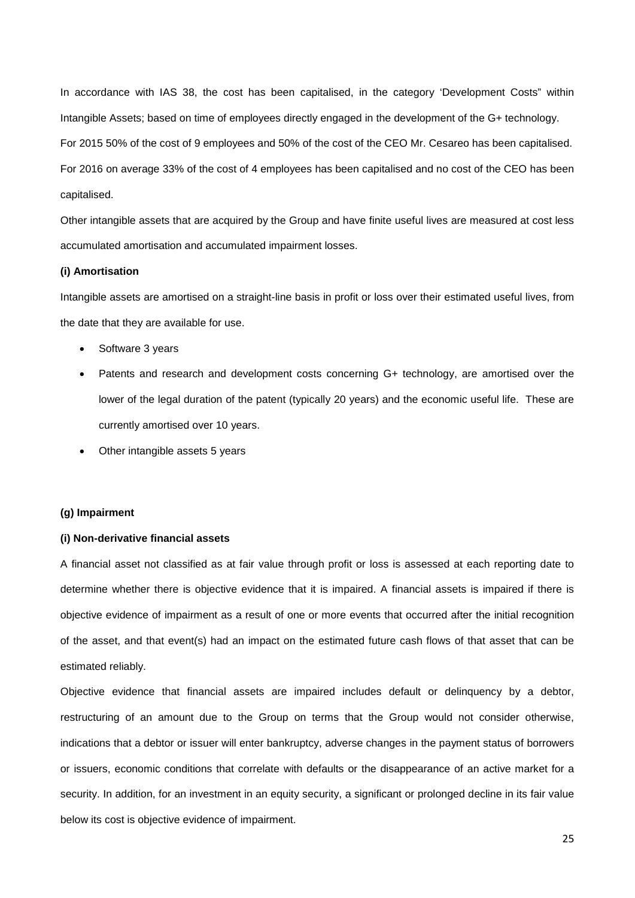In accordance with IAS 38, the cost has been capitalised, in the category 'Development Costs" within Intangible Assets; based on time of employees directly engaged in the development of the G+ technology.

For 2015 50% of the cost of 9 employees and 50% of the cost of the CEO Mr. Cesareo has been capitalised.

For 2016 on average 33% of the cost of 4 employees has been capitalised and no cost of the CEO has been capitalised.

Other intangible assets that are acquired by the Group and have finite useful lives are measured at cost less accumulated amortisation and accumulated impairment losses.

**(i) Amortisation**

Intangible assets are amortised on a straight-line basis in profit or loss over their estimated useful lives, from the date that they are available for use.

- Software 3 years
- Patents and research and development costs concerning G+ technology, are amortised over the lower of the legal duration of the patent (typically 20 years) and the economic useful life. These are currently amortised over 10 years.
- Other intangible assets 5 years

**(g) Impairment**

**(i) Non-derivative financial assets**

A financial asset not classified as at fair value through profit or loss is assessed at each reporting date to determine whether there is objective evidence that it is impaired. A financial assets is impaired if there is objective evidence of impairment as a result of one or more events that occurred after the initial recognition of the asset, and that event(s) had an impact on the estimated future cash flows of that asset that can be estimated reliably.

Objective evidence that financial assets are impaired includes default or delinquency by a debtor, restructuring of an amount due to the Group on terms that the Group would not consider otherwise, indications that a debtor or issuer will enter bankruptcy, adverse changes in the payment status of borrowers or issuers, economic conditions that correlate with defaults or the disappearance of an active market for a security. In addition, for an investment in an equity security, a significant or prolonged decline in its fair value below its cost is objective evidence of impairment.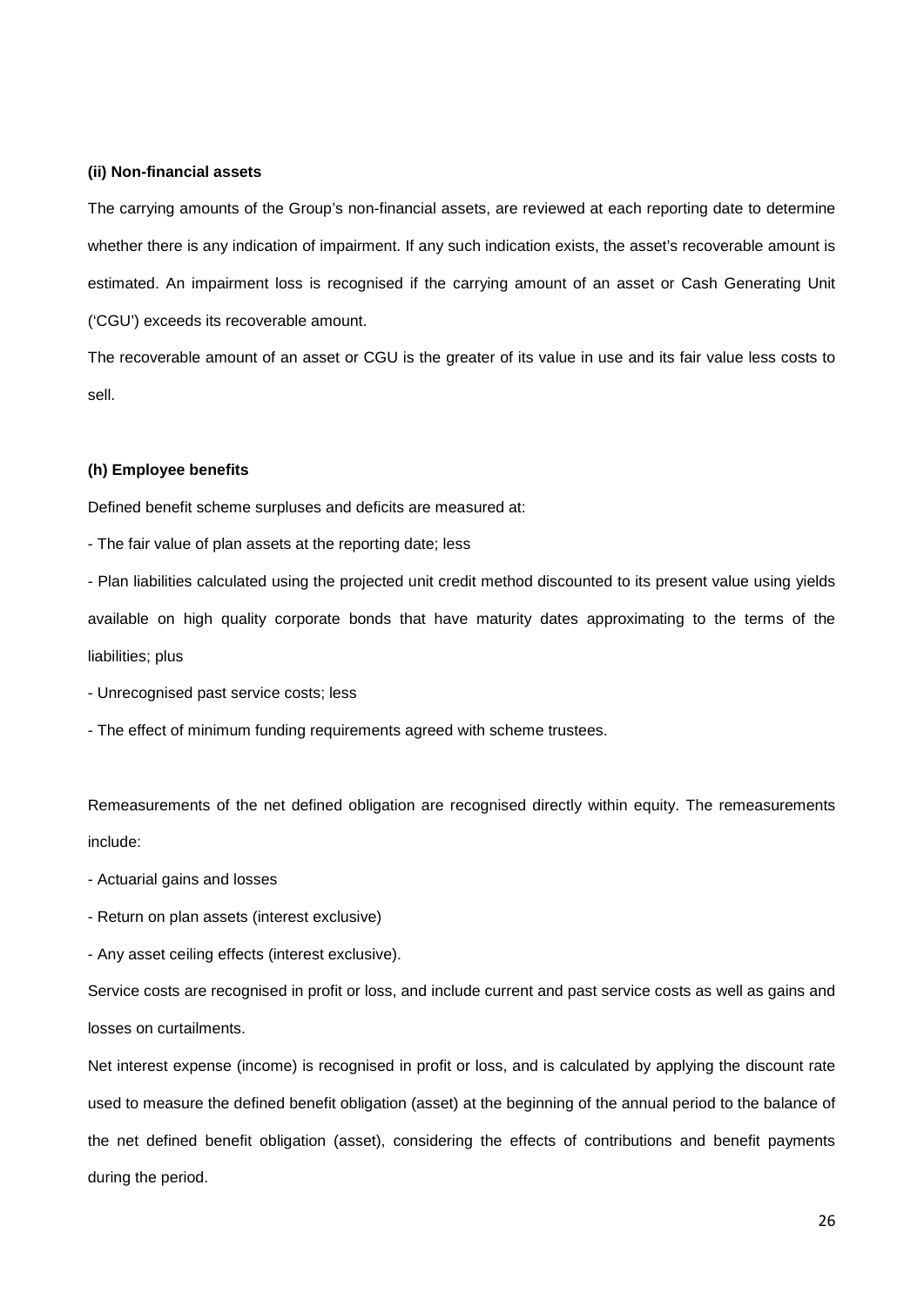#### (ii) Non-financial assets

The carrying amounts of the Group's non-financial assets, are reviewed at each reporting date to determine whether there is any indication of impairment. If any such indication exists, the asset's recoverable amount is estimated. An impairment loss is recognised if the carrying amount of an asset or Cash Generating Unit ('CGU') exceeds its recoverable amount.

The recoverable amount of an asset or CGU is the greater of its value in use and its fair value less costs to sell.

### (h) Employee benefits

Defined benefit scheme surpluses and deficits are measured at:

- The fair value of plan assets at the reporting date; less
- Plan liabilities calculated using the projected unit credit method discounted to its present value using yields available on high quality corporate bonds that have maturity dates approximating to the terms of the liabilities; plus
- Unrecognised past service costs; less
- The effect of minimum funding requirements agreed with scheme trustees.

Remeasurements of the net defined obligation are recognised directly within equity. The remeasurements include:

- Actuarial gains and losses
- Return on plan assets (interest exclusive)
- Any asset ceiling effects (interest exclusive).

Service costs are recognised in profit or loss, and include current and past service costs as well as gains and losses on curtailments.

Net interest expense (income) is recognised in profit or loss, and is calculated by applying the discount rate used to measure the defined benefit obligation (asset) at the beginning of the annual period to the balance of the net defined benefit obligation (asset), considering the effects of contributions and benefit payments during the period.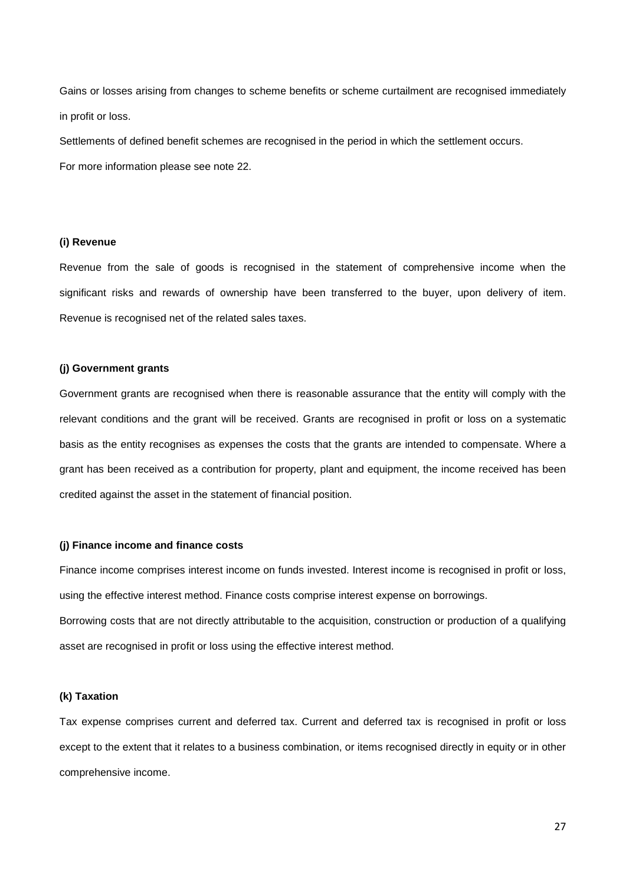Gains or losses arising from changes to scheme benefits or scheme curtailment are recognised immediately in profit or loss.

Settlements of defined benefit schemes are recognised in the period in which the settlement occurs.

For more information please see note 22.

**(i) Revenue**

Revenue from the sale of goods is recognised in the statement of comprehensive income when the significant risks and rewards of ownership have been transferred to the buyer, upon delivery of item. Revenue is recognised net of the related sales taxes.

**(j) Government grants**

Government grants are recognised when there is reasonable assurance that the entity will comply with the relevant conditions and the grant will be received. Grants are recognised in profit or loss on a systematic basis as the entity recognises as expenses the costs that the grants are intended to compensate. Where a grant has been received as a contribution for property, plant and equipment, the income received has been credited against the asset in the statement of financial position.

**(j) Finance income and finance costs**

Finance income comprises interest income on funds invested. Interest income is recognised in profit or loss, using the effective interest method. Finance costs comprise interest expense on borrowings.

Borrowing costs that are not directly attributable to the acquisition, construction or production of a qualifying asset are recognised in profit or loss using the effective interest method.

**(k) Taxation**

Tax expense comprises current and deferred tax. Current and deferred tax is recognised in profit or loss except to the extent that it relates to a business combination, or items recognised directly in equity or in other comprehensive income.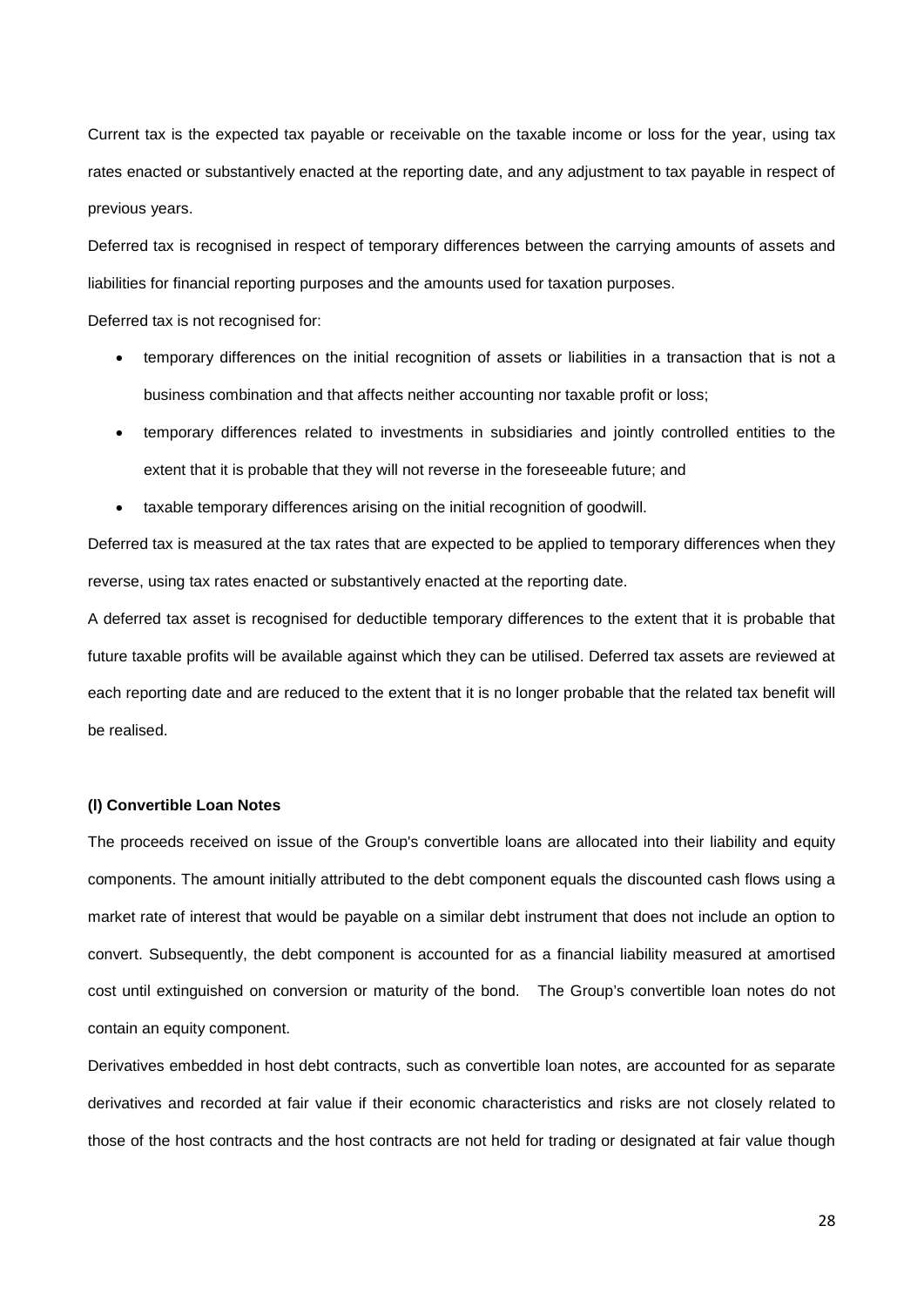Current tax is the expected tax payable or receivable on the taxable income or loss for the year, using tax rates enacted or substantively enacted at the reporting date, and any adjustment to tax payable in respect of previous years.

Deferred tax is recognised in respect of temporary differences between the carrying amounts of assets and liabilities for financial reporting purposes and the amounts used for taxation purposes.

Deferred tax is not recognised for:

- temporary differences on the initial recognition of assets or liabilities in a transaction that is not a business combination and that affects neither accounting nor taxable profit or loss;
- temporary differences related to investments in subsidiaries and jointly controlled entities to the extent that it is probable that they will not reverse in the foreseeable future; and
- taxable temporary differences arising on the initial recognition of goodwill.

Deferred tax is measured at the tax rates that are expected to be applied to temporary differences when they reverse, using tax rates enacted or substantively enacted at the reporting date.

A deferred tax asset is recognised for deductible temporary differences to the extent that it is probable that future taxable profits will be available against which they can be utilised. Deferred tax assets are reviewed at each reporting date and are reduced to the extent that it is no longer probable that the related tax benefit will be realised.

**(l) Convertible Loan Notes**

The proceeds received on issue of the Group's convertible loans are allocated into their liability and equity components. The amount initially attributed to the debt component equals the discounted cash flows using a market rate of interest that would be payable on a similar debt instrument that does not include an option to convert. Subsequently, the debt component is accounted for as a financial liability measured at amortised cost until extinguished on conversion or maturity of the bond. The Group's convertible loan notes do not contain an equity component.

Derivatives embedded in host debt contracts, such as convertible loan notes, are accounted for as separate derivatives and recorded at fair value if their economic characteristics and risks are not closely related to those of the host contracts and the host contracts are not held for trading or designated at fair value though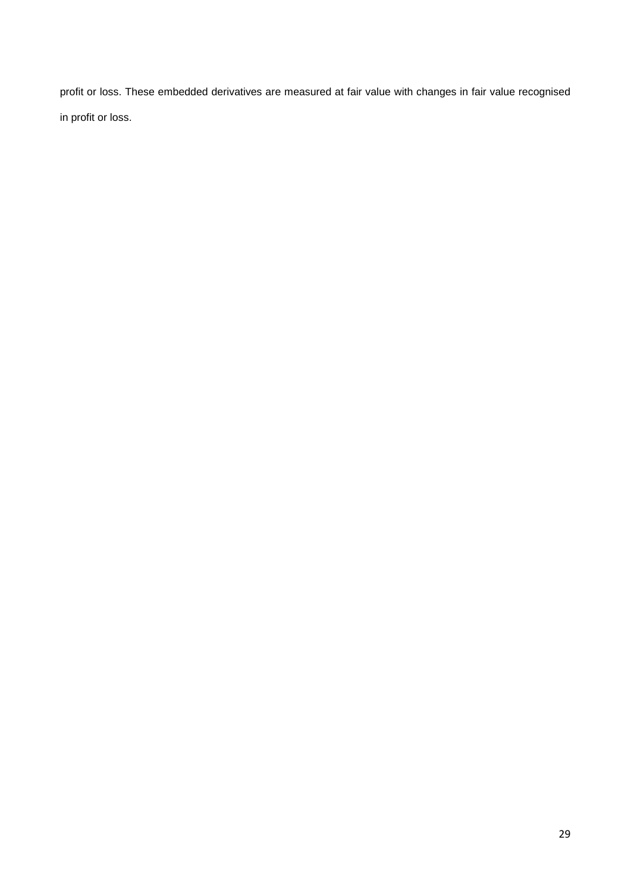profit or loss. These embedded derivatives are measured at fair value with changes in fair value recognised in profit or loss.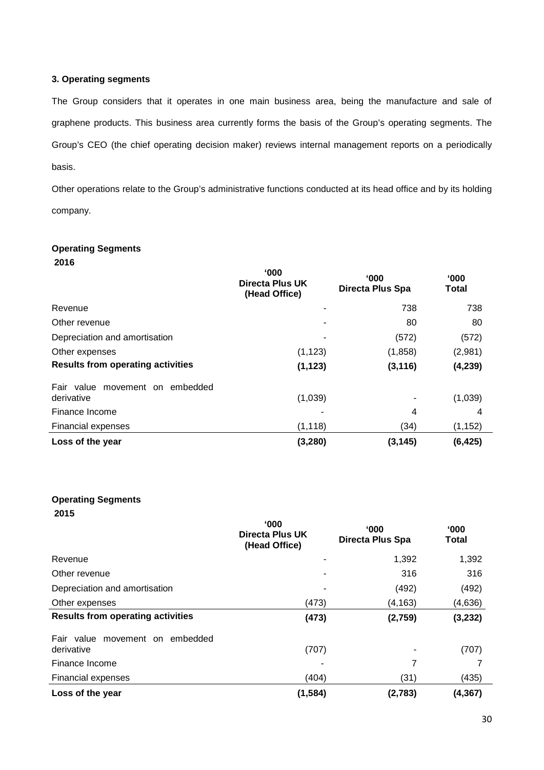### 3. Operating segments

The Group considers that it operates in one main business area, being the manufacture and sale of graphene products. This business area currently forms the basis of the Group's operating segments. The Group's CEO (the chief operating decision maker) reviews internal management reports on a periodically basis.

Other operations relate to the Group's administrative functions conducted at its head office and by its holding company.

**Operating Segments**

**2016**

| | **'000 Directa Plus UK (Head Office)** | **'000 Directa Plus Spa** | **'000 Total** |
|---|---|---|---|
| Revenue | - | 738 | 738 |
| Other revenue | - | 80 | 80 |
| Depreciation and amortisation | - | (572) | (572) |
| Other expenses | (1,123) | (1,858) | (2,981) |
| **Results from operating activities** | **(1,123)** | **(3,116)** | **(4,239)** |
| Fair value movement on embedded derivative | (1,039) | - | (1,039) |
| Finance Income | - | 4 | 4 |
| Financial expenses | (1,118) | (34) | (1,152) |
| **Loss of the year** | **(3,280)** | **(3,145)** | **(6,425)** |

**Operating Segments**

**2015**

| | **'000 Directa Plus UK (Head Office)** | **'000 Directa Plus Spa** | **'000 Total** |
|---|---|---|---|
| Revenue | - | 1,392 | 1,392 |
| Other revenue | - | 316 | 316 |
| Depreciation and amortisation | - | (492) | (492) |
| Other expenses | (473) | (4,163) | (4,636) |
| **Results from operating activities** | **(473)** | **(2,759)** | **(3,232)** |
| Fair value movement on embedded derivative | (707) | - | (707) |
| Finance Income | - | 7 | 7 |
| Financial expenses | (404) | (31) | (435) |
| **Loss of the year** | **(1,584)** | **(2,783)** | **(4,367)** |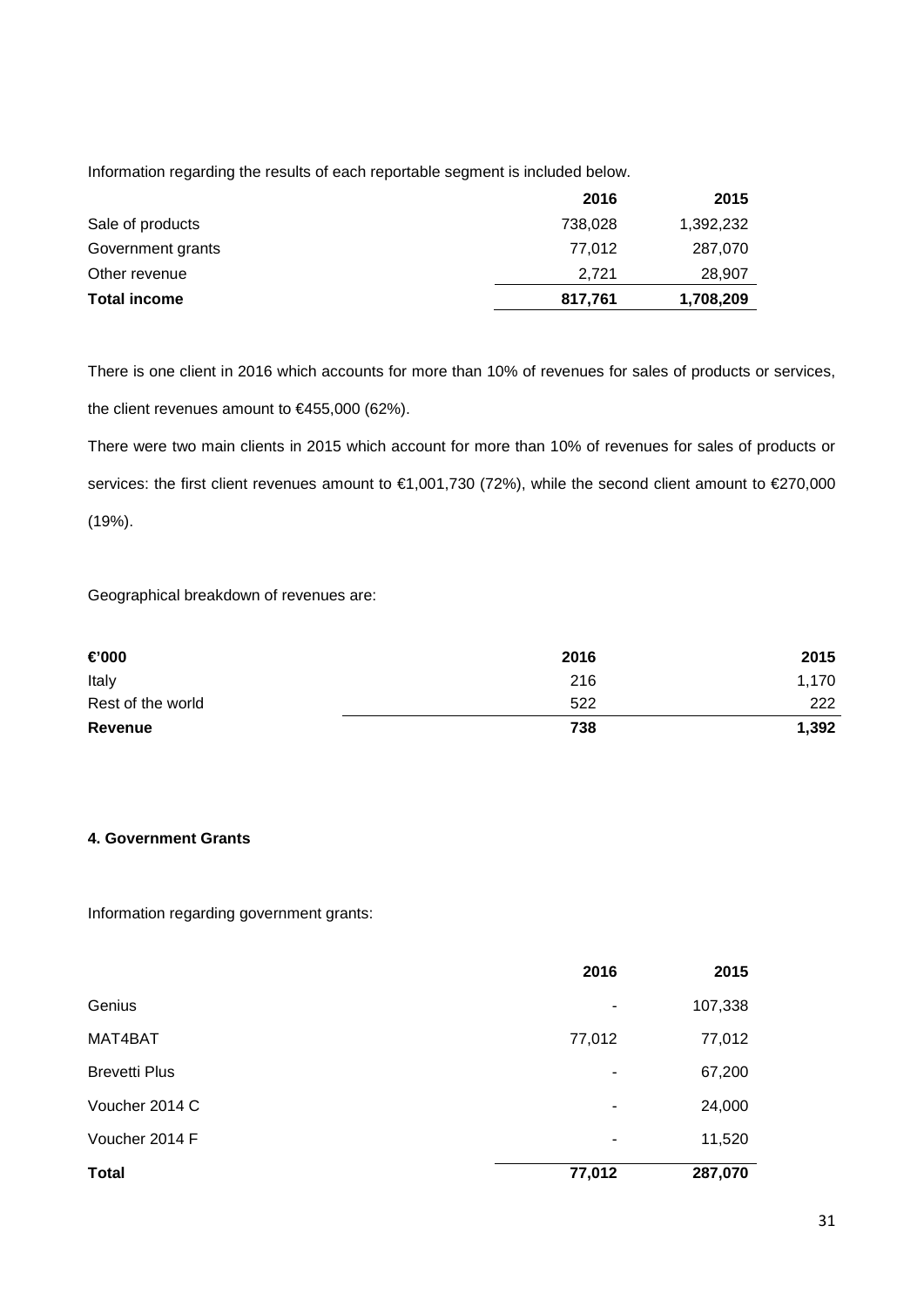Information regarding the results of each reportable segment is included below.

| | 2016 | 2015 |
|---|---|---|
| Sale of products | 738,028 | 1,392,232 |
| Government grants | 77,012 | 287,070 |
| Other revenue | 2,721 | 28,907 |
| **Total income** | **817,761** | **1,708,209** |

There is one client in 2016 which accounts for more than 10% of revenues for sales of products or services, the client revenues amount to €455,000 (62%).

There were two main clients in 2015 which account for more than 10% of revenues for sales of products or services: the first client revenues amount to €1,001,730 (72%), while the second client amount to €270,000 (19%).

Geographical breakdown of revenues are:

| €'000 | 2016 | 2015 |
|---|---|---|
| Italy | 216 | 1,170 |
| Rest of the world | 522 | 222 |
| **Revenue** | **738** | **1,392** |

#### 4. Government Grants

Information regarding government grants:

| | 2016 | 2015 |
|---|---|---|
| Genius | - | 107,338 |
| MAT4BAT | 77,012 | 77,012 |
| Brevetti Plus | - | 67,200 |
| Voucher 2014 C | - | 24,000 |
| Voucher 2014 F | - | 11,520 |
| **Total** | **77,012** | **287,070** |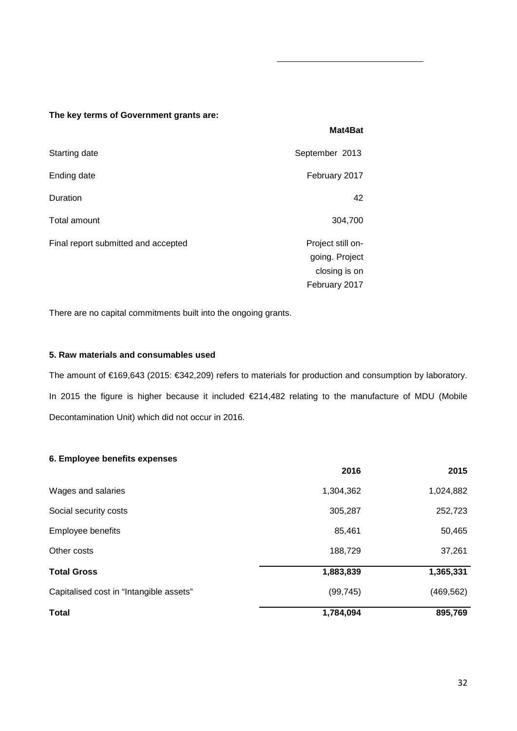**The key terms of Government grants are:**

| | Mat4Bat |
|---|---|
| Starting date | September 2013 |
| Ending date | February 2017 |
| Duration | 42 |
| Total amount | 304,700 |
| Final report submitted and accepted | Project still on-going. Project closing is on February 2017 |

There are no capital commitments built into the ongoing grants.

### 5. Raw materials and consumables used

The amount of €169,643 (2015: €342,209) refers to materials for production and consumption by laboratory. In 2015 the figure is higher because it included €214,482 relating to the manufacture of MDU (Mobile Decontamination Unit) which did not occur in 2016.

### 6. Employee benefits expenses

| | 2016 | 2015 |
|---|---|---|
| Wages and salaries | 1,304,362 | 1,024,882 |
| Social security costs | 305,287 | 252,723 |
| Employee benefits | 85,461 | 50,465 |
| Other costs | 188,729 | 37,261 |
| **Total Gross** | **1,883,839** | **1,365,331** |
| Capitalised cost in "Intangible assets" | (99,745) | (469,562) |
| **Total** | **1,784,094** | **895,769** |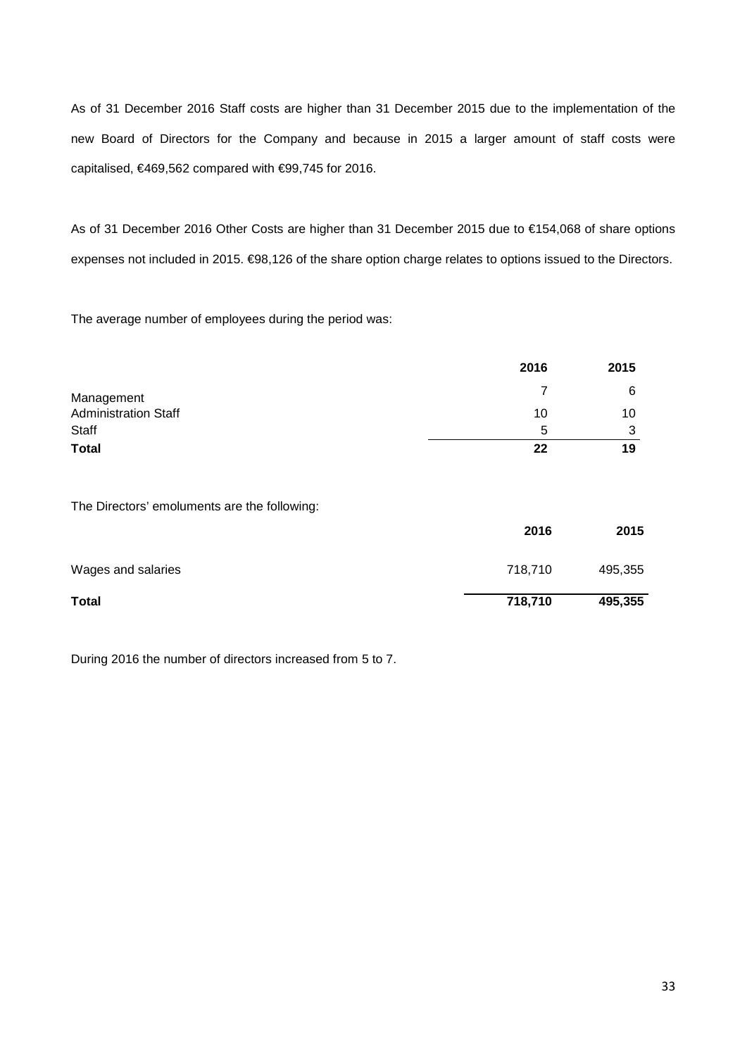As of 31 December 2016 Staff costs are higher than 31 December 2015 due to the implementation of the new Board of Directors for the Company and because in 2015 a larger amount of staff costs were capitalised, €469,562 compared with €99,745 for 2016.

As of 31 December 2016 Other Costs are higher than 31 December 2015 due to €154,068 of share options expenses not included in 2015. €98,126 of the share option charge relates to options issued to the Directors.

The average number of employees during the period was:

| | 2016 | 2015 |
|---|---|---|
| Management | 7 | 6 |
| Administration Staff | 10 | 10 |
| Staff | 5 | 3 |
| **Total** | **22** | **19** |

The Directors' emoluments are the following:

| | 2016 | 2015 |
|---|---|---|
| Wages and salaries | 718,710 | 495,355 |
| **Total** | **718,710** | **495,355** |

During 2016 the number of directors increased from 5 to 7.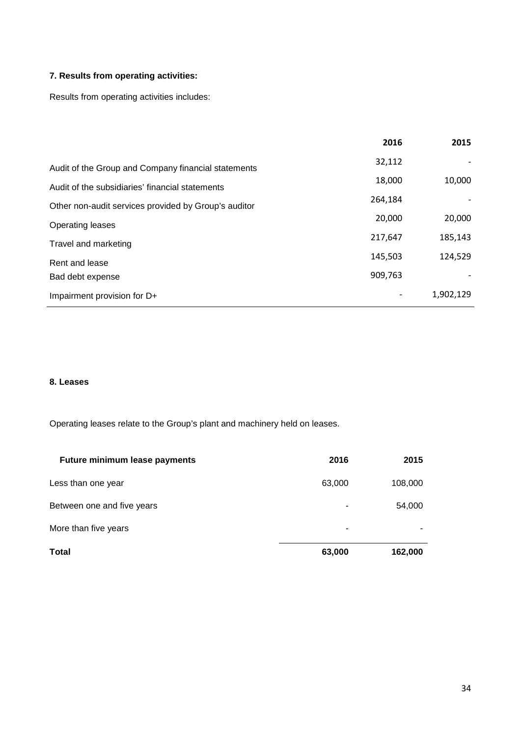### 7. Results from operating activities:

Results from operating activities includes:

| | 2016 | 2015 |
|---|---|---|
| Audit of the Group and Company financial statements | 32,112 | - |
| Audit of the subsidiaries' financial statements | 18,000 | 10,000 |
| Other non-audit services provided by Group's auditor | 264,184 | - |
| Operating leases | 20,000 | 20,000 |
| Travel and marketing | 217,647 | 185,143 |
| Rent and lease | 145,503 | 124,529 |
| Bad debt expense | 909,763 | - |
| Impairment provision for D+ | - | 1,902,129 |

### 8. Leases

Operating leases relate to the Group's plant and machinery held on leases.

| **Future minimum lease payments** | **2016** | **2015** |
|---|---|---|
| Less than one year | 63,000 | 108,000 |
| Between one and five years | - | 54,000 |
| More than five years | - | - |
| **Total** | **63,000** | **162,000** |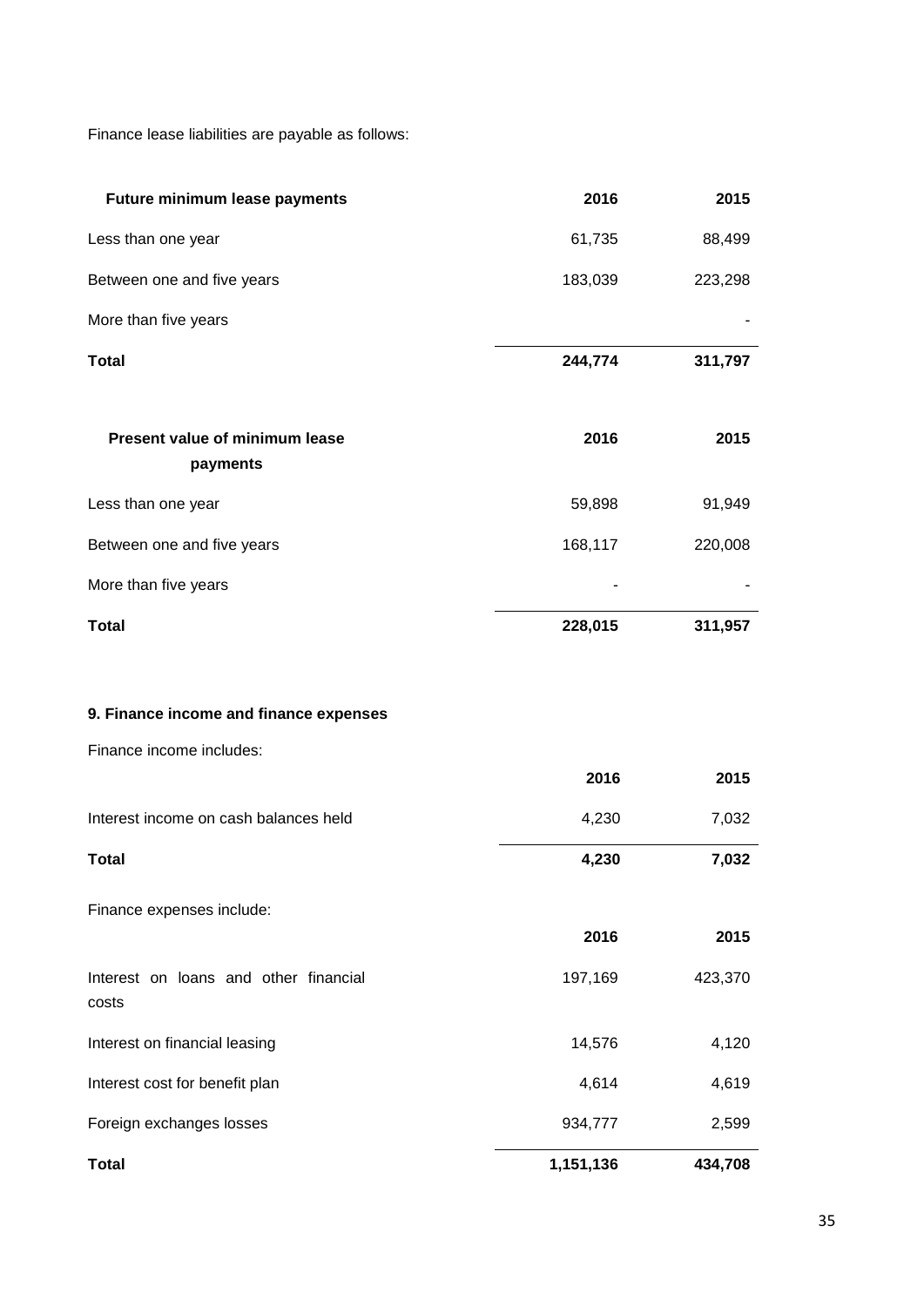Finance lease liabilities are payable as follows:

| Future minimum lease payments | 2016 | 2015 |
|---|---|---|
| Less than one year | 61,735 | 88,499 |
| Between one and five years | 183,039 | 223,298 |
| More than five years | | - |
| **Total** | **244,774** | **311,797** |

| Present value of minimum lease payments | 2016 | 2015 |
|---|---|---|
| Less than one year | 59,898 | 91,949 |
| Between one and five years | 168,117 | 220,008 |
| More than five years | - | - |
| **Total** | **228,015** | **311,957** |

### 9. Finance income and finance expenses

Finance income includes:

| | 2016 | 2015 |
|---|---|---|
| Interest income on cash balances held | 4,230 | 7,032 |
| **Total** | **4,230** | **7,032** |

Finance expenses include:

| | 2016 | 2015 |
|---|---|---|
| Interest on loans and other financial costs | 197,169 | 423,370 |
| Interest on financial leasing | 14,576 | 4,120 |
| Interest cost for benefit plan | 4,614 | 4,619 |
| Foreign exchanges losses | 934,777 | 2,599 |
| **Total** | **1,151,136** | **434,708** |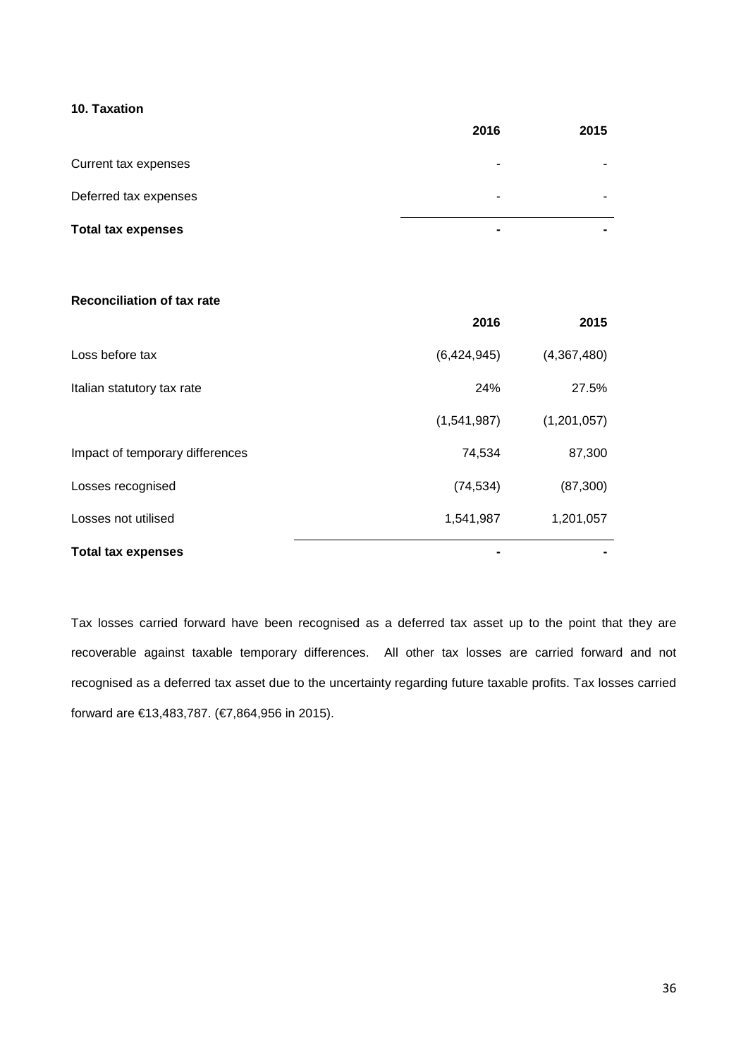## 10. Taxation

| | 2016 | 2015 |
|---|---|---|
| Current tax expenses | - | - |
| Deferred tax expenses | - | - |
| **Total tax expenses** | **-** | **-** |

### Reconciliation of tax rate

| | 2016 | 2015 |
|---|---|---|
| Loss before tax | (6,424,945) | (4,367,480) |
| Italian statutory tax rate | 24% | 27.5% |
| | (1,541,987) | (1,201,057) |
| Impact of temporary differences | 74,534 | 87,300 |
| Losses recognised | (74,534) | (87,300) |
| Losses not utilised | 1,541,987 | 1,201,057 |
| **Total tax expenses** | **-** | **-** |

Tax losses carried forward have been recognised as a deferred tax asset up to the point that they are recoverable against taxable temporary differences. All other tax losses are carried forward and not recognised as a deferred tax asset due to the uncertainty regarding future taxable profits. Tax losses carried forward are €13,483,787. (€7,864,956 in 2015).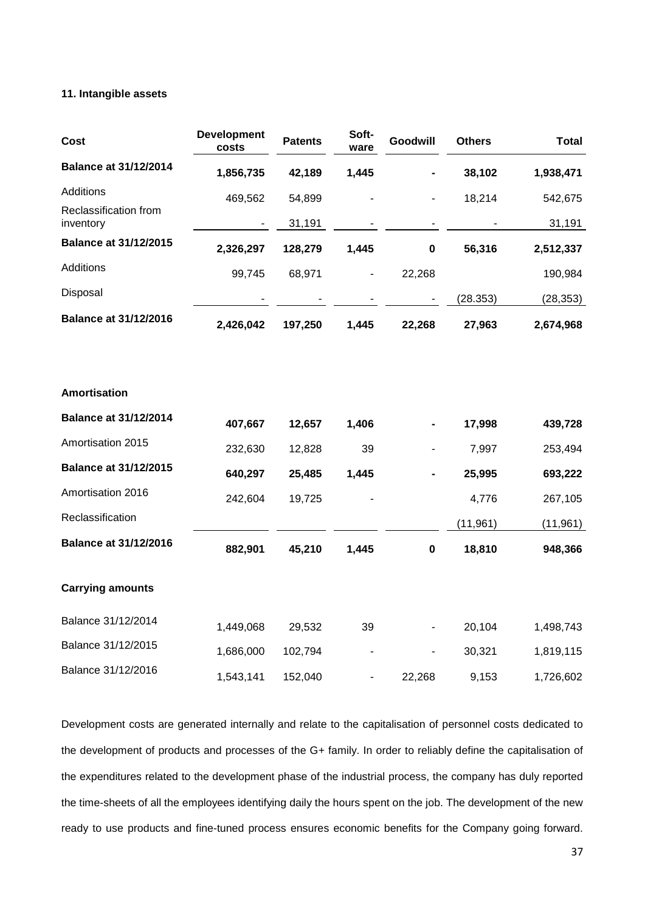### 11. Intangible assets

| Cost | Development costs | Patents | Soft-ware | Goodwill | Others | Total |
|---|---|---|---|---|---|---|
| **Balance at 31/12/2014** | **1,856,735** | **42,189** | **1,445** | **-** | **38,102** | **1,938,471** |
| Additions | 469,562 | 54,899 | - | - | 18,214 | 542,675 |
| Reclassification from inventory | - | 31,191 | - | - | - | 31,191 |
| **Balance at 31/12/2015** | **2,326,297** | **128,279** | **1,445** | **0** | **56,316** | **2,512,337** |
| Additions | 99,745 | 68,971 | - | 22,268 | | 190,984 |
| Disposal | - | - | - | - | (28.353) | (28,353) |
| **Balance at 31/12/2016** | **2,426,042** | **197,250** | **1,445** | **22,268** | **27,963** | **2,674,968** |
| | | | | | | |
| **Amortisation** | | | | | | |
| **Balance at 31/12/2014** | **407,667** | **12,657** | **1,406** | **-** | **17,998** | **439,728** |
| Amortisation 2015 | 232,630 | 12,828 | 39 | - | 7,997 | 253,494 |
| **Balance at 31/12/2015** | **640,297** | **25,485** | **1,445** | **-** | **25,995** | **693,222** |
| Amortisation 2016 | 242,604 | 19,725 | - | | 4,776 | 267,105 |
| Reclassification | | | | | (11,961) | (11,961) |
| **Balance at 31/12/2016** | **882,901** | **45,210** | **1,445** | **0** | **18,810** | **948,366** |
| | | | | | | |
| **Carrying amounts** | | | | | | |
| Balance 31/12/2014 | 1,449,068 | 29,532 | 39 | - | 20,104 | 1,498,743 |
| Balance 31/12/2015 | 1,686,000 | 102,794 | - | - | 30,321 | 1,819,115 |
| Balance 31/12/2016 | 1,543,141 | 152,040 | - | 22,268 | 9,153 | 1,726,602 |

Development costs are generated internally and relate to the capitalisation of personnel costs dedicated to the development of products and processes of the G+ family. In order to reliably define the capitalisation of the expenditures related to the development phase of the industrial process, the company has duly reported the time-sheets of all the employees identifying daily the hours spent on the job. The development of the new ready to use products and fine-tuned process ensures economic benefits for the Company going forward.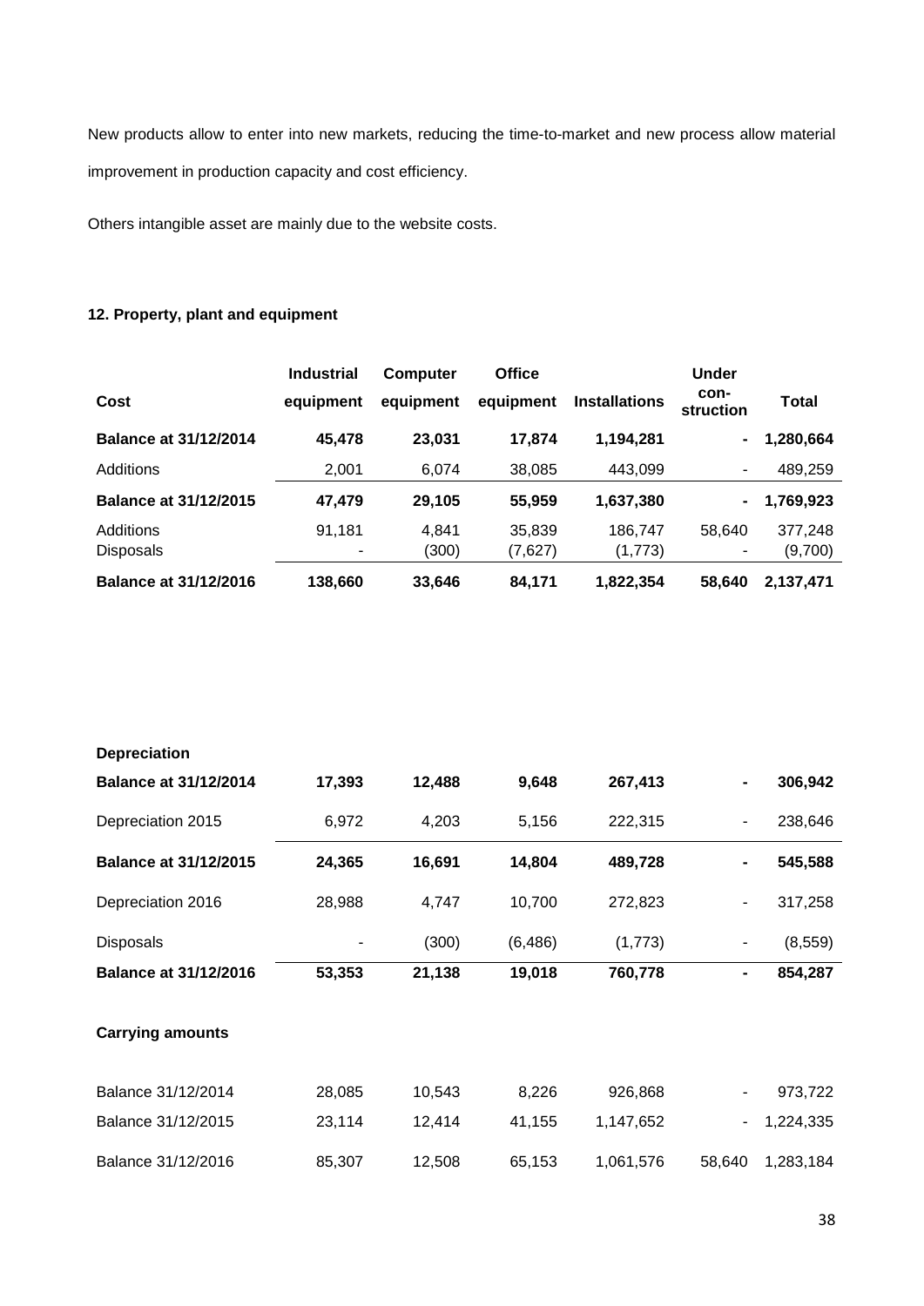New products allow to enter into new markets, reducing the time-to-market and new process allow material improvement in production capacity and cost efficiency.

Others intangible asset are mainly due to the website costs.

### 12. Property, plant and equipment

| Cost | Industrial equipment | Computer equipment | Office equipment | Installations | Under con-struction | Total |
|---|---|---|---|---|---|---|
| **Balance at 31/12/2014** | **45,478** | **23,031** | **17,874** | **1,194,281** | **-** | **1,280,664** |
| Additions | 2,001 | 6,074 | 38,085 | 443,099 | - | 489,259 |
| **Balance at 31/12/2015** | **47,479** | **29,105** | **55,959** | **1,637,380** | **-** | **1,769,923** |
| Additions | 91,181 | 4,841 | 35,839 | 186,747 | 58,640 | 377,248 |
| Disposals | - | (300) | (7,627) | (1,773) | - | (9,700) |
| **Balance at 31/12/2016** | **138,660** | **33,646** | **84,171** | **1,822,354** | **58,640** | **2,137,471** |

| **Depreciation** | | | | | | |
|---|---|---|---|---|---|---|
| **Balance at 31/12/2014** | **17,393** | **12,488** | **9,648** | **267,413** | **-** | **306,942** |
| Depreciation 2015 | 6,972 | 4,203 | 5,156 | 222,315 | - | 238,646 |
| **Balance at 31/12/2015** | **24,365** | **16,691** | **14,804** | **489,728** | **-** | **545,588** |
| Depreciation 2016 | 28,988 | 4,747 | 10,700 | 272,823 | - | 317,258 |
| Disposals | - | (300) | (6,486) | (1,773) | - | (8,559) |
| **Balance at 31/12/2016** | **53,353** | **21,138** | **19,018** | **760,778** | **-** | **854,287** |
| **Carrying amounts** | | | | | | |
| Balance 31/12/2014 | 28,085 | 10,543 | 8,226 | 926,868 | - | 973,722 |
| Balance 31/12/2015 | 23,114 | 12,414 | 41,155 | 1,147,652 | - | 1,224,335 |
| Balance 31/12/2016 | 85,307 | 12,508 | 65,153 | 1,061,576 | 58,640 | 1,283,184 |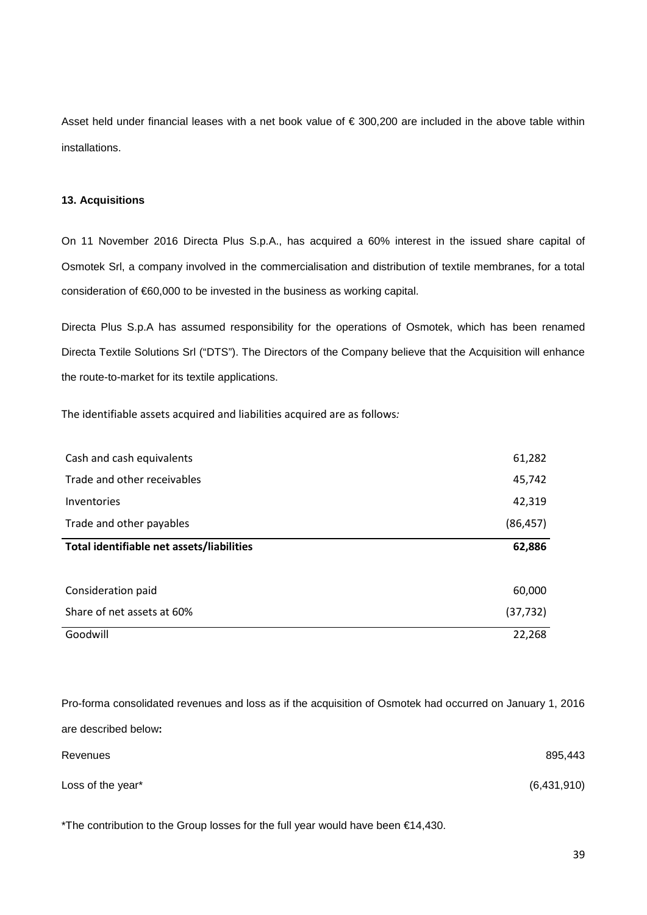Asset held under financial leases with a net book value of € 300,200 are included in the above table within installations.

### 13. Acquisitions

On 11 November 2016 Directa Plus S.p.A., has acquired a 60% interest in the issued share capital of Osmotek Srl, a company involved in the commercialisation and distribution of textile membranes, for a total consideration of €60,000 to be invested in the business as working capital.

Directa Plus S.p.A has assumed responsibility for the operations of Osmotek, which has been renamed Directa Textile Solutions Srl ("DTS"). The Directors of the Company believe that the Acquisition will enhance the route-to-market for its textile applications.

The identifiable assets acquired and liabilities acquired are as follows*:*

| | |
|---|---|
| Cash and cash equivalents | 61,282 |
| Trade and other receivables | 45,742 |
| Inventories | 42,319 |
| Trade and other payables | (86,457) |
| **Total identifiable net assets/liabilities** | **62,886** |
| | |
| Consideration paid | 60,000 |
| Share of net assets at 60% | (37,732) |
| Goodwill | 22,268 |

Pro-forma consolidated revenues and loss as if the acquisition of Osmotek had occurred on January 1, 2016 are described below**:**

| | |
|---|---|
| Revenues | 895,443 |
| Loss of the year* | (6,431,910) |

*The contribution to the Group losses for the full year would have been €14,430.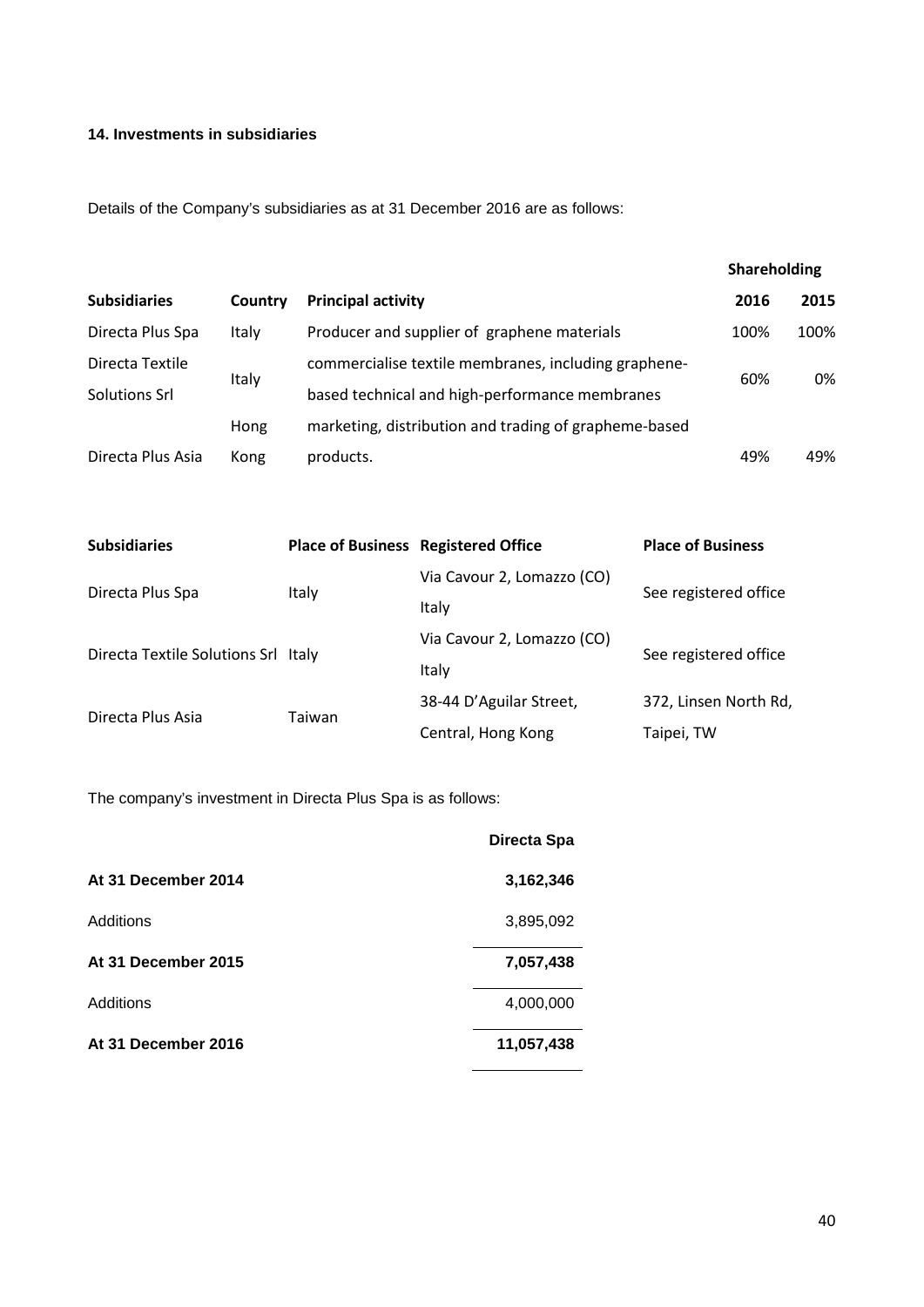### 14. Investments in subsidiaries

Details of the Company's subsidiaries as at 31 December 2016 are as follows:

| Subsidiaries | Country | Principal activity | Shareholding 2016 | Shareholding 2015 |
|---|---|---|---|---|
| Directa Plus Spa | Italy | Producer and supplier of graphene materials | 100% | 100% |
| Directa Textile Solutions Srl | Italy | commercialise textile membranes, including graphene-based technical and high-performance membranes | 60% | 0% |
| Directa Plus Asia | Hong Kong | marketing, distribution and trading of grapheme-based products. | 49% | 49% |

| Subsidiaries | Place of Business | Registered Office | Place of Business |
|---|---|---|---|
| Directa Plus Spa | Italy | Via Cavour 2, Lomazzo (CO) Italy | See registered office |
| Directa Textile Solutions Srl | Italy | Via Cavour 2, Lomazzo (CO) Italy | See registered office |
| Directa Plus Asia | Taiwan | 38-44 D'Aguilar Street, Central, Hong Kong | 372, Linsen North Rd, Taipei, TW |

The company's investment in Directa Plus Spa is as follows:

| | Directa Spa |
|---|---|
| **At 31 December 2014** | **3,162,346** |
| Additions | 3,895,092 |
| **At 31 December 2015** | **7,057,438** |
| Additions | 4,000,000 |
| **At 31 December 2016** | **11,057,438** |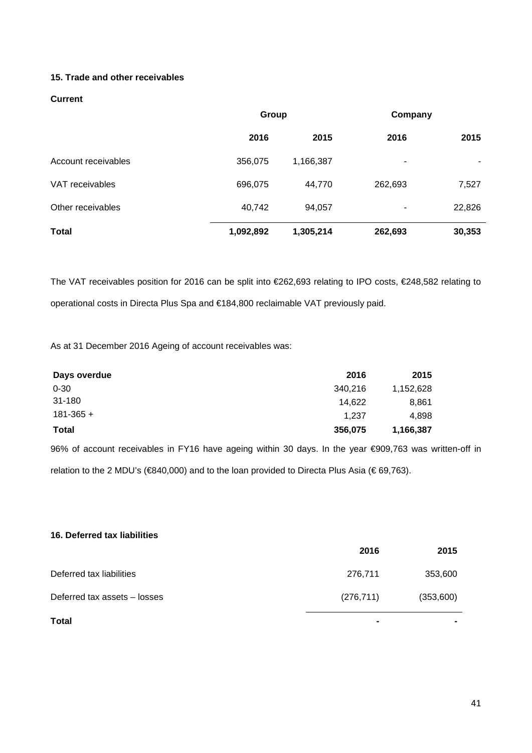### 15. Trade and other receivables

**Current**

| | Group | | Company | |
|---|---|---|---|---|
| | **2016** | **2015** | **2016** | **2015** |
| Account receivables | 356,075 | 1,166,387 | - | - |
| VAT receivables | 696,075 | 44,770 | 262,693 | 7,527 |
| Other receivables | 40,742 | 94,057 | - | 22,826 |
| **Total** | **1,092,892** | **1,305,214** | **262,693** | **30,353** |

The VAT receivables position for 2016 can be split into €262,693 relating to IPO costs, €248,582 relating to operational costs in Directa Plus Spa and €184,800 reclaimable VAT previously paid.

As at 31 December 2016 Ageing of account receivables was:

| Days overdue | 2016 | 2015 |
|---|---|---|
| 0-30 | 340,216 | 1,152,628 |
| 31-180 | 14,622 | 8,861 |
| 181-365 + | 1,237 | 4,898 |
| **Total** | **356,075** | **1,166,387** |

96% of account receivables in FY16 have ageing within 30 days. In the year €909,763 was written-off in relation to the 2 MDU's (€840,000) and to the loan provided to Directa Plus Asia (€ 69,763).

### 16. Deferred tax liabilities

| | 2016 | 2015 |
|---|---|---|
| Deferred tax liabilities | 276,711 | 353,600 |
| Deferred tax assets – losses | (276,711) | (353,600) |
| **Total** | **-** | **-** |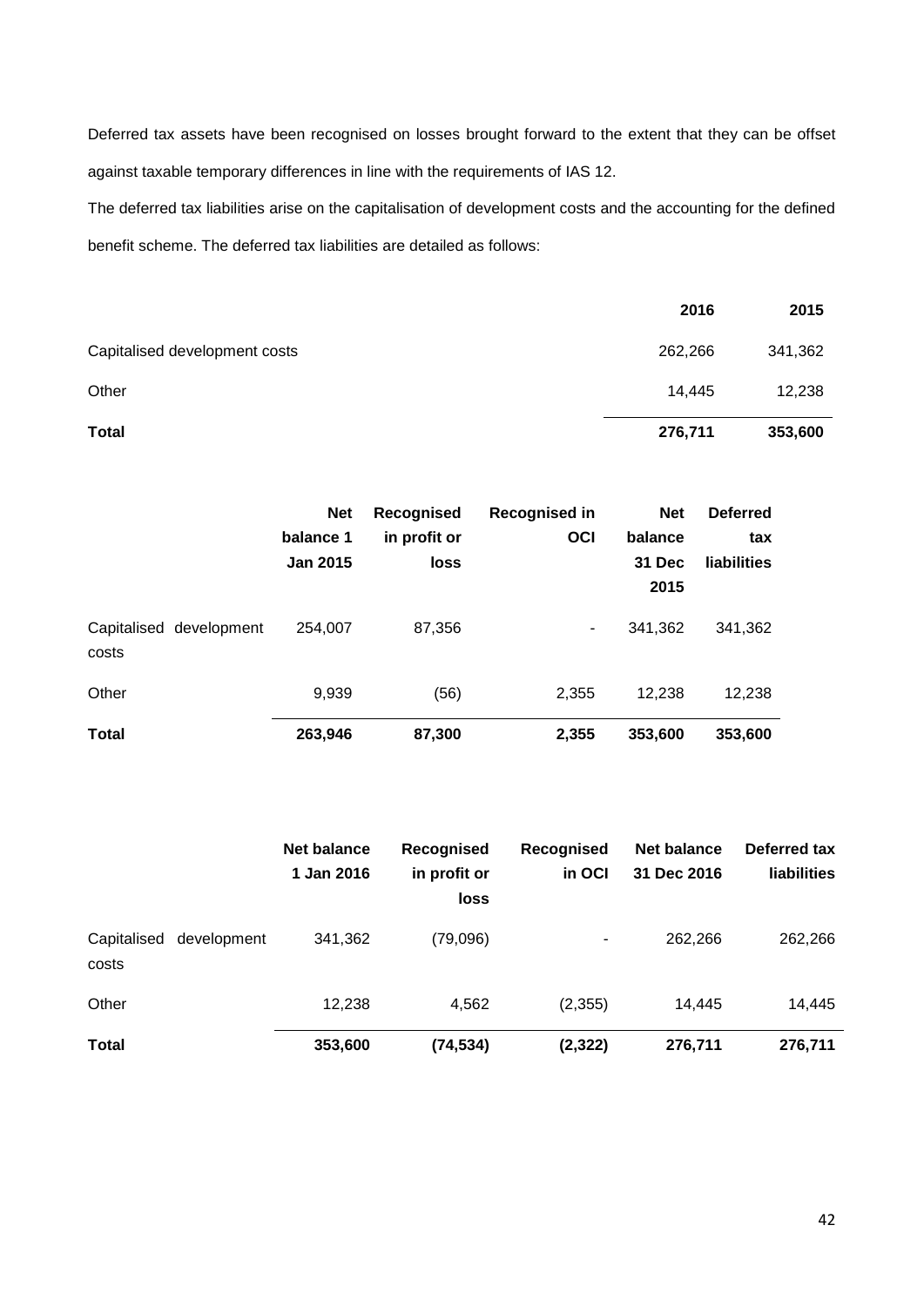Deferred tax assets have been recognised on losses brought forward to the extent that they can be offset against taxable temporary differences in line with the requirements of IAS 12.

The deferred tax liabilities arise on the capitalisation of development costs and the accounting for the defined benefit scheme. The deferred tax liabilities are detailed as follows:

| | 2016 | 2015 |
|---|---|---|
| Capitalised development costs | 262,266 | 341,362 |
| Other | 14,445 | 12,238 |
| **Total** | **276,711** | **353,600** |

| | Net balance 1 Jan 2015 | Recognised in profit or loss | Recognised in OCI | Net balance 31 Dec 2015 | Deferred tax liabilities |
|---|---|---|---|---|---|
| Capitalised development costs | 254,007 | 87,356 | - | 341,362 | 341,362 |
| Other | 9,939 | (56) | 2,355 | 12,238 | 12,238 |
| **Total** | **263,946** | **87,300** | **2,355** | **353,600** | **353,600** |

| | Net balance 1 Jan 2016 | Recognised in profit or loss | Recognised in OCI | Net balance 31 Dec 2016 | Deferred tax liabilities |
|---|---|---|---|---|---|
| Capitalised development costs | 341,362 | (79,096) | - | 262,266 | 262,266 |
| Other | 12,238 | 4,562 | (2,355) | 14,445 | 14,445 |
| **Total** | **353,600** | **(74,534)** | **(2,322)** | **276,711** | **276,711** |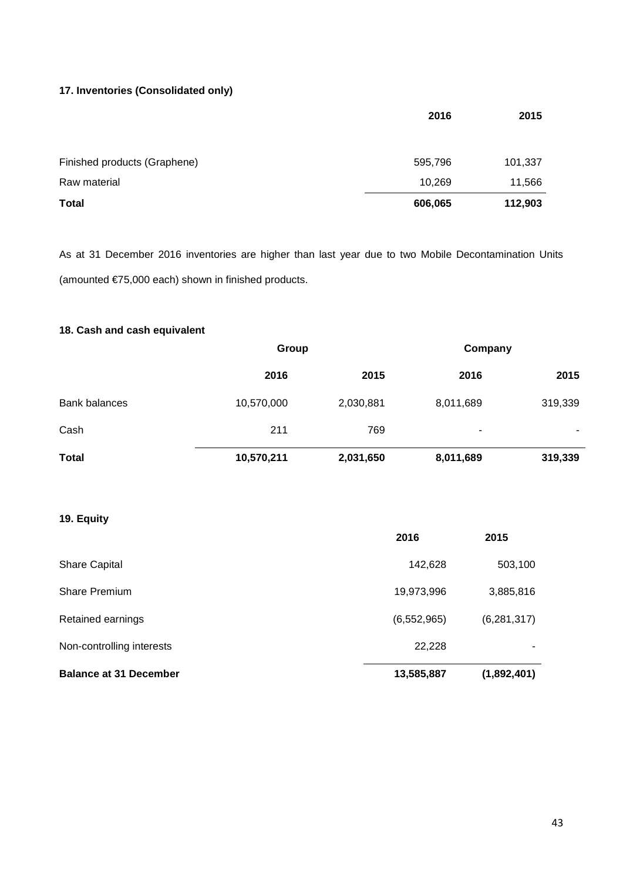### 17. Inventories (Consolidated only)

| | 2016 | 2015 |
|---|---|---|
| Finished products (Graphene) | 595,796 | 101,337 |
| Raw material | 10,269 | 11,566 |
| **Total** | **606,065** | **112,903** |

As at 31 December 2016 inventories are higher than last year due to two Mobile Decontamination Units (amounted €75,000 each) shown in finished products.

### 18. Cash and cash equivalent

| | Group | | Company | |
|---|---|---|---|---|
| | **2016** | **2015** | **2016** | **2015** |
| Bank balances | 10,570,000 | 2,030,881 | 8,011,689 | 319,339 |
| Cash | 211 | 769 | - | - |
| **Total** | **10,570,211** | **2,031,650** | **8,011,689** | **319,339** |

### 19. Equity

| | 2016 | 2015 |
|---|---|---|
| Share Capital | 142,628 | 503,100 |
| Share Premium | 19,973,996 | 3,885,816 |
| Retained earnings | (6,552,965) | (6,281,317) |
| Non-controlling interests | 22,228 | - |
| **Balance at 31 December** | **13,585,887** | **(1,892,401)** |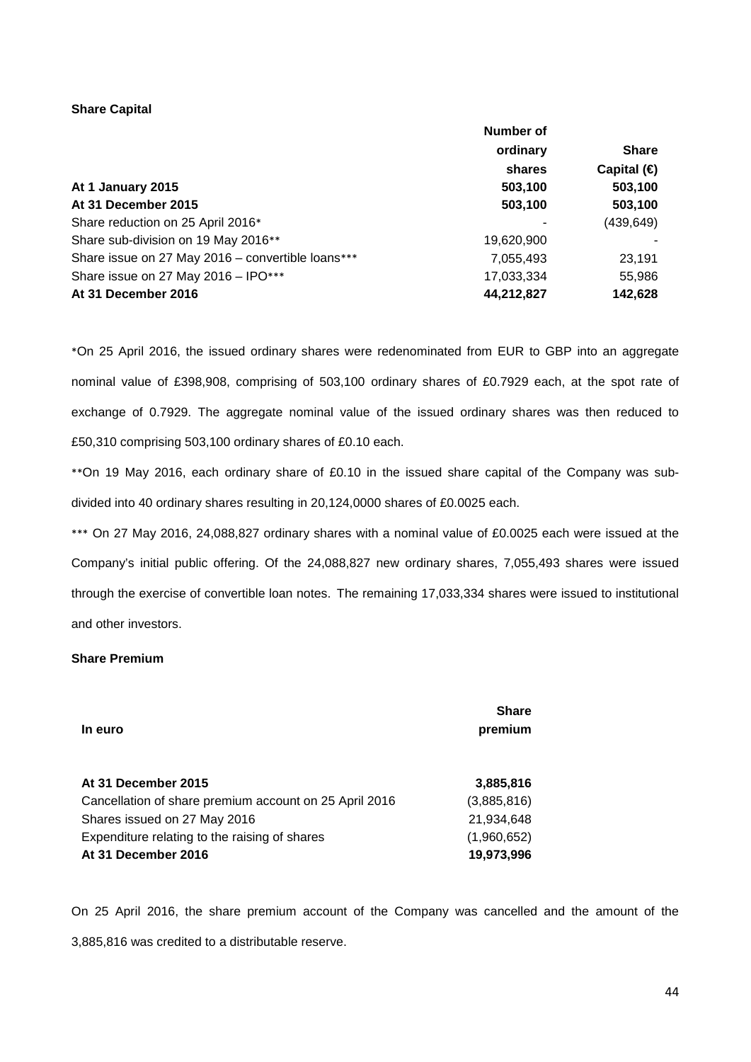**Share Capital**

| | Number of ordinary shares | Share Capital (€) |
|---|---|---|
| **At 1 January 2015** | **503,100** | **503,100** |
| **At 31 December 2015** | **503,100** | **503,100** |
| Share reduction on 25 April 2016* | - | (439,649) |
| Share sub-division on 19 May 2016** | 19,620,900 | - |
| Share issue on 27 May 2016 – convertible loans*** | 7,055,493 | 23,191 |
| Share issue on 27 May 2016 – IPO*** | 17,033,334 | 55,986 |
| **At 31 December 2016** | **44,212,827** | **142,628** |

*On 25 April 2016, the issued ordinary shares were redenominated from EUR to GBP into an aggregate nominal value of £398,908, comprising of 503,100 ordinary shares of £0.7929 each, at the spot rate of exchange of 0.7929. The aggregate nominal value of the issued ordinary shares was then reduced to £50,310 comprising 503,100 ordinary shares of £0.10 each.

**On 19 May 2016, each ordinary share of £0.10 in the issued share capital of the Company was sub-divided into 40 ordinary shares resulting in 20,124,0000 shares of £0.0025 each.

*** On 27 May 2016, 24,088,827 ordinary shares with a nominal value of £0.0025 each were issued at the Company's initial public offering. Of the 24,088,827 new ordinary shares, 7,055,493 shares were issued through the exercise of convertible loan notes. The remaining 17,033,334 shares were issued to institutional and other investors.

**Share Premium**

| In euro | Share premium |
|---|---|
| **At 31 December 2015** | **3,885,816** |
| Cancellation of share premium account on 25 April 2016 | (3,885,816) |
| Shares issued on 27 May 2016 | 21,934,648 |
| Expenditure relating to the raising of shares | (1,960,652) |
| **At 31 December 2016** | **19,973,996** |

On 25 April 2016, the share premium account of the Company was cancelled and the amount of the 3,885,816 was credited to a distributable reserve.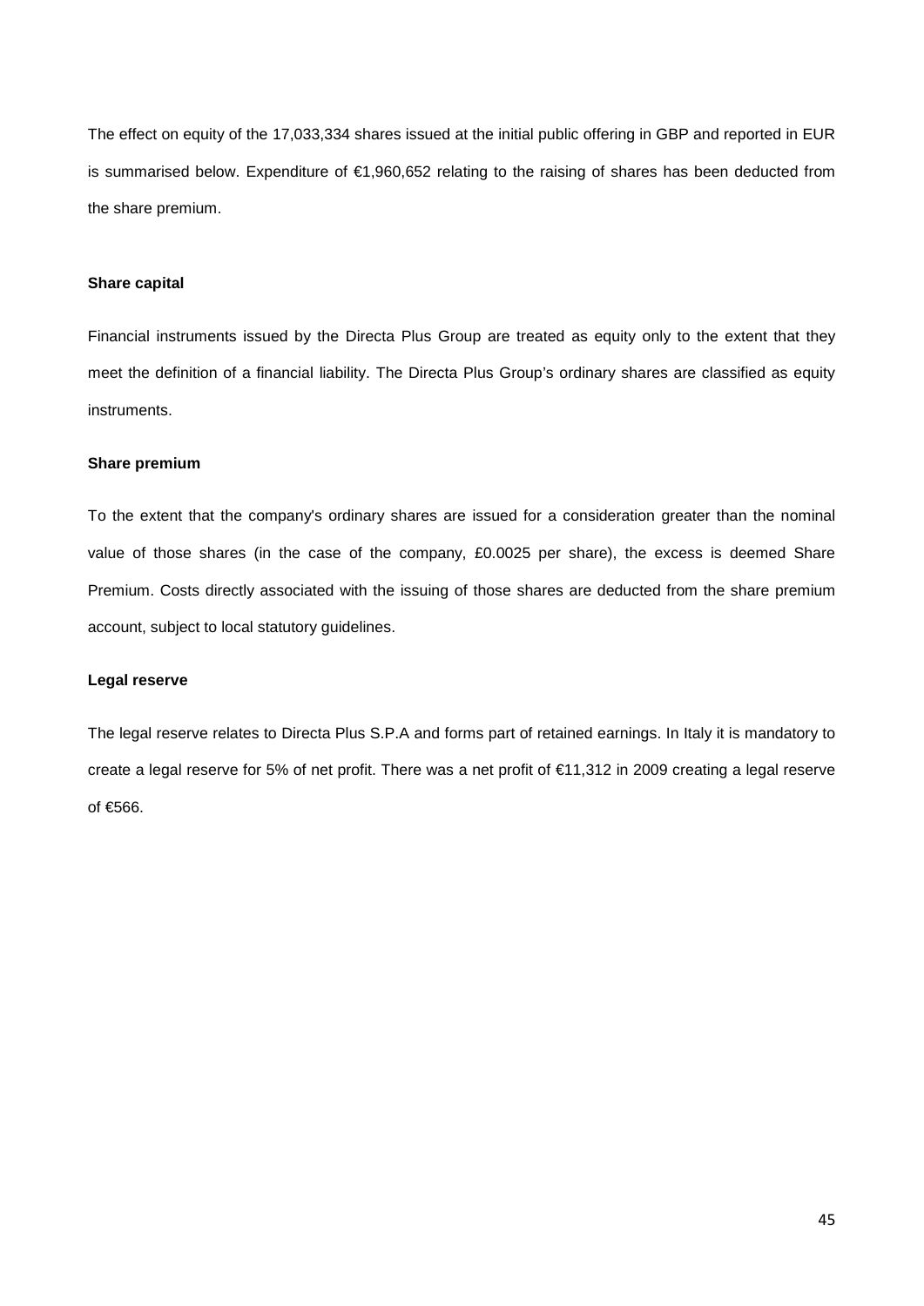The effect on equity of the 17,033,334 shares issued at the initial public offering in GBP and reported in EUR is summarised below. Expenditure of €1,960,652 relating to the raising of shares has been deducted from the share premium.

**Share capital**

Financial instruments issued by the Directa Plus Group are treated as equity only to the extent that they meet the definition of a financial liability. The Directa Plus Group's ordinary shares are classified as equity instruments.

**Share premium**

To the extent that the company's ordinary shares are issued for a consideration greater than the nominal value of those shares (in the case of the company, £0.0025 per share), the excess is deemed Share Premium. Costs directly associated with the issuing of those shares are deducted from the share premium account, subject to local statutory guidelines.

**Legal reserve**

The legal reserve relates to Directa Plus S.P.A and forms part of retained earnings. In Italy it is mandatory to create a legal reserve for 5% of net profit. There was a net profit of €11,312 in 2009 creating a legal reserve of €566.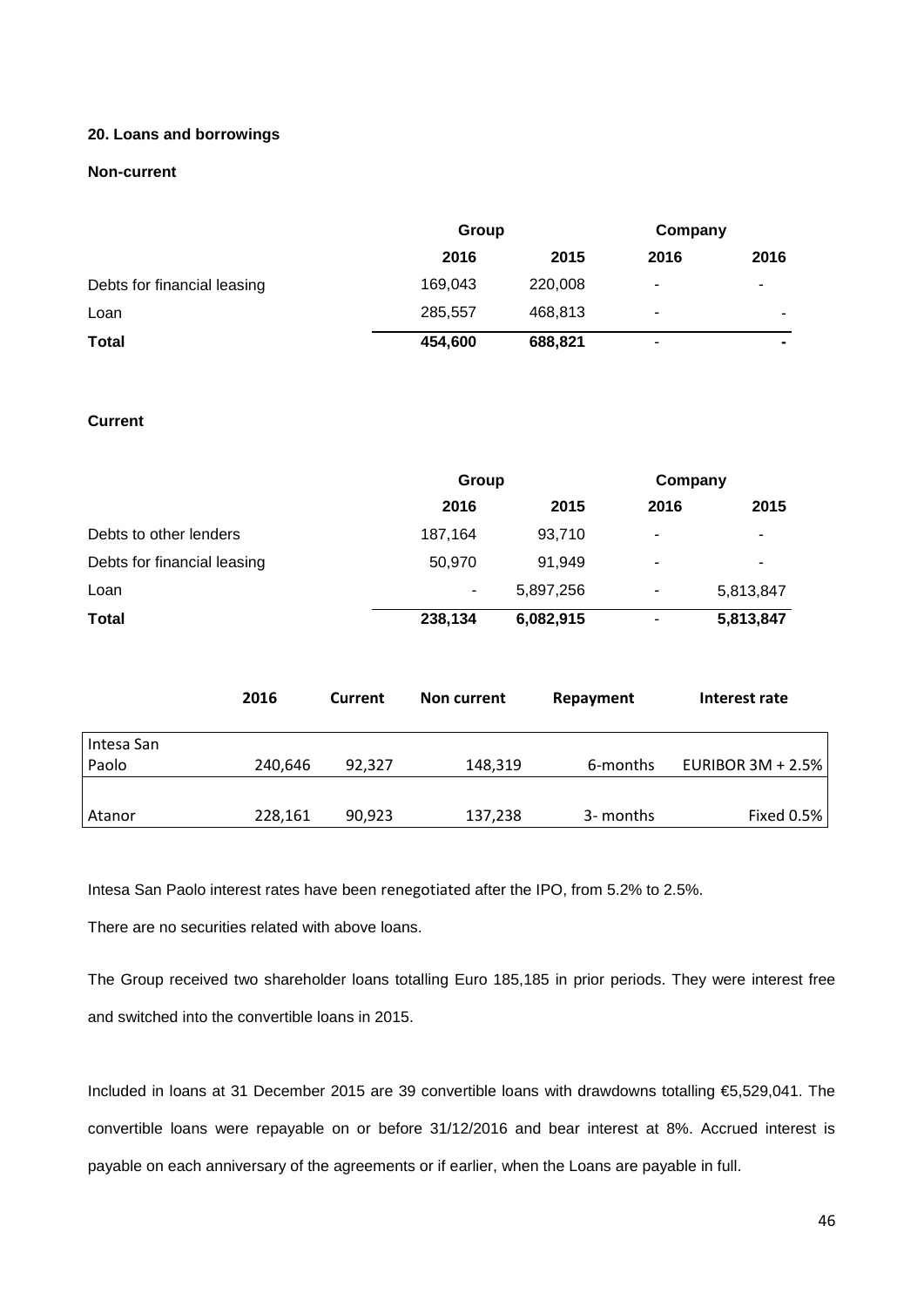**20. Loans and borrowings**

**Non-current**

| | Group | | Company | |
|---|---|---|---|---|
| | **2016** | **2015** | **2016** | **2016** |
| Debts for financial leasing | 169,043 | 220,008 | - | - |
| Loan | 285,557 | 468,813 | - | - |
| **Total** | **454,600** | **688,821** | - | - |

**Current**

| | Group | | Company | |
|---|---|---|---|---|
| | **2016** | **2015** | **2016** | **2015** |
| Debts to other lenders | 187,164 | 93,710 | - | - |
| Debts for financial leasing | 50,970 | 91,949 | - | - |
| Loan | - | 5,897,256 | - | 5,813,847 |
| **Total** | **238,134** | **6,082,915** | - | **5,813,847** |

| | 2016 | Current | Non current | Repayment | Interest rate |
|---|---|---|---|---|---|
| Intesa San Paolo | 240,646 | 92,327 | 148,319 | 6-months | EURIBOR 3M + 2.5% |
| Atanor | 228,161 | 90,923 | 137,238 | 3- months | Fixed 0.5% |

Intesa San Paolo interest rates have been renegotiated after the IPO, from 5.2% to 2.5%.

There are no securities related with above loans.

The Group received two shareholder loans totalling Euro 185,185 in prior periods. They were interest free and switched into the convertible loans in 2015.

Included in loans at 31 December 2015 are 39 convertible loans with drawdowns totalling €5,529,041. The convertible loans were repayable on or before 31/12/2016 and bear interest at 8%. Accrued interest is payable on each anniversary of the agreements or if earlier, when the Loans are payable in full.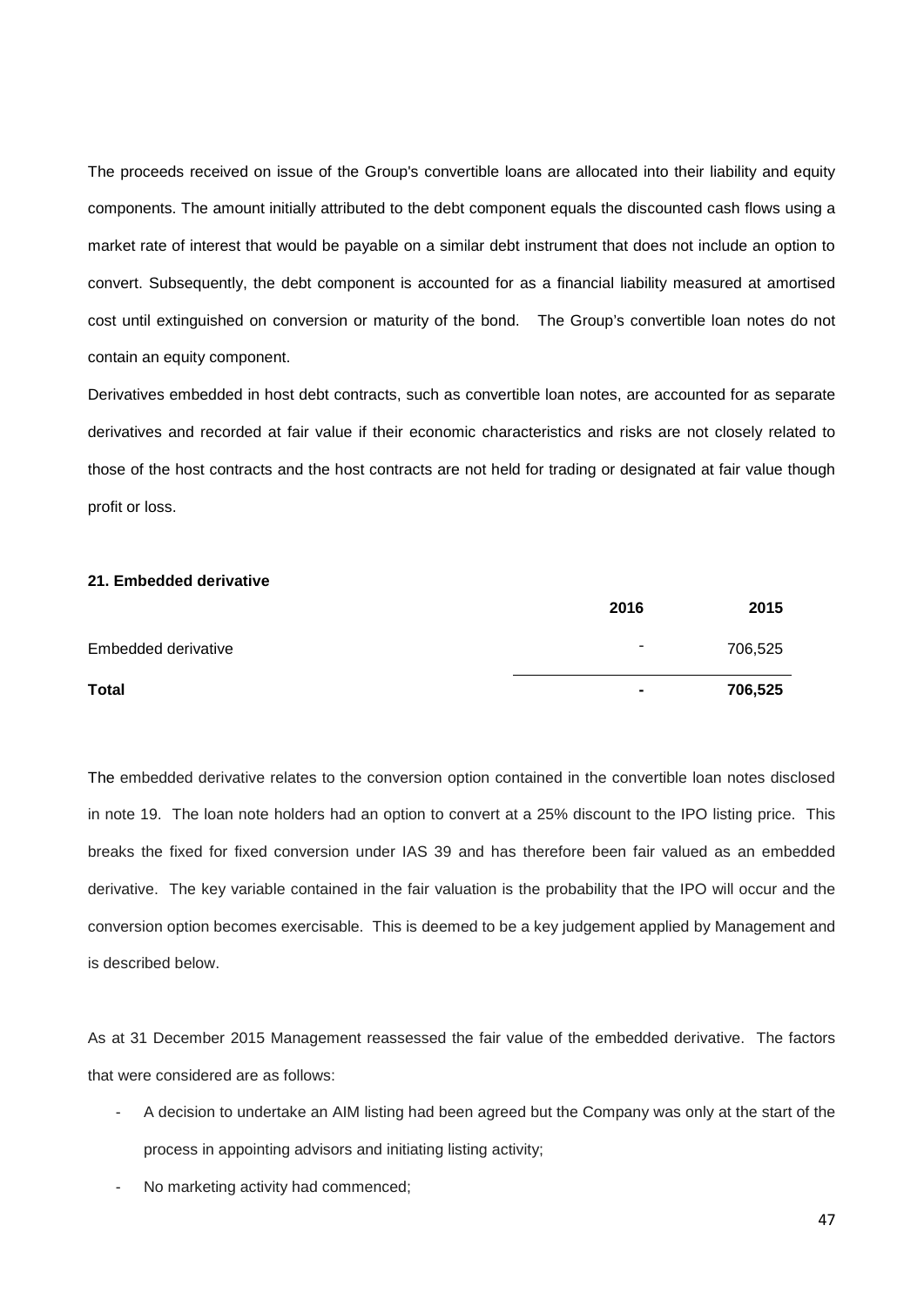The proceeds received on issue of the Group's convertible loans are allocated into their liability and equity components. The amount initially attributed to the debt component equals the discounted cash flows using a market rate of interest that would be payable on a similar debt instrument that does not include an option to convert. Subsequently, the debt component is accounted for as a financial liability measured at amortised cost until extinguished on conversion or maturity of the bond. The Group's convertible loan notes do not contain an equity component.

Derivatives embedded in host debt contracts, such as convertible loan notes, are accounted for as separate derivatives and recorded at fair value if their economic characteristics and risks are not closely related to those of the host contracts and the host contracts are not held for trading or designated at fair value though profit or loss.

**21. Embedded derivative**

| | 2016 | 2015 |
|---|---|---|
| Embedded derivative | - | 706,525 |
| **Total** | **-** | **706,525** |

The embedded derivative relates to the conversion option contained in the convertible loan notes disclosed in note 19. The loan note holders had an option to convert at a 25% discount to the IPO listing price. This breaks the fixed for fixed conversion under IAS 39 and has therefore been fair valued as an embedded derivative. The key variable contained in the fair valuation is the probability that the IPO will occur and the conversion option becomes exercisable. This is deemed to be a key judgement applied by Management and is described below.

As at 31 December 2015 Management reassessed the fair value of the embedded derivative. The factors that were considered are as follows:

- A decision to undertake an AIM listing had been agreed but the Company was only at the start of the process in appointing advisors and initiating listing activity;
- No marketing activity had commenced;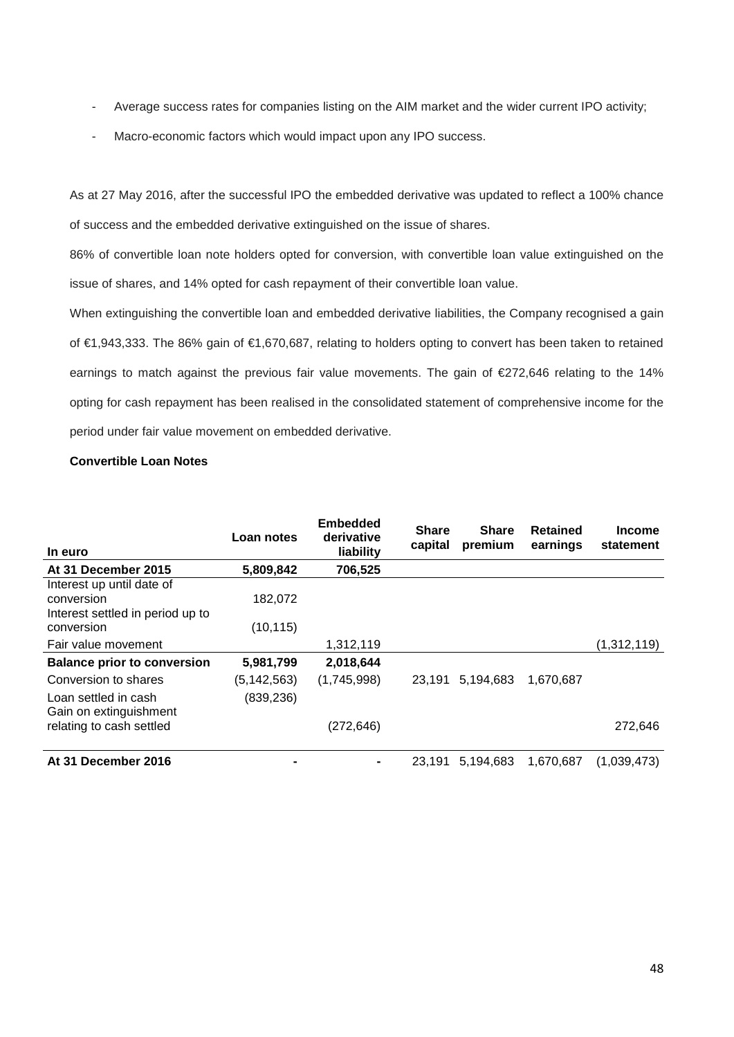- Average success rates for companies listing on the AIM market and the wider current IPO activity;
- Macro-economic factors which would impact upon any IPO success.

As at 27 May 2016, after the successful IPO the embedded derivative was updated to reflect a 100% chance of success and the embedded derivative extinguished on the issue of shares.

86% of convertible loan note holders opted for conversion, with convertible loan value extinguished on the issue of shares, and 14% opted for cash repayment of their convertible loan value.

When extinguishing the convertible loan and embedded derivative liabilities, the Company recognised a gain of €1,943,333. The 86% gain of €1,670,687, relating to holders opting to convert has been taken to retained earnings to match against the previous fair value movements. The gain of €272,646 relating to the 14% opting for cash repayment has been realised in the consolidated statement of comprehensive income for the period under fair value movement on embedded derivative.

**Convertible Loan Notes**

| In euro | Loan notes | Embedded derivative liability | Share capital | Share premium | Retained earnings | Income statement |
|---|---|---|---|---|---|---|
| **At 31 December 2015** | **5,809,842** | **706,525** | | | | |
| Interest up until date of conversion | 182,072 | | | | | |
| Interest settled in period up to conversion | (10,115) | | | | | |
| Fair value movement | | 1,312,119 | | | | (1,312,119) |
| **Balance prior to conversion** | **5,981,799** | **2,018,644** | | | | |
| Conversion to shares | (5,142,563) | (1,745,998) | 23,191 | 5,194,683 | 1,670,687 | |
| Loan settled in cash | (839,236) | | | | | |
| Gain on extinguishment relating to cash settled | | (272,646) | | | | 272,646 |
| **At 31 December 2016** | - | - | 23,191 | 5,194,683 | 1,670,687 | (1,039,473) |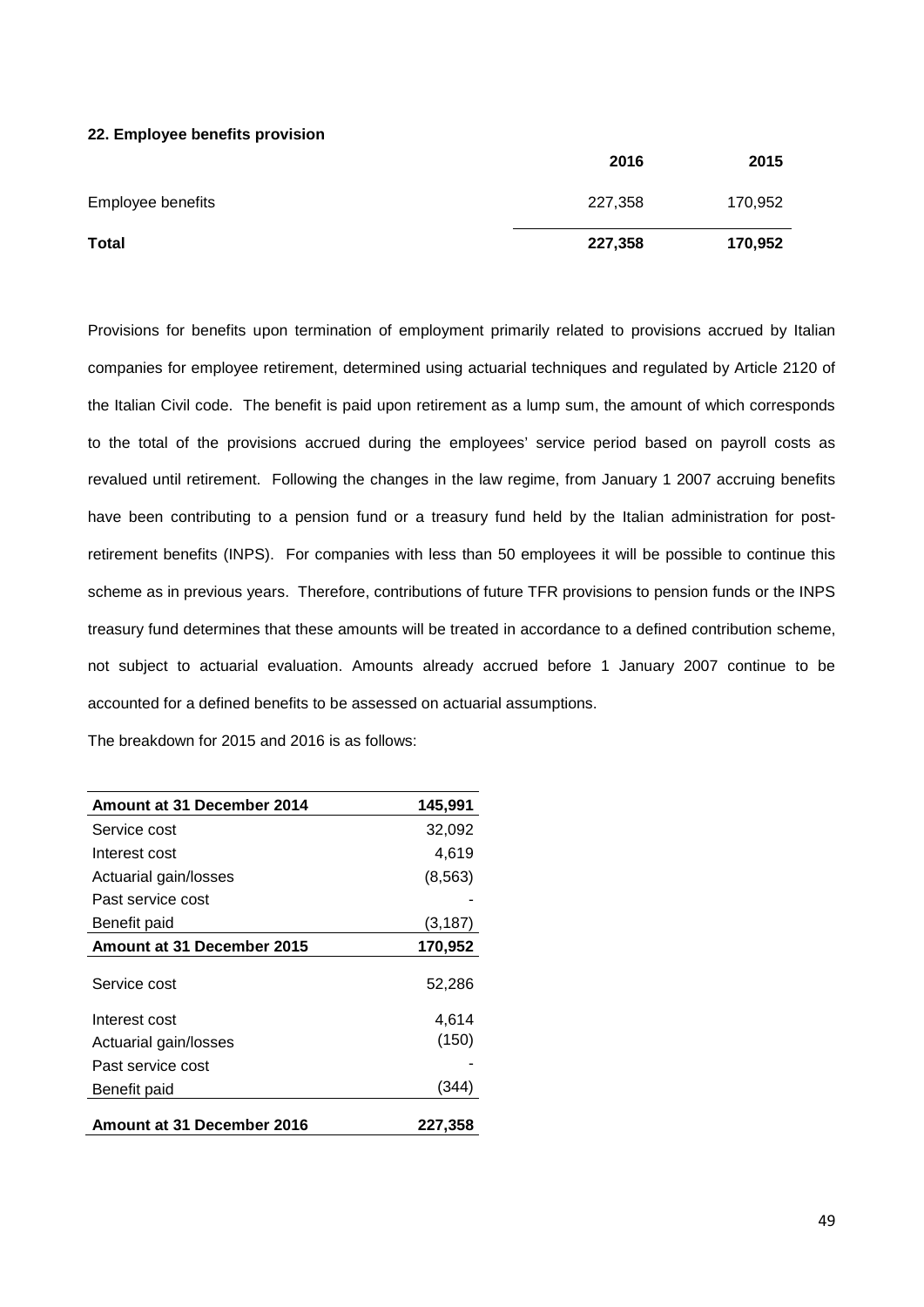### 22. Employee benefits provision

| | 2016 | 2015 |
|---|---|---|
| Employee benefits | 227,358 | 170,952 |
| **Total** | **227,358** | **170,952** |

Provisions for benefits upon termination of employment primarily related to provisions accrued by Italian companies for employee retirement, determined using actuarial techniques and regulated by Article 2120 of the Italian Civil code. The benefit is paid upon retirement as a lump sum, the amount of which corresponds to the total of the provisions accrued during the employees' service period based on payroll costs as revalued until retirement. Following the changes in the law regime, from January 1 2007 accruing benefits have been contributing to a pension fund or a treasury fund held by the Italian administration for post-retirement benefits (INPS). For companies with less than 50 employees it will be possible to continue this scheme as in previous years. Therefore, contributions of future TFR provisions to pension funds or the INPS treasury fund determines that these amounts will be treated in accordance to a defined contribution scheme, not subject to actuarial evaluation. Amounts already accrued before 1 January 2007 continue to be accounted for a defined benefits to be assessed on actuarial assumptions.

The breakdown for 2015 and 2016 is as follows:

| **Amount at 31 December 2014** | **145,991** |
|---|---|
| Service cost | 32,092 |
| Interest cost | 4,619 |
| Actuarial gain/losses | (8,563) |
| Past service cost | - |
| Benefit paid | (3,187) |
| **Amount at 31 December 2015** | **170,952** |
| Service cost | 52,286 |
| Interest cost | 4,614 |
| Actuarial gain/losses | (150) |
| Past service cost | - |
| Benefit paid | (344) |
| **Amount at 31 December 2016** | **227,358** |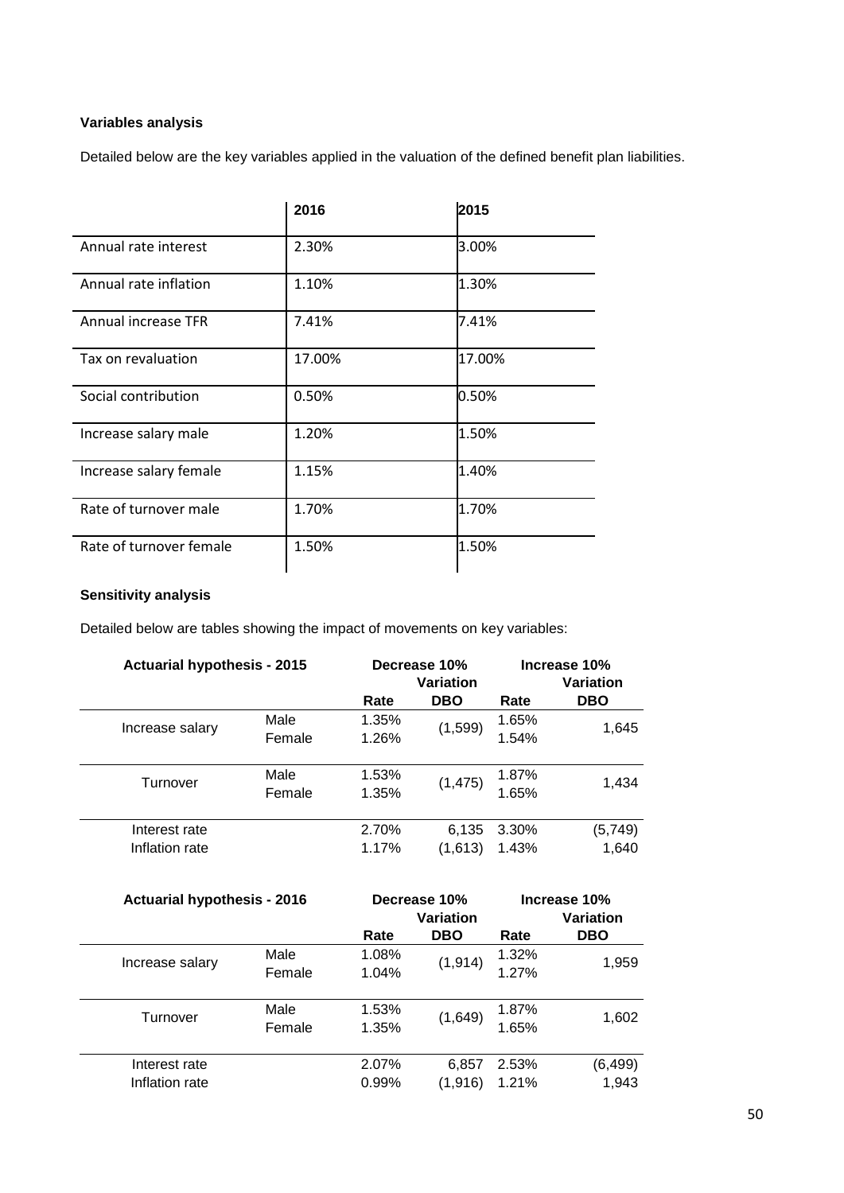**Variables analysis**

Detailed below are the key variables applied in the valuation of the defined benefit plan liabilities.

| | 2016 | 2015 |
|---|---|---|
| Annual rate interest | 2.30% | 3.00% |
| Annual rate inflation | 1.10% | 1.30% |
| Annual increase TFR | 7.41% | 7.41% |
| Tax on revaluation | 17.00% | 17.00% |
| Social contribution | 0.50% | 0.50% |
| Increase salary male | 1.20% | 1.50% |
| Increase salary female | 1.15% | 1.40% |
| Rate of turnover male | 1.70% | 1.70% |
| Rate of turnover female | 1.50% | 1.50% |

**Sensitivity analysis**

Detailed below are tables showing the impact of movements on key variables:

| Actuarial hypothesis - 2015 | | Decrease 10% Variation | | Increase 10% Variation | |
|---|---|---|---|---|---|
| | | Rate | DBO | Rate | DBO |
| Increase salary | Male | 1.35% | (1,599) | 1.65% | 1,645 |
| | Female | 1.26% | | 1.54% | |
| Turnover | Male | 1.53% | (1,475) | 1.87% | 1,434 |
| | Female | 1.35% | | 1.65% | |
| Interest rate | | 2.70% | 6,135 | 3.30% | (5,749) |
| Inflation rate | | 1.17% | (1,613) | 1.43% | 1,640 |

| Actuarial hypothesis - 2016 | | Decrease 10% Variation | | Increase 10% Variation | |
|---|---|---|---|---|---|
| | | Rate | DBO | Rate | DBO |
| Increase salary | Male | 1.08% | (1,914) | 1.32% | 1,959 |
| | Female | 1.04% | | 1.27% | |
| Turnover | Male | 1.53% | (1,649) | 1.87% | 1,602 |
| | Female | 1.35% | | 1.65% | |
| Interest rate | | 2.07% | 6,857 | 2.53% | (6,499) |
| Inflation rate | | 0.99% | (1,916) | 1.21% | 1,943 |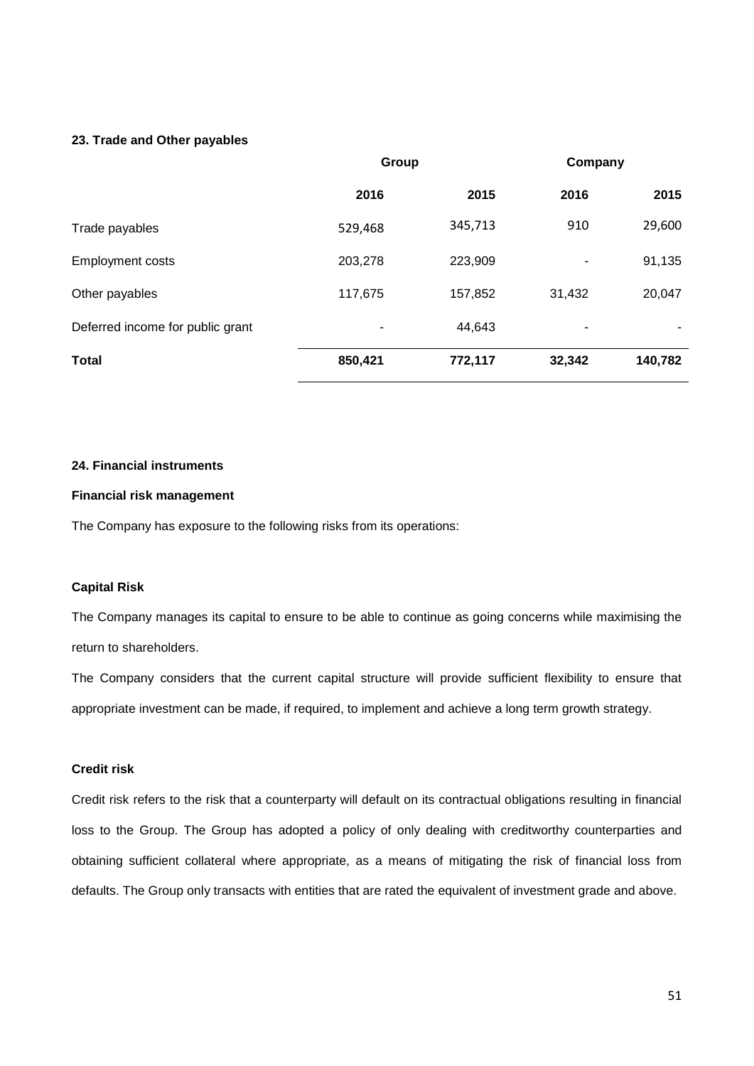### 23. Trade and Other payables

| | Group | | Company | |
|---|---|---|---|---|
| | **2016** | **2015** | **2016** | **2015** |
| Trade payables | 529,468 | 345,713 | 910 | 29,600 |
| Employment costs | 203,278 | 223,909 | - | 91,135 |
| Other payables | 117,675 | 157,852 | 31,432 | 20,047 |
| Deferred income for public grant | - | 44,643 | - | - |
| **Total** | **850,421** | **772,117** | **32,342** | **140,782** |

### 24. Financial instruments

**Financial risk management**

The Company has exposure to the following risks from its operations:

**Capital Risk**

The Company manages its capital to ensure to be able to continue as going concerns while maximising the return to shareholders.

The Company considers that the current capital structure will provide sufficient flexibility to ensure that appropriate investment can be made, if required, to implement and achieve a long term growth strategy.

**Credit risk**

Credit risk refers to the risk that a counterparty will default on its contractual obligations resulting in financial loss to the Group. The Group has adopted a policy of only dealing with creditworthy counterparties and obtaining sufficient collateral where appropriate, as a means of mitigating the risk of financial loss from defaults. The Group only transacts with entities that are rated the equivalent of investment grade and above.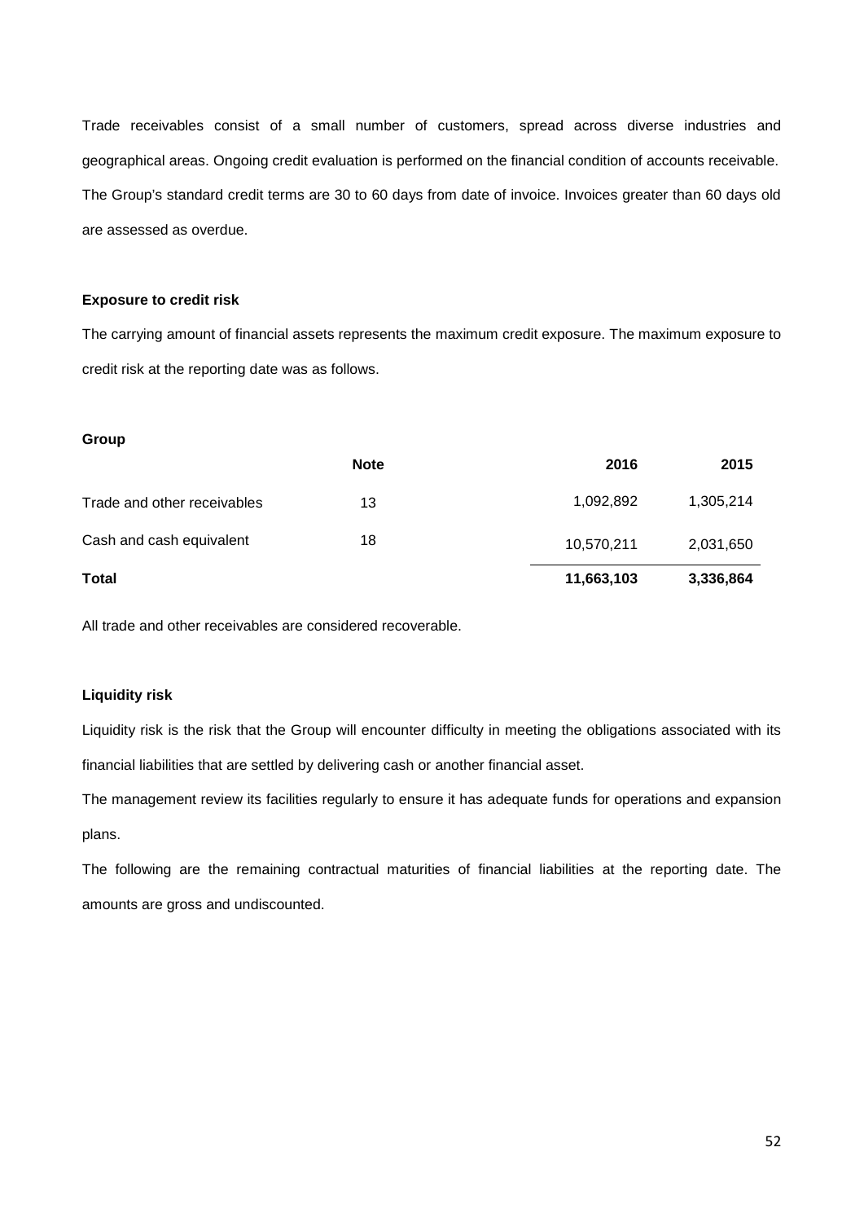Trade receivables consist of a small number of customers, spread across diverse industries and geographical areas. Ongoing credit evaluation is performed on the financial condition of accounts receivable. The Group's standard credit terms are 30 to 60 days from date of invoice. Invoices greater than 60 days old are assessed as overdue.

**Exposure to credit risk**

The carrying amount of financial assets represents the maximum credit exposure. The maximum exposure to credit risk at the reporting date was as follows.

**Group**

| | Note | 2016 | 2015 |
|---|---|---|---|
| Trade and other receivables | 13 | 1,092,892 | 1,305,214 |
| Cash and cash equivalent | 18 | 10,570,211 | 2,031,650 |
| **Total** | | **11,663,103** | **3,336,864** |

All trade and other receivables are considered recoverable.

**Liquidity risk**

Liquidity risk is the risk that the Group will encounter difficulty in meeting the obligations associated with its financial liabilities that are settled by delivering cash or another financial asset.

The management review its facilities regularly to ensure it has adequate funds for operations and expansion plans.

The following are the remaining contractual maturities of financial liabilities at the reporting date. The amounts are gross and undiscounted.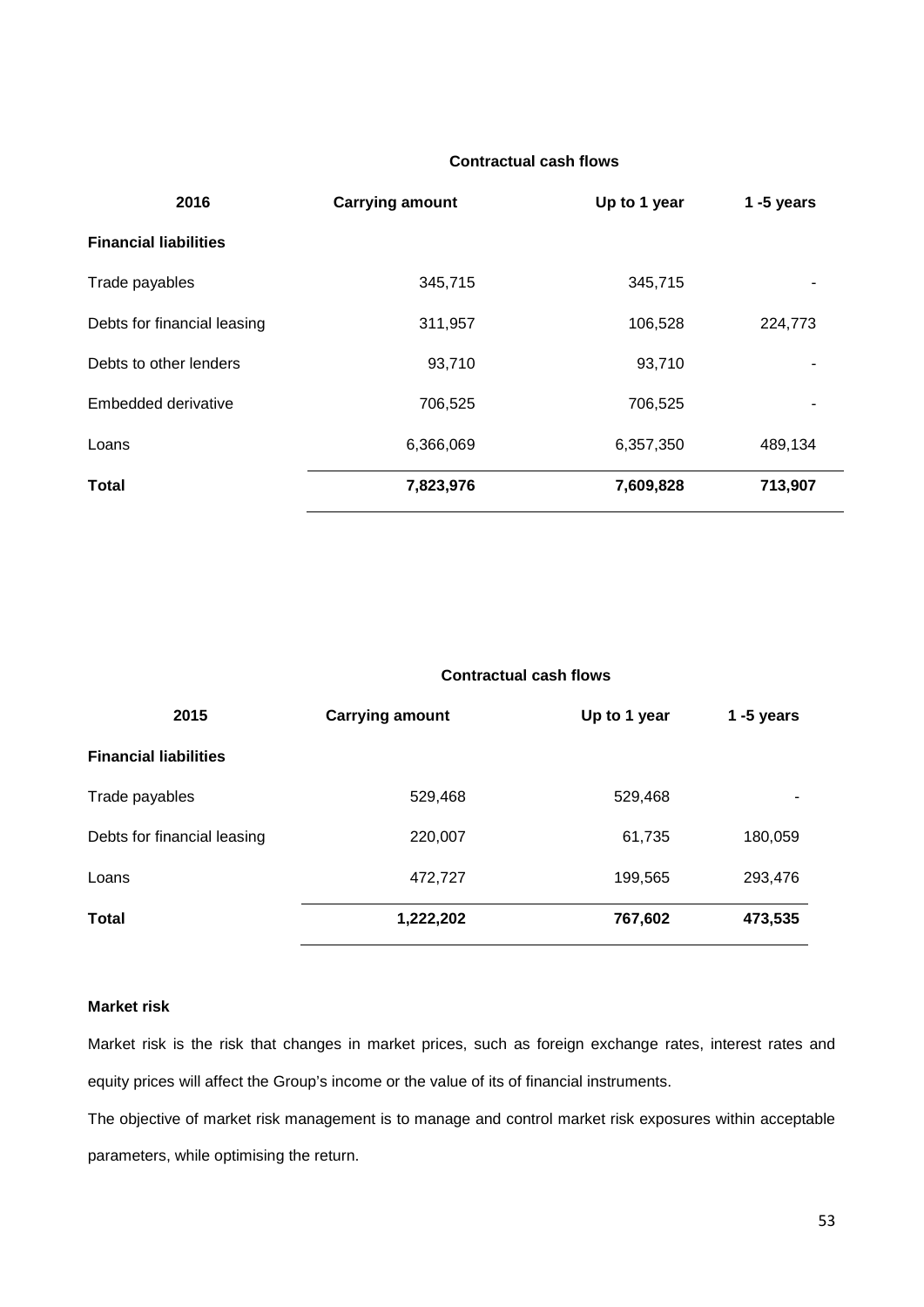| 2016 | Carrying amount | Contractual cash flows | |
|---|---|---|---|
| | | Up to 1 year | 1 -5 years |
| **Financial liabilities** | | | |
| Trade payables | 345,715 | 345,715 | - |
| Debts for financial leasing | 311,957 | 106,528 | 224,773 |
| Debts to other lenders | 93,710 | 93,710 | - |
| Embedded derivative | 706,525 | 706,525 | - |
| Loans | 6,366,069 | 6,357,350 | 489,134 |
| **Total** | **7,823,976** | **7,609,828** | **713,907** |

| 2015 | Carrying amount | Contractual cash flows | |
|---|---|---|---|
| | | Up to 1 year | 1 -5 years |
| **Financial liabilities** | | | |
| Trade payables | 529,468 | 529,468 | - |
| Debts for financial leasing | 220,007 | 61,735 | 180,059 |
| Loans | 472,727 | 199,565 | 293,476 |
| **Total** | **1,222,202** | **767,602** | **473,535** |

**Market risk**

Market risk is the risk that changes in market prices, such as foreign exchange rates, interest rates and equity prices will affect the Group's income or the value of its of financial instruments.

The objective of market risk management is to manage and control market risk exposures within acceptable parameters, while optimising the return.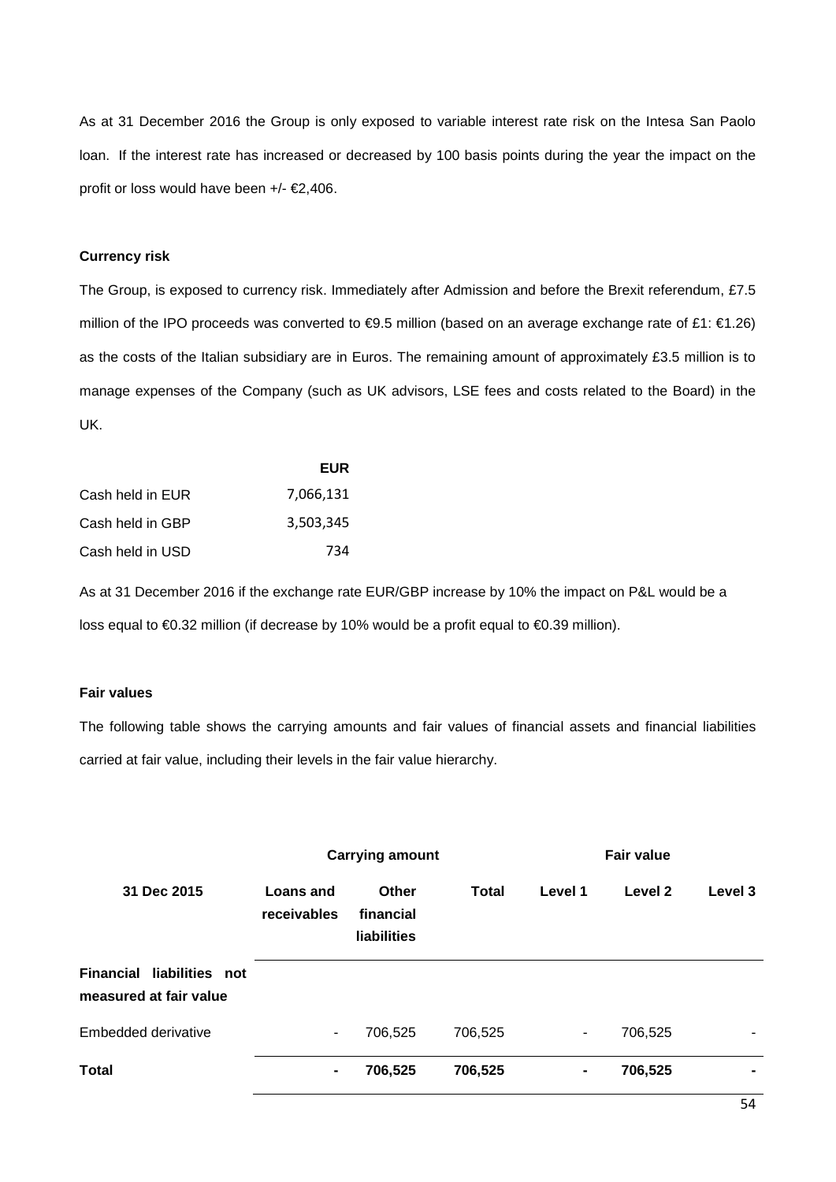As at 31 December 2016 the Group is only exposed to variable interest rate risk on the Intesa San Paolo loan. If the interest rate has increased or decreased by 100 basis points during the year the impact on the profit or loss would have been +/- €2,406.

**Currency risk**

The Group, is exposed to currency risk. Immediately after Admission and before the Brexit referendum, £7.5 million of the IPO proceeds was converted to €9.5 million (based on an average exchange rate of £1: €1.26) as the costs of the Italian subsidiary are in Euros. The remaining amount of approximately £3.5 million is to manage expenses of the Company (such as UK advisors, LSE fees and costs related to the Board) in the UK.

| | EUR |
|---|---|
| Cash held in EUR | 7,066,131 |
| Cash held in GBP | 3,503,345 |
| Cash held in USD | 734 |

As at 31 December 2016 if the exchange rate EUR/GBP increase by 10% the impact on P&L would be a loss equal to €0.32 million (if decrease by 10% would be a profit equal to €0.39 million).

**Fair values**

The following table shows the carrying amounts and fair values of financial assets and financial liabilities carried at fair value, including their levels in the fair value hierarchy.

| | Carrying amount | | | Fair value | | |
|---|---|---|---|---|---|---|
| **31 Dec 2015** | **Loans and receivables** | **Other financial liabilities** | **Total** | **Level 1** | **Level 2** | **Level 3** |
| **Financial liabilities not measured at fair value** | | | | | | |
| Embedded derivative | - | 706,525 | 706,525 | - | 706,525 | - |
| **Total** | **-** | **706,525** | **706,525** | **-** | **706,525** | **-** |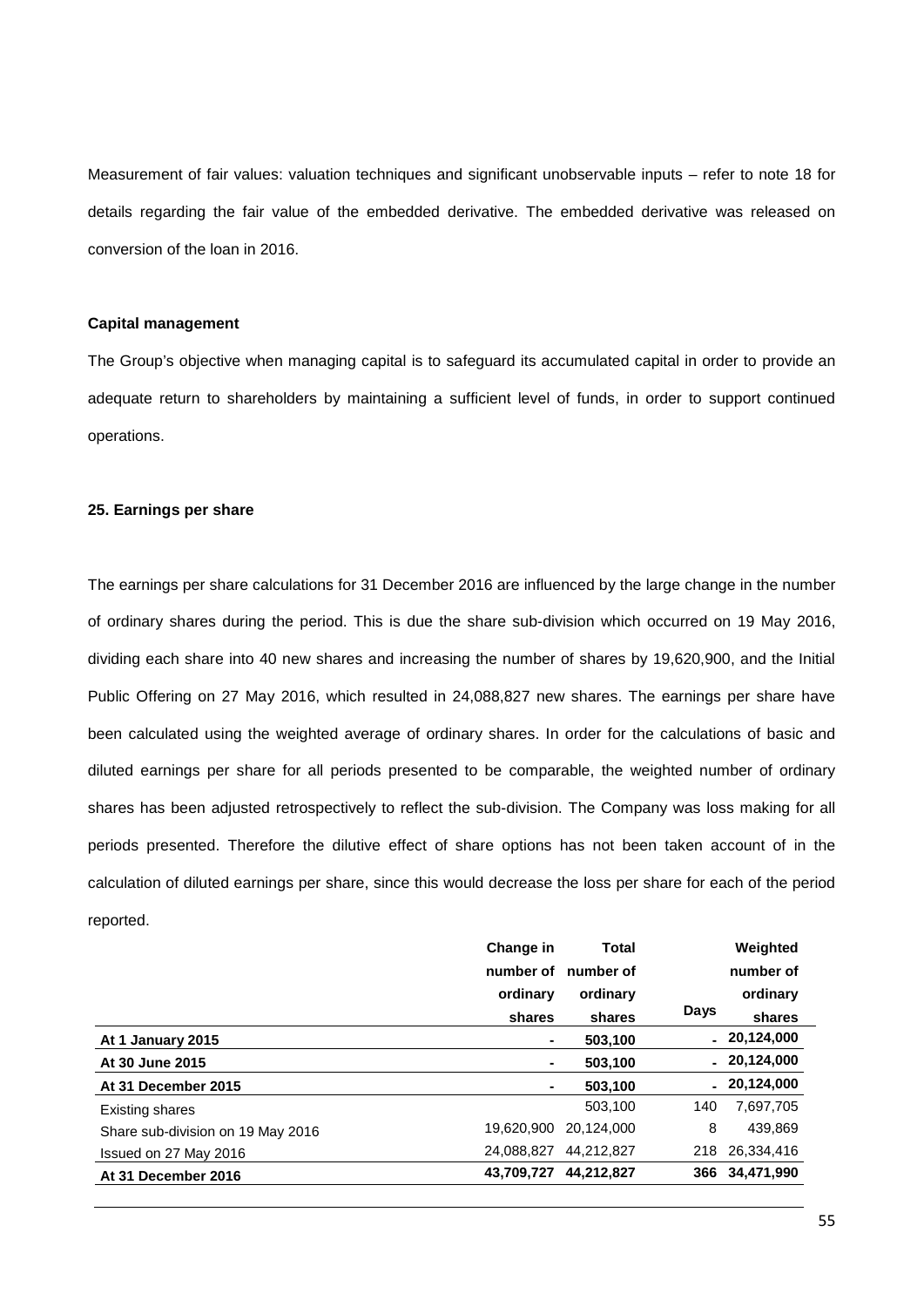Measurement of fair values: valuation techniques and significant unobservable inputs – refer to note 18 for details regarding the fair value of the embedded derivative. The embedded derivative was released on conversion of the loan in 2016.

**Capital management**

The Group's objective when managing capital is to safeguard its accumulated capital in order to provide an adequate return to shareholders by maintaining a sufficient level of funds, in order to support continued operations.

**25. Earnings per share**

The earnings per share calculations for 31 December 2016 are influenced by the large change in the number of ordinary shares during the period. This is due the share sub-division which occurred on 19 May 2016, dividing each share into 40 new shares and increasing the number of shares by 19,620,900, and the Initial Public Offering on 27 May 2016, which resulted in 24,088,827 new shares. The earnings per share have been calculated using the weighted average of ordinary shares. In order for the calculations of basic and diluted earnings per share for all periods presented to be comparable, the weighted number of ordinary shares has been adjusted retrospectively to reflect the sub-division. The Company was loss making for all periods presented. Therefore the dilutive effect of share options has not been taken account of in the calculation of diluted earnings per share, since this would decrease the loss per share for each of the period reported.

| | Change in number of ordinary shares | Total number of ordinary shares | Days | Weighted number of ordinary shares |
|---|---|---|---|---|
| **At 1 January 2015** | - | **503,100** | - | **20,124,000** |
| **At 30 June 2015** | - | **503,100** | - | **20,124,000** |
| **At 31 December 2015** | - | **503,100** | - | **20,124,000** |
| Existing shares | | 503,100 | 140 | 7,697,705 |
| Share sub-division on 19 May 2016 | 19,620,900 | 20,124,000 | 8 | 439,869 |
| Issued on 27 May 2016 | 24,088,827 | 44,212,827 | 218 | 26,334,416 |
| **At 31 December 2016** | **43,709,727** | **44,212,827** | **366** | **34,471,990** |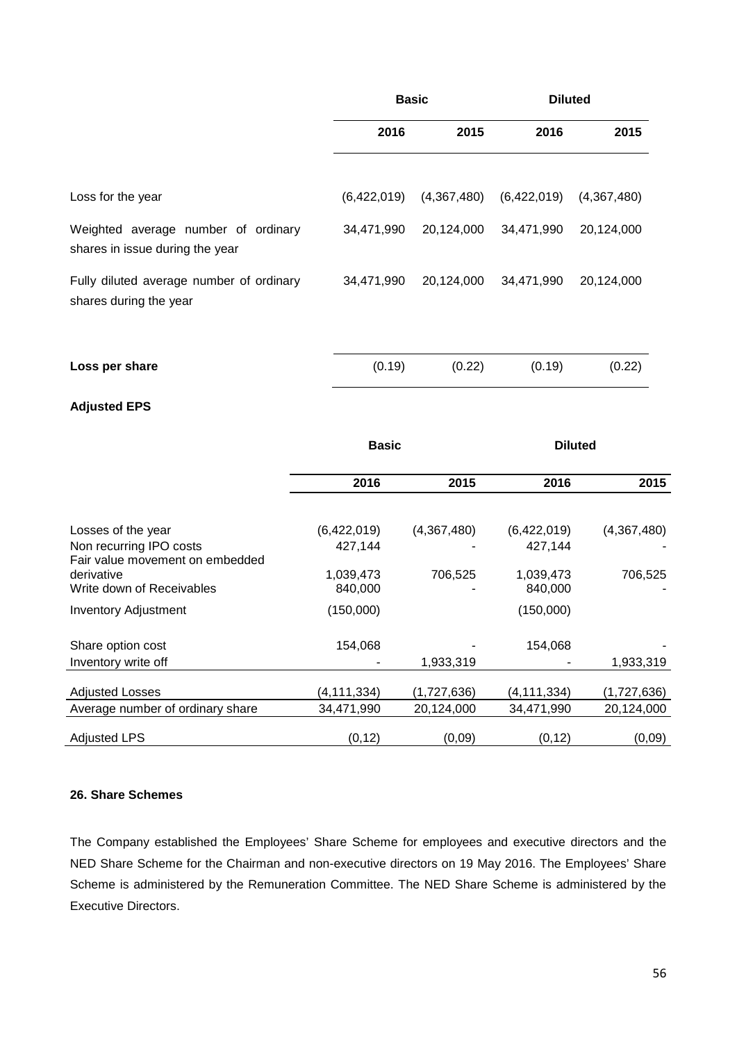| | Basic | | Diluted | |
|---|---|---|---|---|
| | 2016 | 2015 | 2016 | 2015 |
| Loss for the year | (6,422,019) | (4,367,480) | (6,422,019) | (4,367,480) |
| Weighted average number of ordinary shares in issue during the year | 34,471,990 | 20,124,000 | 34,471,990 | 20,124,000 |
| Fully diluted average number of ordinary shares during the year | 34,471,990 | 20,124,000 | 34,471,990 | 20,124,000 |
| **Loss per share** | (0.19) | (0.22) | (0.19) | (0.22) |

**Adjusted EPS**

| | Basic | | Diluted | |
|---|---|---|---|---|
| | 2016 | 2015 | 2016 | 2015 |
| Losses of the year | (6,422,019) | (4,367,480) | (6,422,019) | (4,367,480) |
| Non recurring IPO costs | 427,144 | - | 427,144 | - |
| Fair value movement on embedded derivative | 1,039,473 | 706,525 | 1,039,473 | 706,525 |
| Write down of Receivables | 840,000 | - | 840,000 | - |
| Inventory Adjustment | (150,000) | | (150,000) | |
| Share option cost | 154,068 | - | 154,068 | - |
| Inventory write off | - | 1,933,319 | - | 1,933,319 |
| Adjusted Losses | (4,111,334) | (1,727,636) | (4,111,334) | (1,727,636) |
| Average number of ordinary share | 34,471,990 | 20,124,000 | 34,471,990 | 20,124,000 |
| Adjusted LPS | (0,12) | (0,09) | (0,12) | (0,09) |

**26. Share Schemes**

The Company established the Employees' Share Scheme for employees and executive directors and the NED Share Scheme for the Chairman and non-executive directors on 19 May 2016. The Employees' Share Scheme is administered by the Remuneration Committee. The NED Share Scheme is administered by the Executive Directors.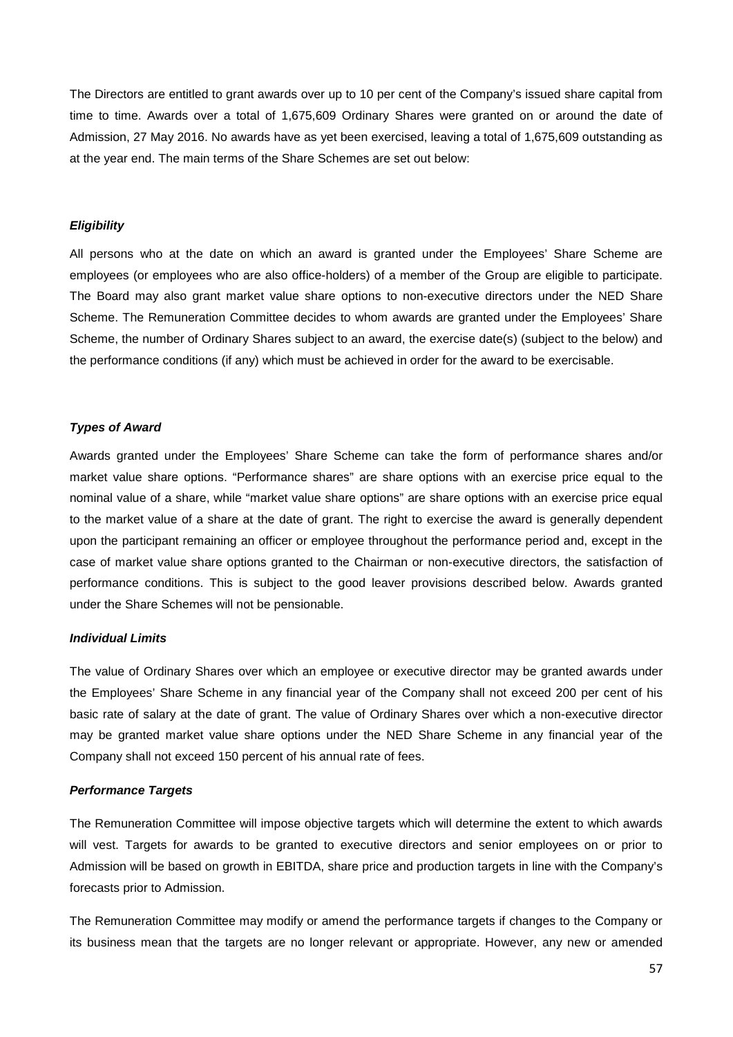The Directors are entitled to grant awards over up to 10 per cent of the Company's issued share capital from time to time. Awards over a total of 1,675,609 Ordinary Shares were granted on or around the date of Admission, 27 May 2016. No awards have as yet been exercised, leaving a total of 1,675,609 outstanding as at the year end. The main terms of the Share Schemes are set out below:

***Eligibility***

All persons who at the date on which an award is granted under the Employees' Share Scheme are employees (or employees who are also office-holders) of a member of the Group are eligible to participate. The Board may also grant market value share options to non-executive directors under the NED Share Scheme. The Remuneration Committee decides to whom awards are granted under the Employees' Share Scheme, the number of Ordinary Shares subject to an award, the exercise date(s) (subject to the below) and the performance conditions (if any) which must be achieved in order for the award to be exercisable.

***Types of Award***

Awards granted under the Employees' Share Scheme can take the form of performance shares and/or market value share options. "Performance shares" are share options with an exercise price equal to the nominal value of a share, while "market value share options" are share options with an exercise price equal to the market value of a share at the date of grant. The right to exercise the award is generally dependent upon the participant remaining an officer or employee throughout the performance period and, except in the case of market value share options granted to the Chairman or non-executive directors, the satisfaction of performance conditions. This is subject to the good leaver provisions described below. Awards granted under the Share Schemes will not be pensionable.

***Individual Limits***

The value of Ordinary Shares over which an employee or executive director may be granted awards under the Employees' Share Scheme in any financial year of the Company shall not exceed 200 per cent of his basic rate of salary at the date of grant. The value of Ordinary Shares over which a non-executive director may be granted market value share options under the NED Share Scheme in any financial year of the Company shall not exceed 150 percent of his annual rate of fees.

***Performance Targets***

The Remuneration Committee will impose objective targets which will determine the extent to which awards will vest. Targets for awards to be granted to executive directors and senior employees on or prior to Admission will be based on growth in EBITDA, share price and production targets in line with the Company's forecasts prior to Admission.

The Remuneration Committee may modify or amend the performance targets if changes to the Company or its business mean that the targets are no longer relevant or appropriate. However, any new or amended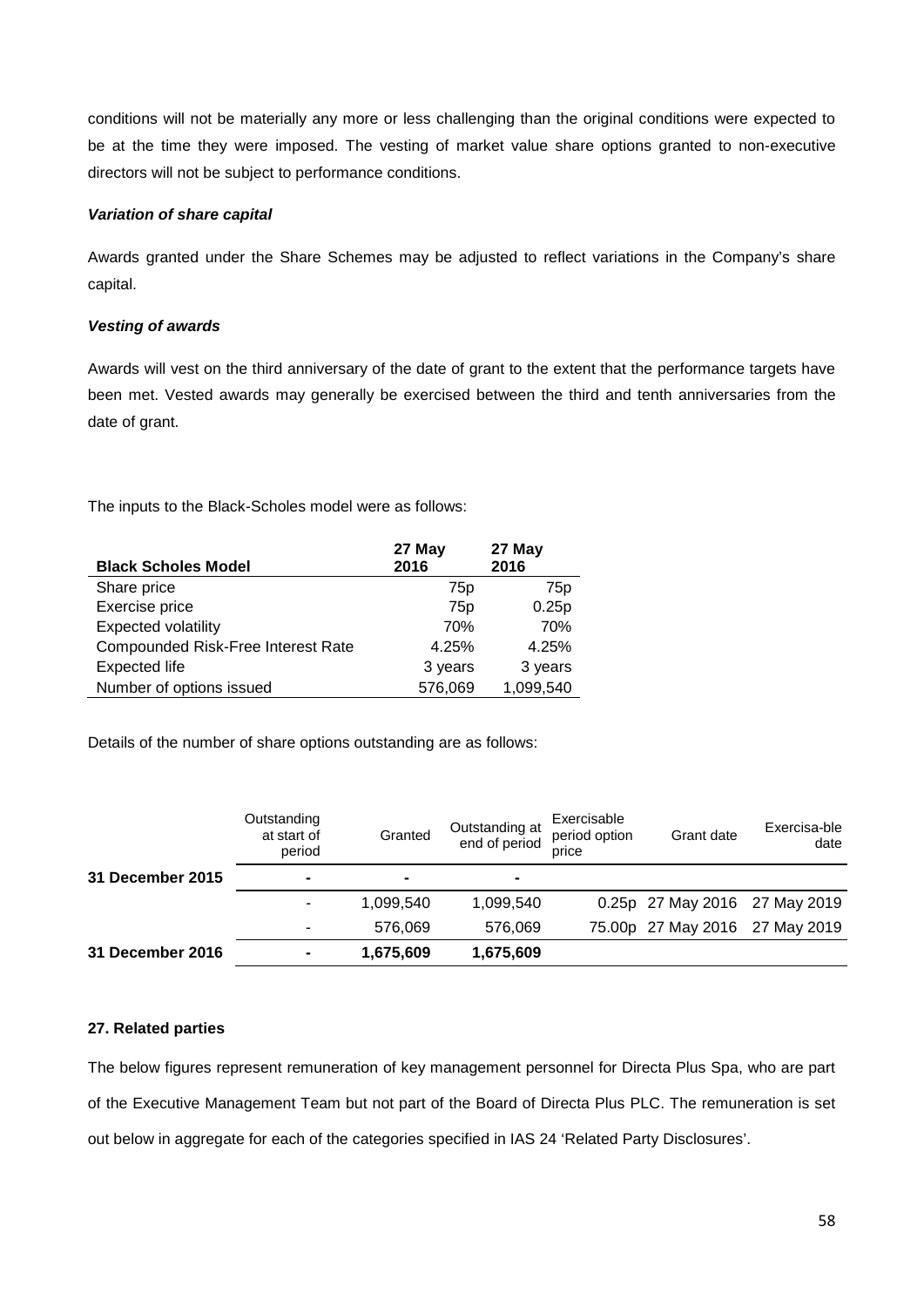conditions will not be materially any more or less challenging than the original conditions were expected to be at the time they were imposed. The vesting of market value share options granted to non-executive directors will not be subject to performance conditions.

***Variation of share capital***

Awards granted under the Share Schemes may be adjusted to reflect variations in the Company's share capital.

***Vesting of awards***

Awards will vest on the third anniversary of the date of grant to the extent that the performance targets have been met. Vested awards may generally be exercised between the third and tenth anniversaries from the date of grant.

The inputs to the Black-Scholes model were as follows:

| **Black Scholes Model** | **27 May 2016** | **27 May 2016** |
|---|---|---|
| Share price | 75p | 75p |
| Exercise price | 75p | 0.25p |
| Expected volatility | 70% | 70% |
| Compounded Risk-Free Interest Rate | 4.25% | 4.25% |
| Expected life | 3 years | 3 years |
| Number of options issued | 576,069 | 1,099,540 |

Details of the number of share options outstanding are as follows:

| | Outstanding at start of period | Granted | Outstanding at end of period | Exercisable period option price | Grant date | Exercisa-ble date |
|---|---|---|---|---|---|---|
| **31 December 2015** | **-** | **-** | **-** | | | |
| | - | 1,099,540 | 1,099,540 | 0.25p | 27 May 2016 | 27 May 2019 |
| | - | 576,069 | 576,069 | 75.00p | 27 May 2016 | 27 May 2019 |
| **31 December 2016** | **-** | **1,675,609** | **1,675,609** | | | |

**27. Related parties**

The below figures represent remuneration of key management personnel for Directa Plus Spa, who are part of the Executive Management Team but not part of the Board of Directa Plus PLC. The remuneration is set out below in aggregate for each of the categories specified in IAS 24 'Related Party Disclosures'.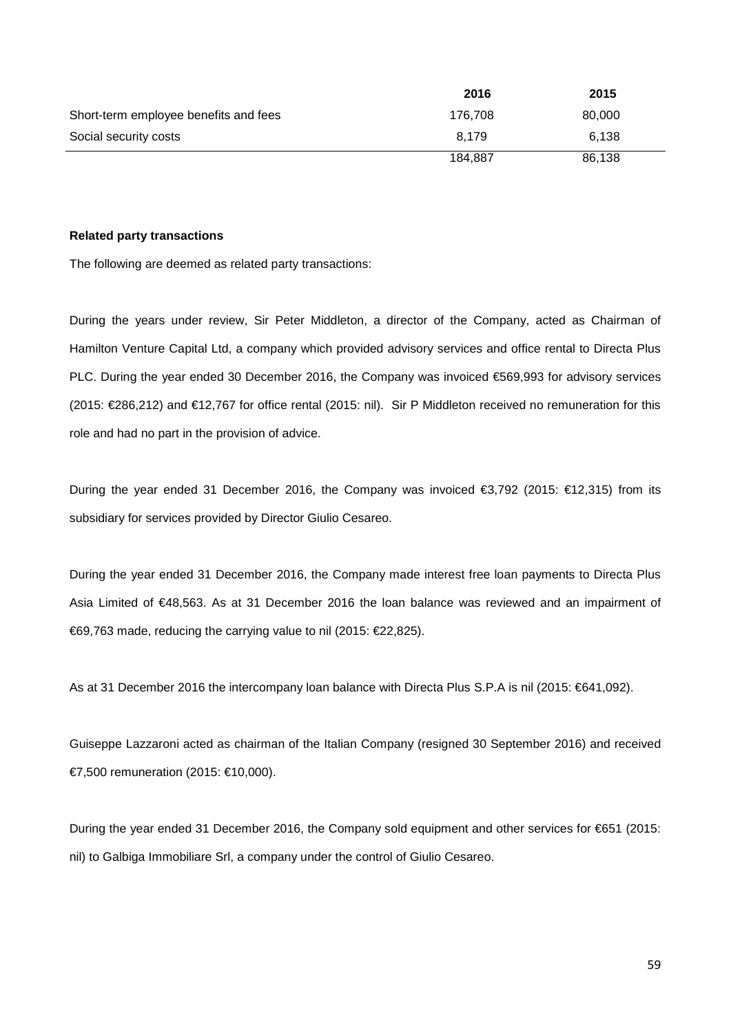| | 2016 | 2015 |
|---|---|---|
| Short-term employee benefits and fees | 176,708 | 80,000 |
| Social security costs | 8,179 | 6,138 |
| | 184,887 | 86,138 |

**Related party transactions**

The following are deemed as related party transactions:

During the years under review, Sir Peter Middleton, a director of the Company, acted as Chairman of Hamilton Venture Capital Ltd, a company which provided advisory services and office rental to Directa Plus PLC. During the year ended 30 December 2016, the Company was invoiced €569,993 for advisory services (2015: €286,212) and €12,767 for office rental (2015: nil). Sir P Middleton received no remuneration for this role and had no part in the provision of advice.

During the year ended 31 December 2016, the Company was invoiced €3,792 (2015: €12,315) from its subsidiary for services provided by Director Giulio Cesareo.

During the year ended 31 December 2016, the Company made interest free loan payments to Directa Plus Asia Limited of €48,563. As at 31 December 2016 the loan balance was reviewed and an impairment of €69,763 made, reducing the carrying value to nil (2015: €22,825).

As at 31 December 2016 the intercompany loan balance with Directa Plus S.P.A is nil (2015: €641,092).

Guiseppe Lazzaroni acted as chairman of the Italian Company (resigned 30 September 2016) and received €7,500 remuneration (2015: €10,000).

During the year ended 31 December 2016, the Company sold equipment and other services for €651 (2015: nil) to Galbiga Immobiliare Srl, a company under the control of Giulio Cesareo.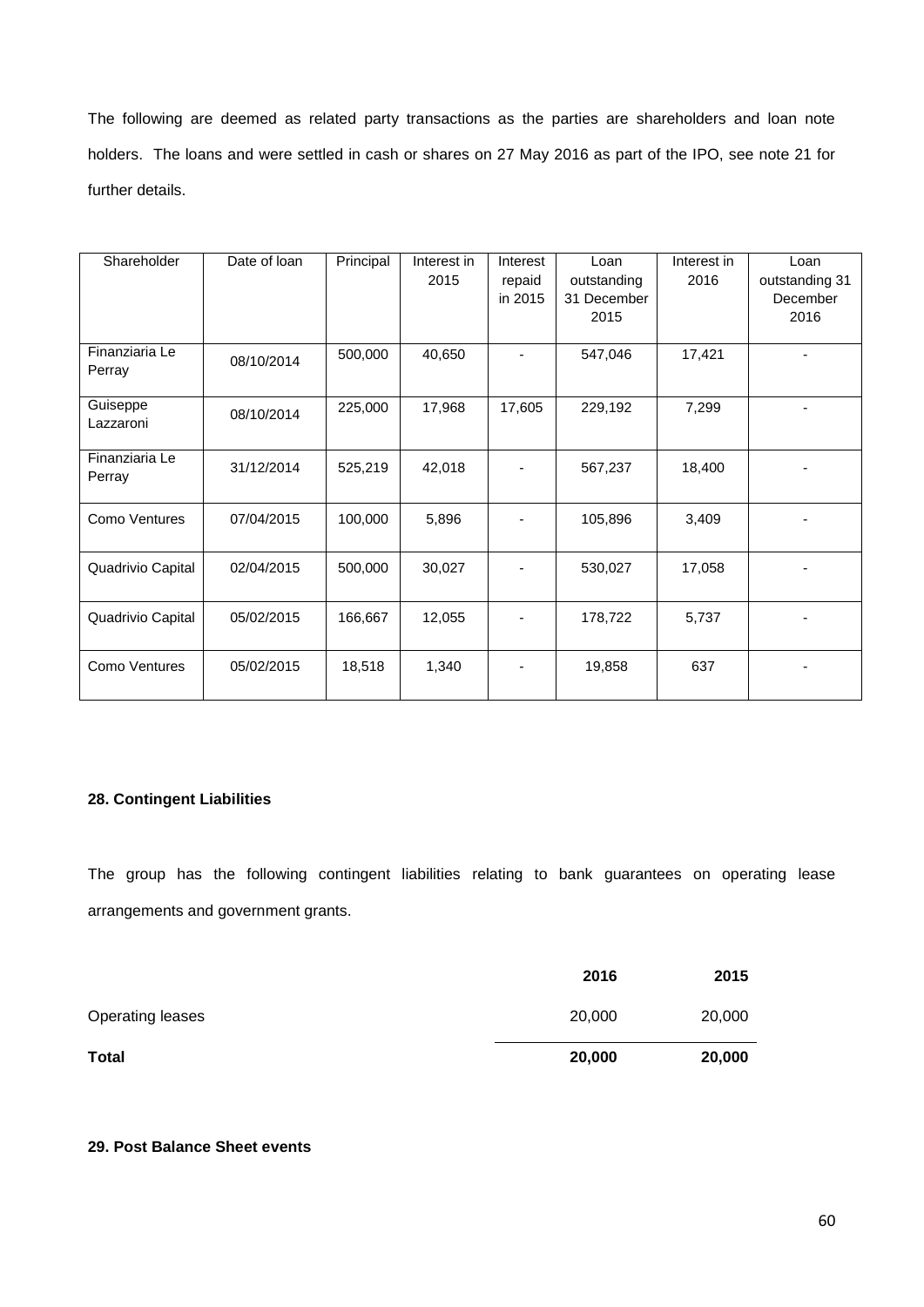The following are deemed as related party transactions as the parties are shareholders and loan note holders. The loans and were settled in cash or shares on 27 May 2016 as part of the IPO, see note 21 for further details.

| Shareholder | Date of loan | Principal | Interest in 2015 | Interest repaid in 2015 | Loan outstanding 31 December 2015 | Interest in 2016 | Loan outstanding 31 December 2016 |
|---|---|---|---|---|---|---|---|
| Finanziaria Le Perray | 08/10/2014 | 500,000 | 40,650 | - | 547,046 | 17,421 | - |
| Guiseppe Lazzaroni | 08/10/2014 | 225,000 | 17,968 | 17,605 | 229,192 | 7,299 | - |
| Finanziaria Le Perray | 31/12/2014 | 525,219 | 42,018 | - | 567,237 | 18,400 | - |
| Como Ventures | 07/04/2015 | 100,000 | 5,896 | - | 105,896 | 3,409 | - |
| Quadrivio Capital | 02/04/2015 | 500,000 | 30,027 | - | 530,027 | 17,058 | - |
| Quadrivio Capital | 05/02/2015 | 166,667 | 12,055 | - | 178,722 | 5,737 | - |
| Como Ventures | 05/02/2015 | 18,518 | 1,340 | - | 19,858 | 637 | - |

**28. Contingent Liabilities**

The group has the following contingent liabilities relating to bank guarantees on operating lease arrangements and government grants.

| | 2016 | 2015 |
|---|---|---|
| Operating leases | 20,000 | 20,000 |
| **Total** | **20,000** | **20,000** |

**29. Post Balance Sheet events**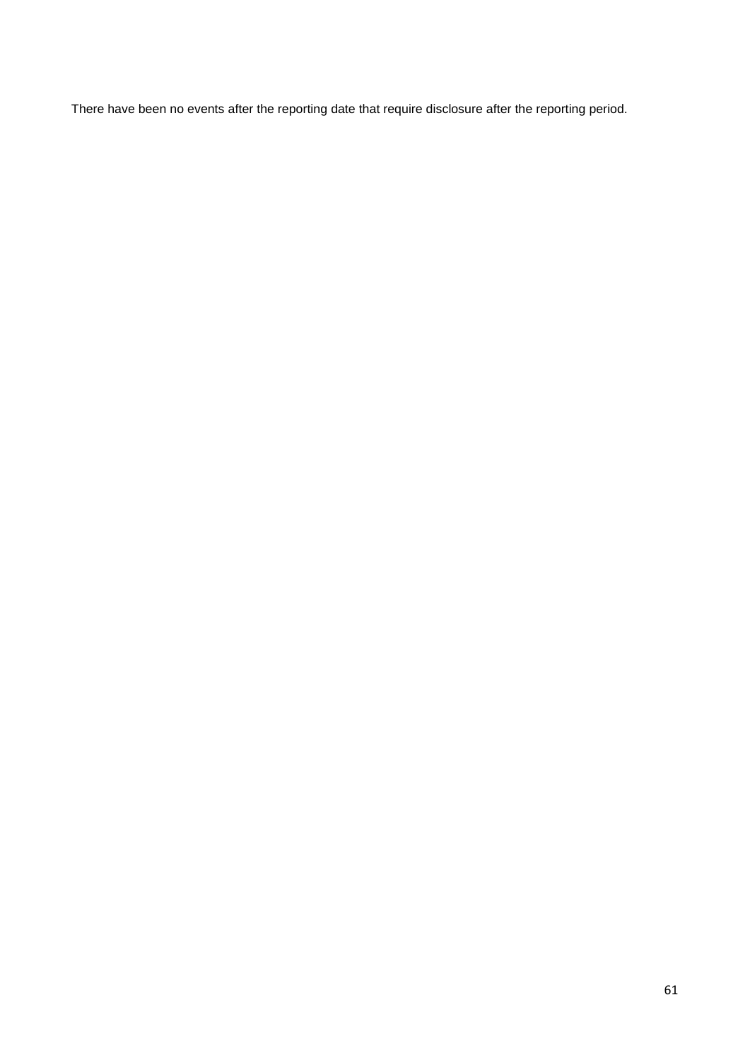There have been no events after the reporting date that require disclosure after the reporting period.